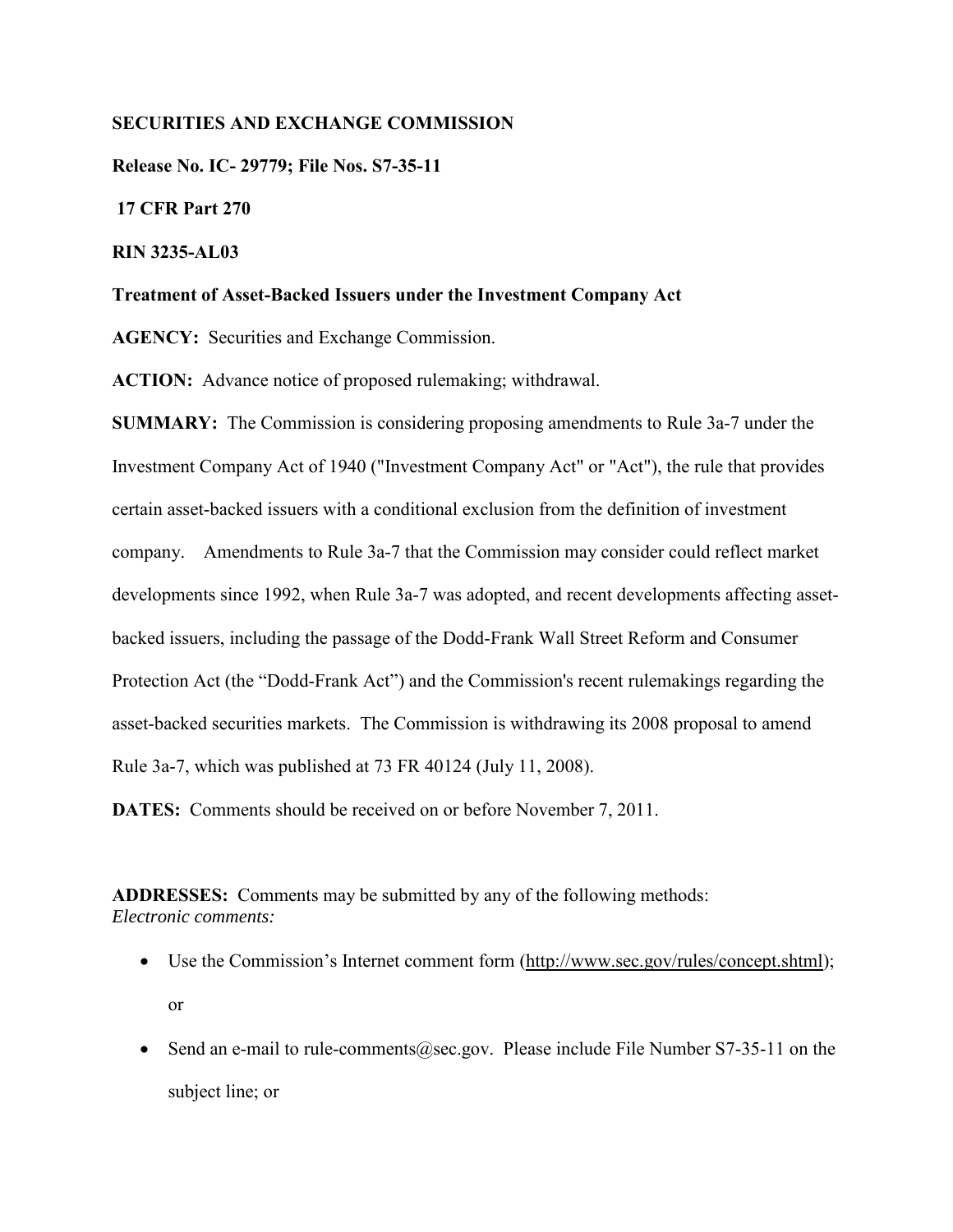**SECURITIES AND EXCHANGE COMMISSION**

**Release No. IC- 29779; File Nos. S7-35-11**

**17 CFR Part 270**

**RIN 3235-AL03**

**Treatment of Asset-Backed Issuers under the Investment Company Act**

**AGENCY:** Securities and Exchange Commission.

**ACTION:** Advance notice of proposed rulemaking; withdrawal.

**SUMMARY:** The Commission is considering proposing amendments to Rule 3a-7 under the Investment Company Act of 1940 ("Investment Company Act" or "Act"), the rule that provides certain asset-backed issuers with a conditional exclusion from the definition of investment company. Amendments to Rule 3a-7 that the Commission may consider could reflect market developments since 1992, when Rule 3a-7 was adopted, and recent developments affecting asset-backed issuers, including the passage of the Dodd-Frank Wall Street Reform and Consumer Protection Act (the "Dodd-Frank Act") and the Commission's recent rulemakings regarding the asset-backed securities markets. The Commission is withdrawing its 2008 proposal to amend Rule 3a-7, which was published at 73 FR 40124 (July 11, 2008).

**DATES:** Comments should be received on or before November 7, 2011.

**ADDRESSES:** Comments may be submitted by any of the following methods:

*Electronic comments:*

- Use the Commission's Internet comment form (http://www.sec.gov/rules/concept.shtml); or
- Send an e-mail to rule-comments@sec.gov. Please include File Number S7-35-11 on the subject line; or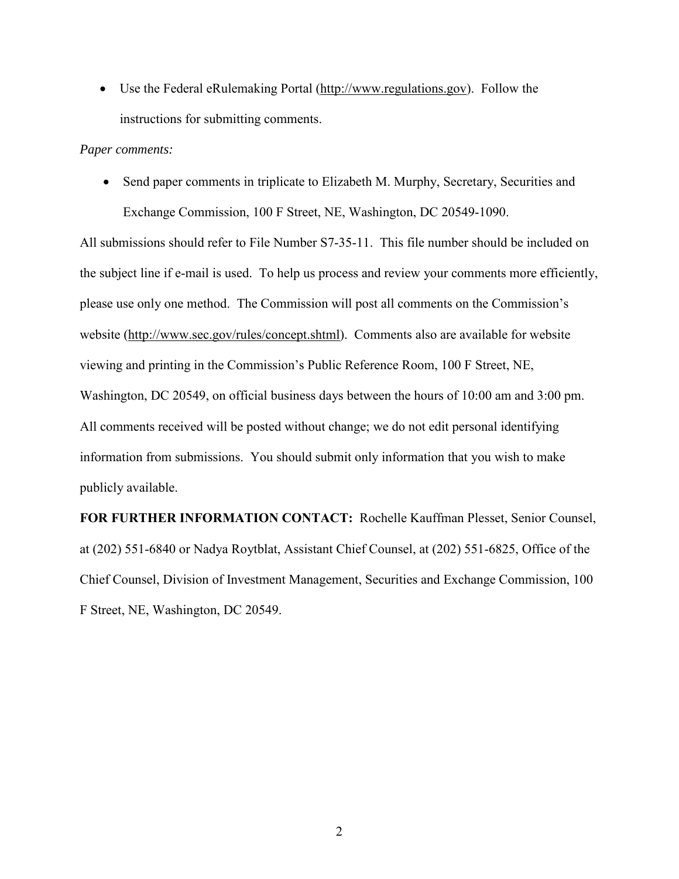- Use the Federal eRulemaking Portal (http://www.regulations.gov). Follow the instructions for submitting comments.

*Paper comments:*

- Send paper comments in triplicate to Elizabeth M. Murphy, Secretary, Securities and Exchange Commission, 100 F Street, NE, Washington, DC 20549-1090.

All submissions should refer to File Number S7-35-11. This file number should be included on the subject line if e-mail is used. To help us process and review your comments more efficiently, please use only one method. The Commission will post all comments on the Commission's website (http://www.sec.gov/rules/concept.shtml). Comments also are available for website viewing and printing in the Commission's Public Reference Room, 100 F Street, NE, Washington, DC 20549, on official business days between the hours of 10:00 am and 3:00 pm. All comments received will be posted without change; we do not edit personal identifying information from submissions. You should submit only information that you wish to make publicly available.

**FOR FURTHER INFORMATION CONTACT:** Rochelle Kauffman Plesset, Senior Counsel, at (202) 551-6840 or Nadya Roytblat, Assistant Chief Counsel, at (202) 551-6825, Office of the Chief Counsel, Division of Investment Management, Securities and Exchange Commission, 100 F Street, NE, Washington, DC 20549.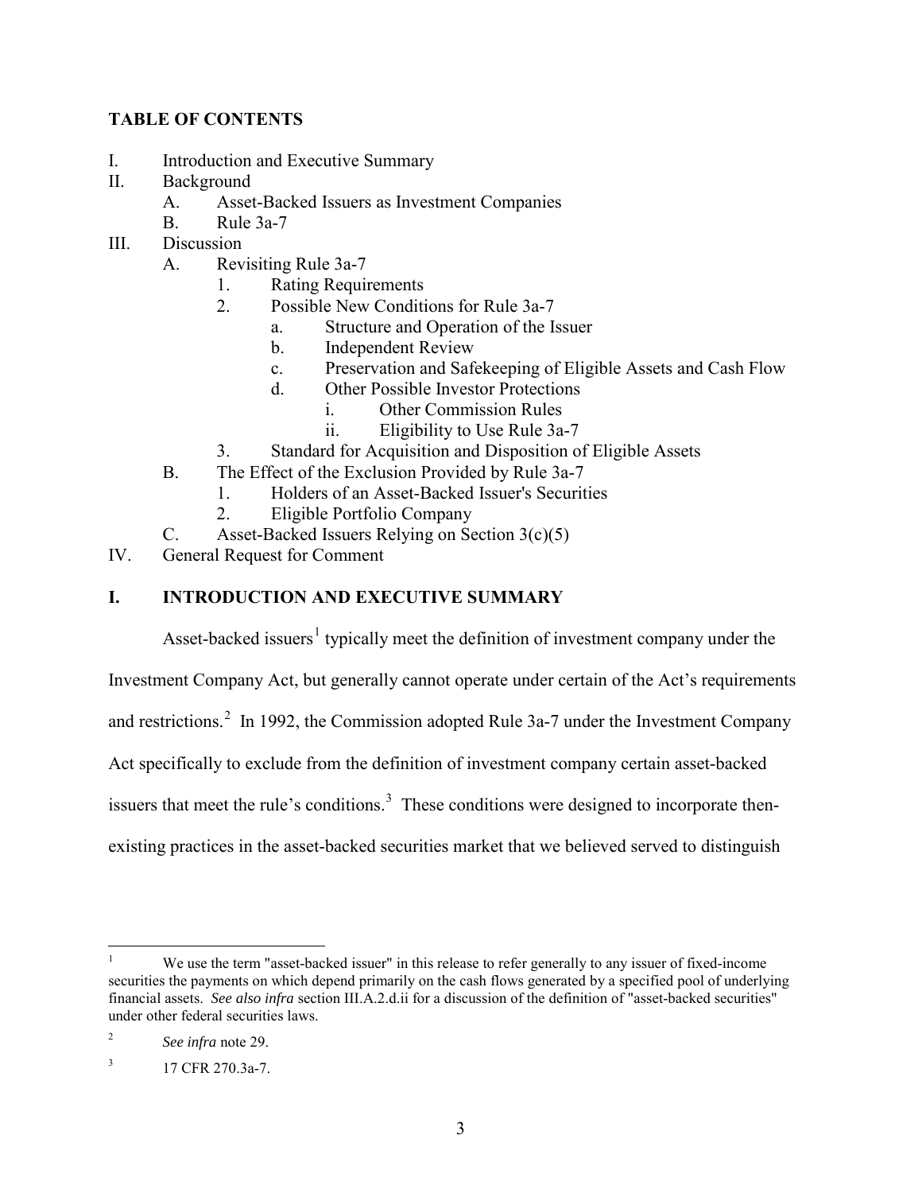## TABLE OF CONTENTS

I. Introduction and Executive Summary
II. Background
  A. Asset-Backed Issuers as Investment Companies
  B. Rule 3a-7
III. Discussion
  A. Revisiting Rule 3a-7
    1. Rating Requirements
    2. Possible New Conditions for Rule 3a-7
      a. Structure and Operation of the Issuer
      b. Independent Review
      c. Preservation and Safekeeping of Eligible Assets and Cash Flow
      d. Other Possible Investor Protections
        i. Other Commission Rules
        ii. Eligibility to Use Rule 3a-7
    3. Standard for Acquisition and Disposition of Eligible Assets
  B. The Effect of the Exclusion Provided by Rule 3a-7
    1. Holders of an Asset-Backed Issuer's Securities
    2. Eligible Portfolio Company
  C. Asset-Backed Issuers Relying on Section 3(c)(5)
IV. General Request for Comment

## I. INTRODUCTION AND EXECUTIVE SUMMARY

Asset-backed issuers[1] typically meet the definition of investment company under the Investment Company Act, but generally cannot operate under certain of the Act's requirements and restrictions.[2] In 1992, the Commission adopted Rule 3a-7 under the Investment Company Act specifically to exclude from the definition of investment company certain asset-backed issuers that meet the rule's conditions.[3] These conditions were designed to incorporate then-existing practices in the asset-backed securities market that we believed served to distinguish

---

[1] We use the term "asset-backed issuer" in this release to refer generally to any issuer of fixed-income securities the payments on which depend primarily on the cash flows generated by a specified pool of underlying financial assets. *See also infra* section III.A.2.d.ii for a discussion of the definition of "asset-backed securities" under other federal securities laws.

[2] *See infra* note 29.

[3] 17 CFR 270.3a-7.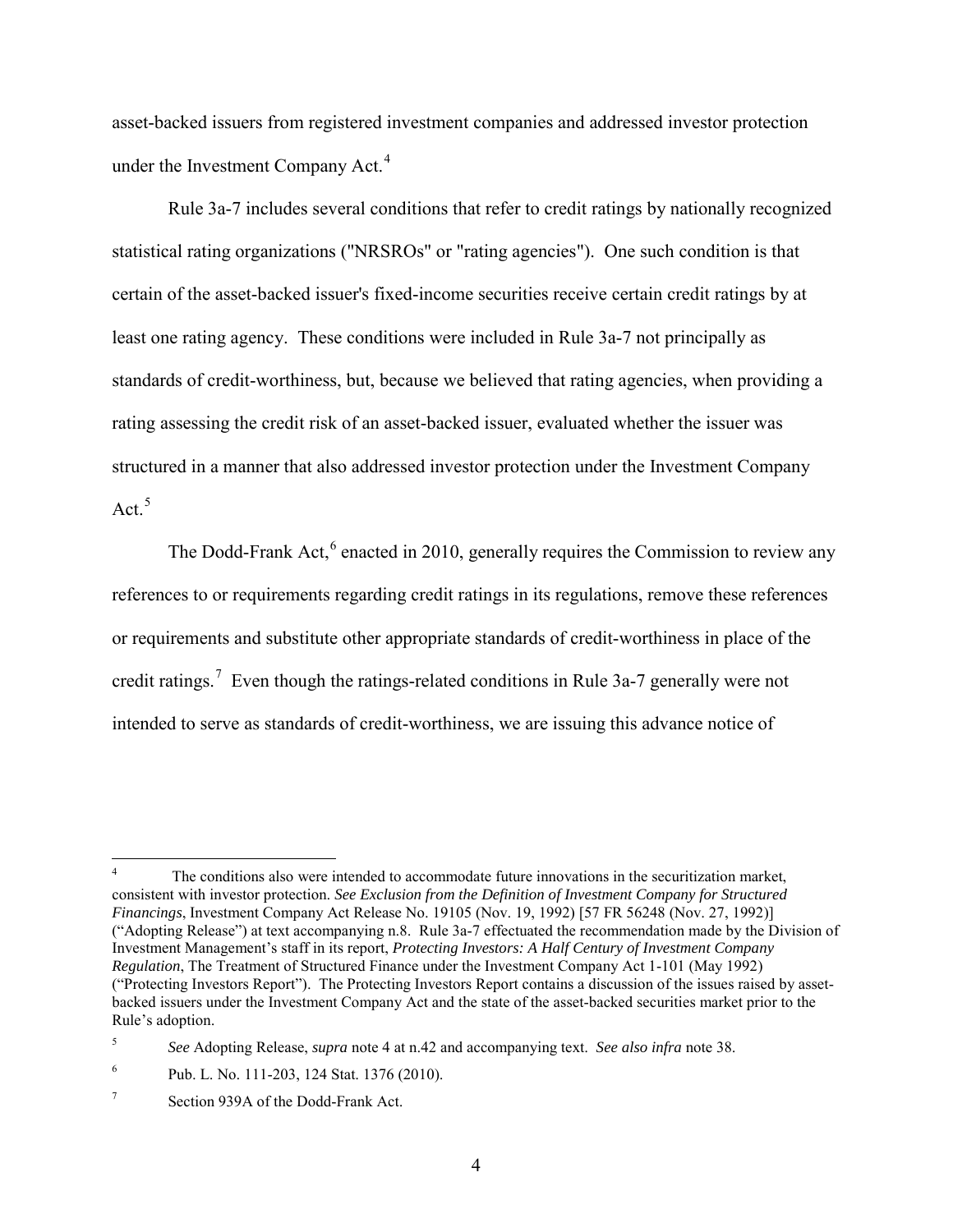asset-backed issuers from registered investment companies and addressed investor protection under the Investment Company Act.[4]

Rule 3a-7 includes several conditions that refer to credit ratings by nationally recognized statistical rating organizations ("NRSROs" or "rating agencies"). One such condition is that certain of the asset-backed issuer's fixed-income securities receive certain credit ratings by at least one rating agency. These conditions were included in Rule 3a-7 not principally as standards of credit-worthiness, but, because we believed that rating agencies, when providing a rating assessing the credit risk of an asset-backed issuer, evaluated whether the issuer was structured in a manner that also addressed investor protection under the Investment Company Act.[5]

The Dodd-Frank Act,[6] enacted in 2010, generally requires the Commission to review any references to or requirements regarding credit ratings in its regulations, remove these references or requirements and substitute other appropriate standards of credit-worthiness in place of the credit ratings.[7] Even though the ratings-related conditions in Rule 3a-7 generally were not intended to serve as standards of credit-worthiness, we are issuing this advance notice of

---

[4] The conditions also were intended to accommodate future innovations in the securitization market, consistent with investor protection. *See Exclusion from the Definition of Investment Company for Structured Financings*, Investment Company Act Release No. 19105 (Nov. 19, 1992) [57 FR 56248 (Nov. 27, 1992)] ("Adopting Release") at text accompanying n.8. Rule 3a-7 effectuated the recommendation made by the Division of Investment Management's staff in its report, *Protecting Investors: A Half Century of Investment Company Regulation*, The Treatment of Structured Finance under the Investment Company Act 1-101 (May 1992) ("Protecting Investors Report"). The Protecting Investors Report contains a discussion of the issues raised by asset-backed issuers under the Investment Company Act and the state of the asset-backed securities market prior to the Rule's adoption.

[5] *See* Adopting Release, *supra* note 4 at n.42 and accompanying text. *See also infra* note 38.

[6] Pub. L. No. 111-203, 124 Stat. 1376 (2010).

[7] Section 939A of the Dodd-Frank Act.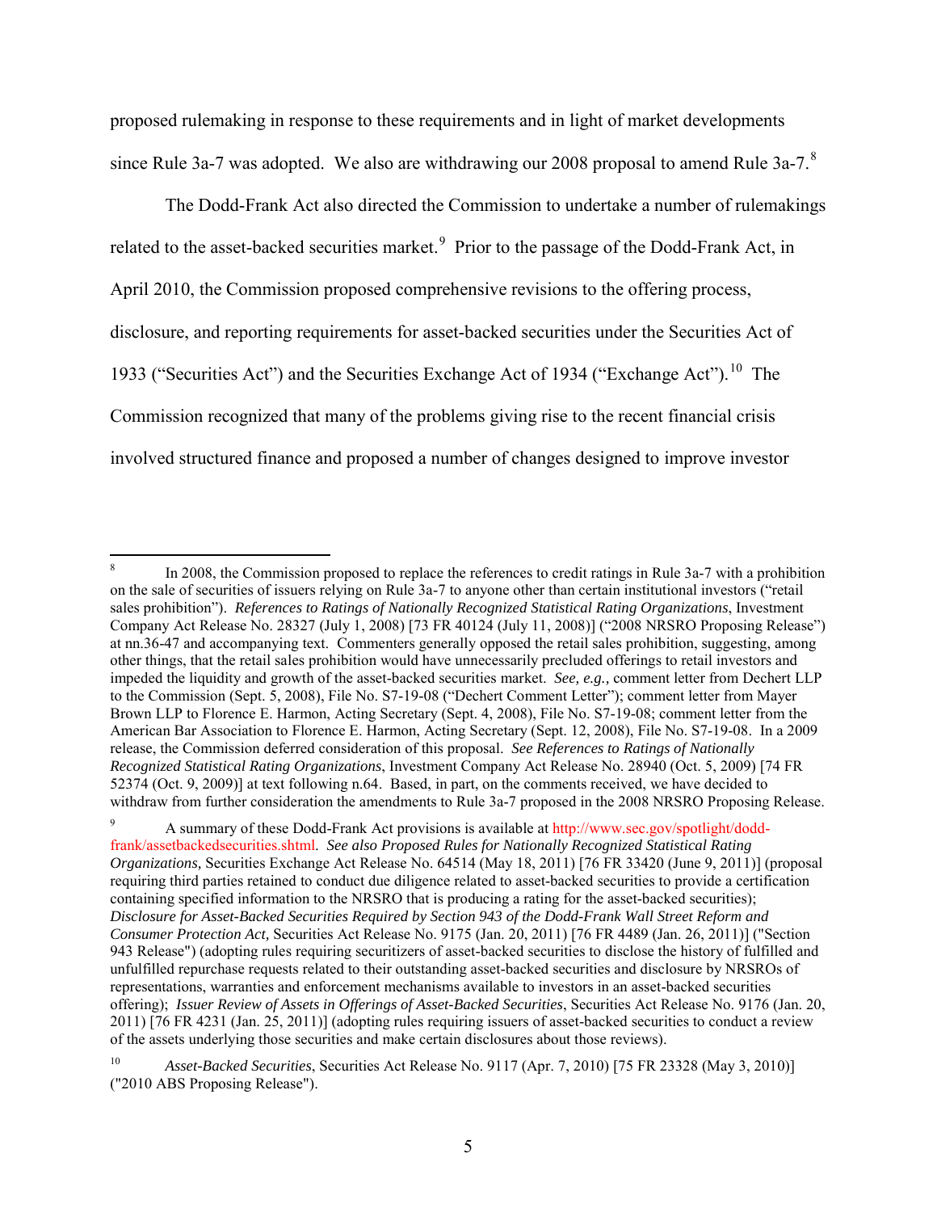proposed rulemaking in response to these requirements and in light of market developments since Rule 3a-7 was adopted. We also are withdrawing our 2008 proposal to amend Rule 3a-7.[8]

The Dodd-Frank Act also directed the Commission to undertake a number of rulemakings related to the asset-backed securities market.[9] Prior to the passage of the Dodd-Frank Act, in April 2010, the Commission proposed comprehensive revisions to the offering process, disclosure, and reporting requirements for asset-backed securities under the Securities Act of 1933 ("Securities Act") and the Securities Exchange Act of 1934 ("Exchange Act").[10] The Commission recognized that many of the problems giving rise to the recent financial crisis involved structured finance and proposed a number of changes designed to improve investor

---

[8] In 2008, the Commission proposed to replace the references to credit ratings in Rule 3a-7 with a prohibition on the sale of securities of issuers relying on Rule 3a-7 to anyone other than certain institutional investors ("retail sales prohibition"). *References to Ratings of Nationally Recognized Statistical Rating Organizations*, Investment Company Act Release No. 28327 (July 1, 2008) [73 FR 40124 (July 11, 2008)] ("2008 NRSRO Proposing Release") at nn.36-47 and accompanying text. Commenters generally opposed the retail sales prohibition, suggesting, among other things, that the retail sales prohibition would have unnecessarily precluded offerings to retail investors and impeded the liquidity and growth of the asset-backed securities market. *See, e.g.,* comment letter from Dechert LLP to the Commission (Sept. 5, 2008), File No. S7-19-08 ("Dechert Comment Letter"); comment letter from Mayer Brown LLP to Florence E. Harmon, Acting Secretary (Sept. 4, 2008), File No. S7-19-08; comment letter from the American Bar Association to Florence E. Harmon, Acting Secretary (Sept. 12, 2008), File No. S7-19-08. In a 2009 release, the Commission deferred consideration of this proposal. *See References to Ratings of Nationally Recognized Statistical Rating Organizations*, Investment Company Act Release No. 28940 (Oct. 5, 2009) [74 FR 52374 (Oct. 9, 2009)] at text following n.64. Based, in part, on the comments received, we have decided to withdraw from further consideration the amendments to Rule 3a-7 proposed in the 2008 NRSRO Proposing Release.

[9] A summary of these Dodd-Frank Act provisions is available at http://www.sec.gov/spotlight/dodd-frank/assetbackedsecurities.shtml. *See also Proposed Rules for Nationally Recognized Statistical Rating Organizations,* Securities Exchange Act Release No. 64514 (May 18, 2011) [76 FR 33420 (June 9, 2011)] (proposal requiring third parties retained to conduct due diligence related to asset-backed securities to provide a certification containing specified information to the NRSRO that is producing a rating for the asset-backed securities); *Disclosure for Asset-Backed Securities Required by Section 943 of the Dodd-Frank Wall Street Reform and Consumer Protection Act,* Securities Act Release No. 9175 (Jan. 20, 2011) [76 FR 4489 (Jan. 26, 2011)] ("Section 943 Release") (adopting rules requiring securitizers of asset-backed securities to disclose the history of fulfilled and unfulfilled repurchase requests related to their outstanding asset-backed securities and disclosure by NRSROs of representations, warranties and enforcement mechanisms available to investors in an asset-backed securities offering); *Issuer Review of Assets in Offerings of Asset-Backed Securities*, Securities Act Release No. 9176 (Jan. 20, 2011) [76 FR 4231 (Jan. 25, 2011)] (adopting rules requiring issuers of asset-backed securities to conduct a review of the assets underlying those securities and make certain disclosures about those reviews).

[10] *Asset-Backed Securities*, Securities Act Release No. 9117 (Apr. 7, 2010) [75 FR 23328 (May 3, 2010)] ("2010 ABS Proposing Release").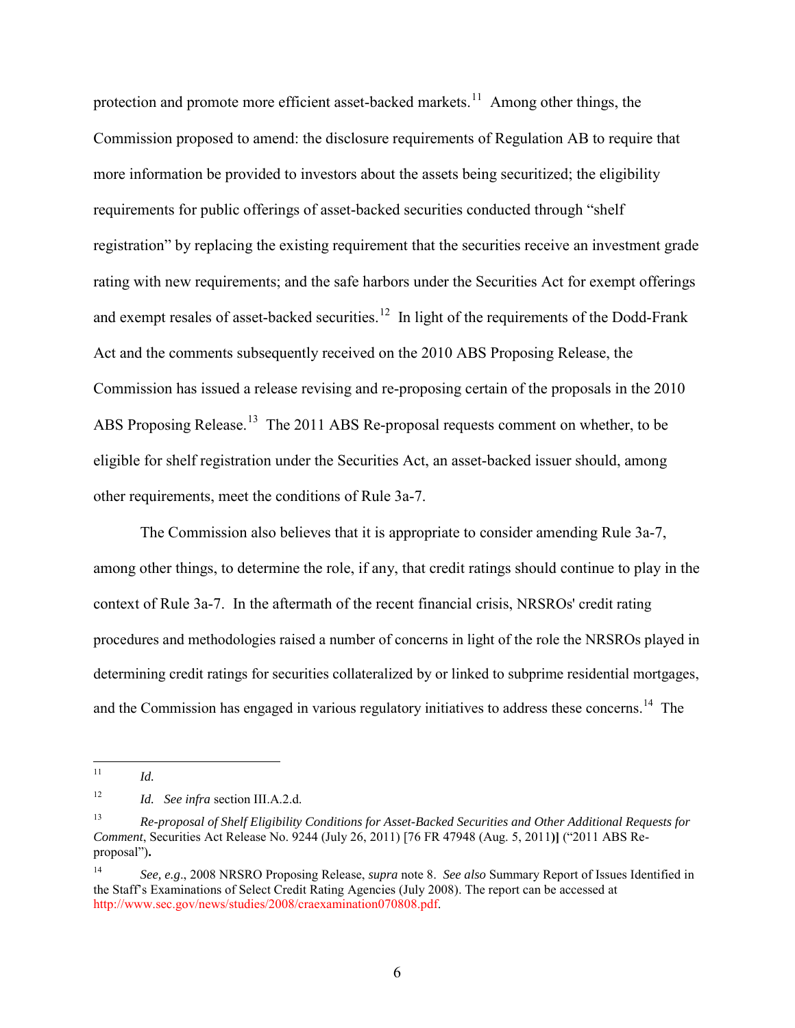protection and promote more efficient asset-backed markets.[11] Among other things, the Commission proposed to amend: the disclosure requirements of Regulation AB to require that more information be provided to investors about the assets being securitized; the eligibility requirements for public offerings of asset-backed securities conducted through "shelf registration" by replacing the existing requirement that the securities receive an investment grade rating with new requirements; and the safe harbors under the Securities Act for exempt offerings and exempt resales of asset-backed securities.[12] In light of the requirements of the Dodd-Frank Act and the comments subsequently received on the 2010 ABS Proposing Release, the Commission has issued a release revising and re-proposing certain of the proposals in the 2010 ABS Proposing Release.[13] The 2011 ABS Re-proposal requests comment on whether, to be eligible for shelf registration under the Securities Act, an asset-backed issuer should, among other requirements, meet the conditions of Rule 3a-7.

The Commission also believes that it is appropriate to consider amending Rule 3a-7, among other things, to determine the role, if any, that credit ratings should continue to play in the context of Rule 3a-7. In the aftermath of the recent financial crisis, NRSROs' credit rating procedures and methodologies raised a number of concerns in light of the role the NRSROs played in determining credit ratings for securities collateralized by or linked to subprime residential mortgages, and the Commission has engaged in various regulatory initiatives to address these concerns.[14] The

---

[11] *Id.*

[12] *Id.* *See infra* section III.A.2.d.

[13] *Re-proposal of Shelf Eligibility Conditions for Asset-Backed Securities and Other Additional Requests for Comment*, Securities Act Release No. 9244 (July 26, 2011) [76 FR 47948 (Aug. 5, 2011)] ("2011 ABS Re-proposal").

[14] *See, e.g*., 2008 NRSRO Proposing Release, *supra* note 8. *See also* Summary Report of Issues Identified in the Staff's Examinations of Select Credit Rating Agencies (July 2008). The report can be accessed at http://www.sec.gov/news/studies/2008/craexamination070808.pdf.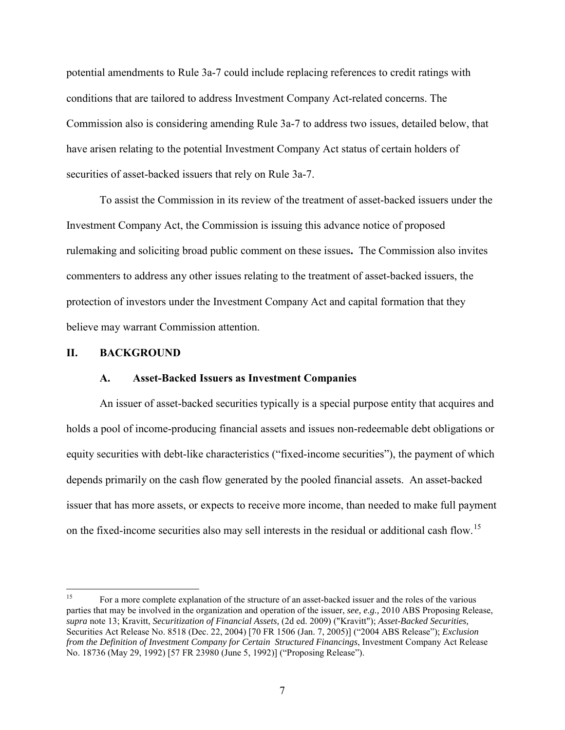potential amendments to Rule 3a-7 could include replacing references to credit ratings with conditions that are tailored to address Investment Company Act-related concerns. The Commission also is considering amending Rule 3a-7 to address two issues, detailed below, that have arisen relating to the potential Investment Company Act status of certain holders of securities of asset-backed issuers that rely on Rule 3a-7.

To assist the Commission in its review of the treatment of asset-backed issuers under the Investment Company Act, the Commission is issuing this advance notice of proposed rulemaking and soliciting broad public comment on these issues**.** The Commission also invites commenters to address any other issues relating to the treatment of asset-backed issuers, the protection of investors under the Investment Company Act and capital formation that they believe may warrant Commission attention.

## II. BACKGROUND

### A. Asset-Backed Issuers as Investment Companies

An issuer of asset-backed securities typically is a special purpose entity that acquires and holds a pool of income-producing financial assets and issues non-redeemable debt obligations or equity securities with debt-like characteristics ("fixed-income securities"), the payment of which depends primarily on the cash flow generated by the pooled financial assets. An asset-backed issuer that has more assets, or expects to receive more income, than needed to make full payment on the fixed-income securities also may sell interests in the residual or additional cash flow.[15]

---

[15] For a more complete explanation of the structure of an asset-backed issuer and the roles of the various parties that may be involved in the organization and operation of the issuer, *see, e.g.,* 2010 ABS Proposing Release, *supra* note 13; Kravitt, *Securitization of Financial Assets,* (2d ed. 2009) ("Kravitt"); *Asset-Backed Securities,* Securities Act Release No. 8518 (Dec. 22, 2004) [70 FR 1506 (Jan. 7, 2005)] ("2004 ABS Release"); *Exclusion from the Definition of Investment Company for Certain Structured Financings*, Investment Company Act Release No. 18736 (May 29, 1992) [57 FR 23980 (June 5, 1992)] ("Proposing Release").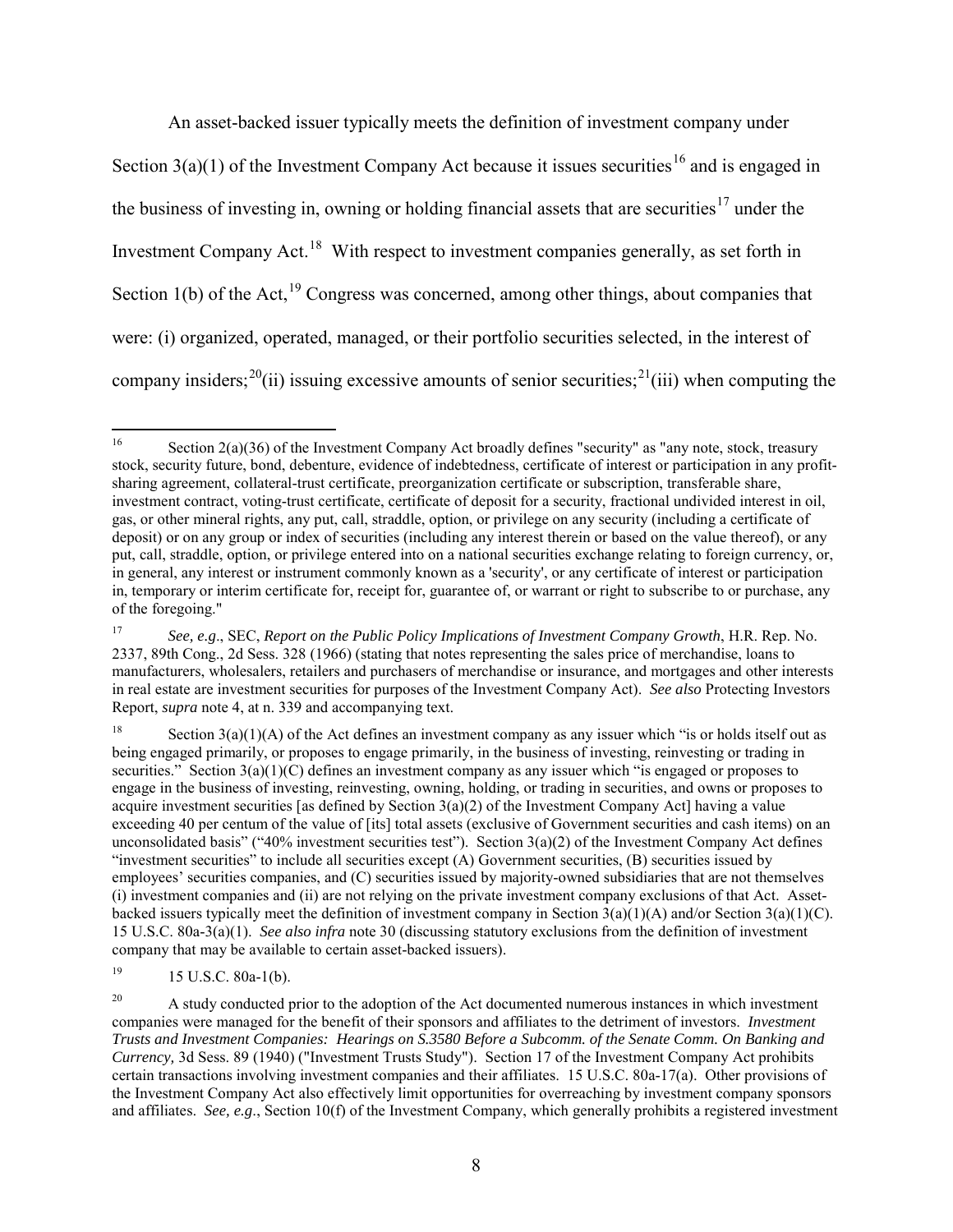An asset-backed issuer typically meets the definition of investment company under Section 3(a)(1) of the Investment Company Act because it issues securities[16] and is engaged in the business of investing in, owning or holding financial assets that are securities[17] under the Investment Company Act.[18] With respect to investment companies generally, as set forth in Section 1(b) of the Act,[19] Congress was concerned, among other things, about companies that were: (i) organized, operated, managed, or their portfolio securities selected, in the interest of company insiders;[20](ii) issuing excessive amounts of senior securities;[21](iii) when computing the

---

[16] Section 2(a)(36) of the Investment Company Act broadly defines "security" as "any note, stock, treasury stock, security future, bond, debenture, evidence of indebtedness, certificate of interest or participation in any profit-sharing agreement, collateral-trust certificate, preorganization certificate or subscription, transferable share, investment contract, voting-trust certificate, certificate of deposit for a security, fractional undivided interest in oil, gas, or other mineral rights, any put, call, straddle, option, or privilege on any security (including a certificate of deposit) or on any group or index of securities (including any interest therein or based on the value thereof), or any put, call, straddle, option, or privilege entered into on a national securities exchange relating to foreign currency, or, in general, any interest or instrument commonly known as a 'security', or any certificate of interest or participation in, temporary or interim certificate for, receipt for, guarantee of, or warrant or right to subscribe to or purchase, any of the foregoing."

[17] *See, e.g*., SEC, *Report on the Public Policy Implications of Investment Company Growth*, H.R. Rep. No. 2337, 89th Cong., 2d Sess. 328 (1966) (stating that notes representing the sales price of merchandise, loans to manufacturers, wholesalers, retailers and purchasers of merchandise or insurance, and mortgages and other interests in real estate are investment securities for purposes of the Investment Company Act). *See also* Protecting Investors Report, *supra* note 4, at n. 339 and accompanying text.

[18] Section 3(a)(1)(A) of the Act defines an investment company as any issuer which "is or holds itself out as being engaged primarily, or proposes to engage primarily, in the business of investing, reinvesting or trading in securities." Section 3(a)(1)(C) defines an investment company as any issuer which "is engaged or proposes to engage in the business of investing, reinvesting, owning, holding, or trading in securities, and owns or proposes to acquire investment securities [as defined by Section 3(a)(2) of the Investment Company Act] having a value exceeding 40 per centum of the value of [its] total assets (exclusive of Government securities and cash items) on an unconsolidated basis" ("40% investment securities test"). Section 3(a)(2) of the Investment Company Act defines "investment securities" to include all securities except (A) Government securities, (B) securities issued by employees' securities companies, and (C) securities issued by majority-owned subsidiaries that are not themselves (i) investment companies and (ii) are not relying on the private investment company exclusions of that Act. Asset-backed issuers typically meet the definition of investment company in Section 3(a)(1)(A) and/or Section 3(a)(1)(C). 15 U.S.C. 80a-3(a)(1). *See also infra* note 30 (discussing statutory exclusions from the definition of investment company that may be available to certain asset-backed issuers).

[19] 15 U.S.C. 80a-1(b).

[20] A study conducted prior to the adoption of the Act documented numerous instances in which investment companies were managed for the benefit of their sponsors and affiliates to the detriment of investors. *Investment Trusts and Investment Companies: Hearings on S.3580 Before a Subcomm. of the Senate Comm. On Banking and Currency,* 3d Sess. 89 (1940) ("Investment Trusts Study"). Section 17 of the Investment Company Act prohibits certain transactions involving investment companies and their affiliates. 15 U.S.C. 80a-17(a). Other provisions of the Investment Company Act also effectively limit opportunities for overreaching by investment company sponsors and affiliates. *See, e.g*., Section 10(f) of the Investment Company, which generally prohibits a registered investment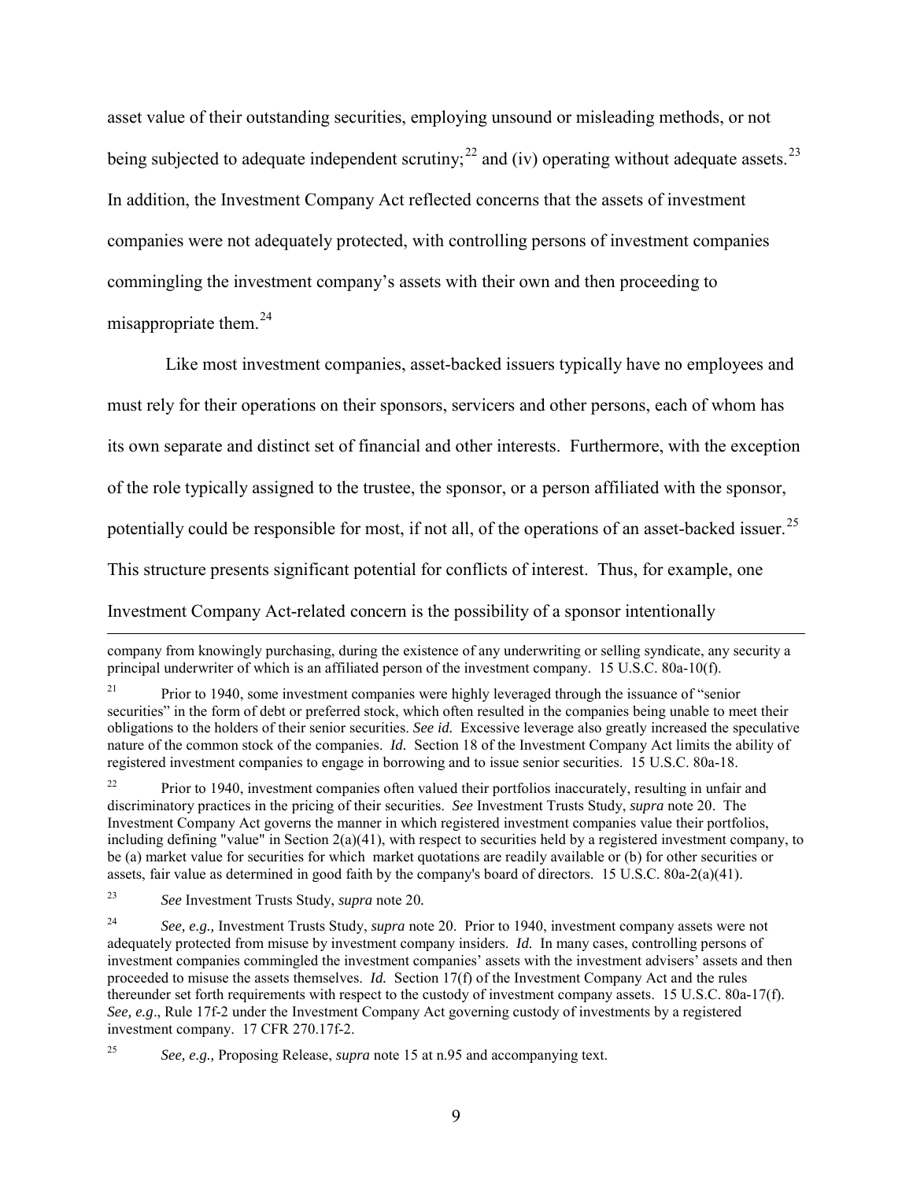asset value of their outstanding securities, employing unsound or misleading methods, or not being subjected to adequate independent scrutiny;[22] and (iv) operating without adequate assets.[23] In addition, the Investment Company Act reflected concerns that the assets of investment companies were not adequately protected, with controlling persons of investment companies commingling the investment company's assets with their own and then proceeding to misappropriate them.[24]

Like most investment companies, asset-backed issuers typically have no employees and must rely for their operations on their sponsors, servicers and other persons, each of whom has its own separate and distinct set of financial and other interests. Furthermore, with the exception of the role typically assigned to the trustee, the sponsor, or a person affiliated with the sponsor, potentially could be responsible for most, if not all, of the operations of an asset-backed issuer.[25] This structure presents significant potential for conflicts of interest. Thus, for example, one Investment Company Act-related concern is the possibility of a sponsor intentionally

---

company from knowingly purchasing, during the existence of any underwriting or selling syndicate, any security a principal underwriter of which is an affiliated person of the investment company. 15 U.S.C. 80a-10(f).

[21] Prior to 1940, some investment companies were highly leveraged through the issuance of "senior securities" in the form of debt or preferred stock, which often resulted in the companies being unable to meet their obligations to the holders of their senior securities. *See id.* Excessive leverage also greatly increased the speculative nature of the common stock of the companies. *Id.* Section 18 of the Investment Company Act limits the ability of registered investment companies to engage in borrowing and to issue senior securities. 15 U.S.C. 80a-18.

[22] Prior to 1940, investment companies often valued their portfolios inaccurately, resulting in unfair and discriminatory practices in the pricing of their securities. *See* Investment Trusts Study, *supra* note 20. The Investment Company Act governs the manner in which registered investment companies value their portfolios, including defining "value" in Section 2(a)(41), with respect to securities held by a registered investment company, to be (a) market value for securities for which market quotations are readily available or (b) for other securities or assets, fair value as determined in good faith by the company's board of directors. 15 U.S.C. 80a-2(a)(41).

[23] *See* Investment Trusts Study, *supra* note 20.

[24] *See, e.g.,* Investment Trusts Study, *supra* note 20. Prior to 1940, investment company assets were not adequately protected from misuse by investment company insiders. *Id.* In many cases, controlling persons of investment companies commingled the investment companies' assets with the investment advisers' assets and then proceeded to misuse the assets themselves. *Id.* Section 17(f) of the Investment Company Act and the rules thereunder set forth requirements with respect to the custody of investment company assets. 15 U.S.C. 80a-17(f). *See, e.g*., Rule 17f-2 under the Investment Company Act governing custody of investments by a registered investment company. 17 CFR 270.17f-2.

[25] *See, e.g.,* Proposing Release, *supra* note 15 at n.95 and accompanying text.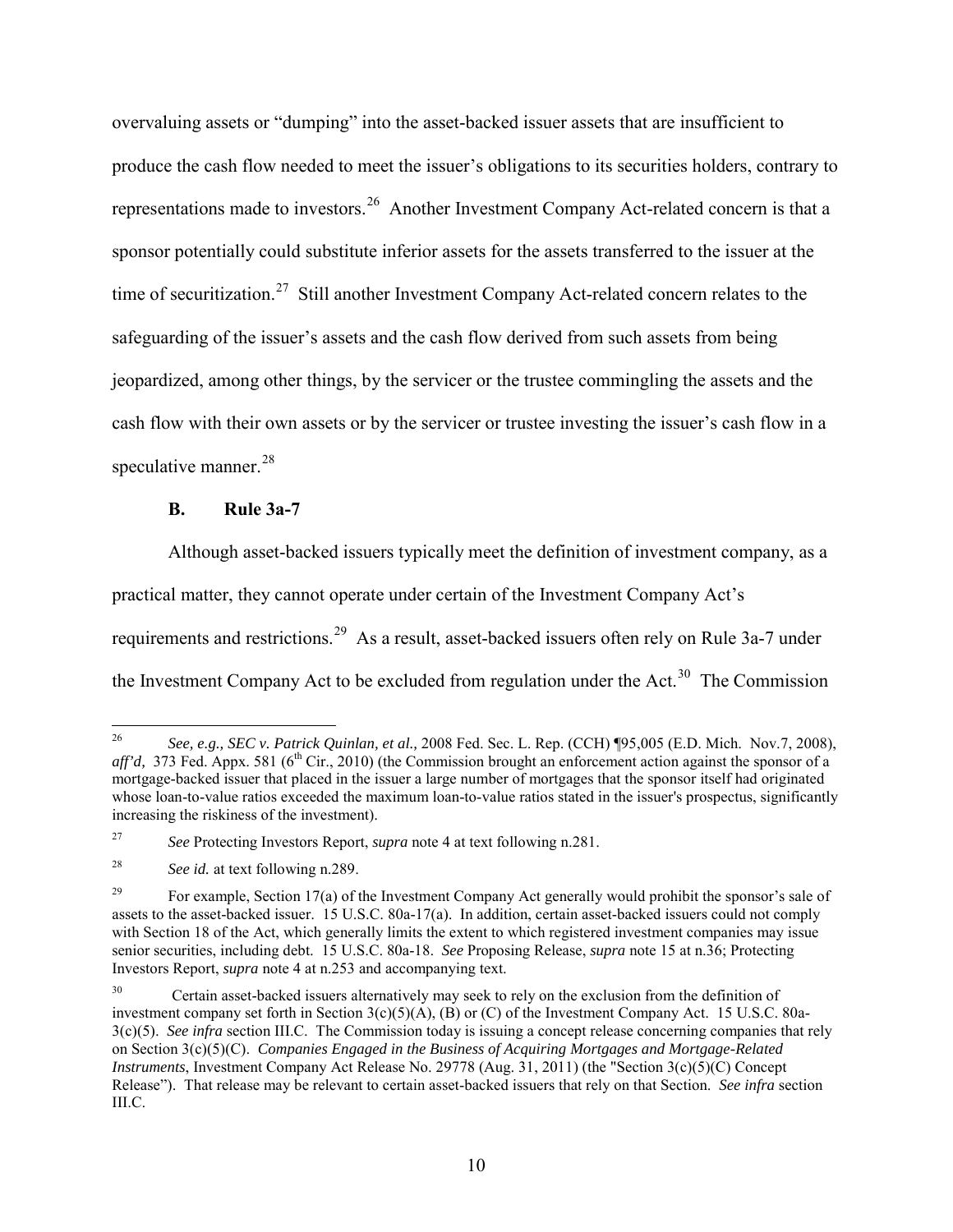overvaluing assets or "dumping" into the asset-backed issuer assets that are insufficient to produce the cash flow needed to meet the issuer's obligations to its securities holders, contrary to representations made to investors.[26] Another Investment Company Act-related concern is that a sponsor potentially could substitute inferior assets for the assets transferred to the issuer at the time of securitization.[27] Still another Investment Company Act-related concern relates to the safeguarding of the issuer's assets and the cash flow derived from such assets from being jeopardized, among other things, by the servicer or the trustee commingling the assets and the cash flow with their own assets or by the servicer or trustee investing the issuer's cash flow in a speculative manner.[28]

### B. Rule 3a-7

Although asset-backed issuers typically meet the definition of investment company, as a practical matter, they cannot operate under certain of the Investment Company Act's requirements and restrictions.[29] As a result, asset-backed issuers often rely on Rule 3a-7 under the Investment Company Act to be excluded from regulation under the Act.[30] The Commission

---

[26] *See, e.g., SEC v. Patrick Quinlan, et al.,* 2008 Fed. Sec. L. Rep. (CCH) ¶95,005 (E.D. Mich. Nov.7, 2008), *aff'd,* 373 Fed. Appx. 581 (6th Cir., 2010) (the Commission brought an enforcement action against the sponsor of a mortgage-backed issuer that placed in the issuer a large number of mortgages that the sponsor itself had originated whose loan-to-value ratios exceeded the maximum loan-to-value ratios stated in the issuer's prospectus, significantly increasing the riskiness of the investment).

[27] *See* Protecting Investors Report, *supra* note 4 at text following n.281.

[28] *See id.* at text following n.289.

[29] For example, Section 17(a) of the Investment Company Act generally would prohibit the sponsor's sale of assets to the asset-backed issuer. 15 U.S.C. 80a-17(a). In addition, certain asset-backed issuers could not comply with Section 18 of the Act, which generally limits the extent to which registered investment companies may issue senior securities, including debt. 15 U.S.C. 80a-18. *See* Proposing Release, *supra* note 15 at n.36; Protecting Investors Report, *supra* note 4 at n.253 and accompanying text.

[30] Certain asset-backed issuers alternatively may seek to rely on the exclusion from the definition of investment company set forth in Section 3(c)(5)(A), (B) or (C) of the Investment Company Act. 15 U.S.C. 80a-3(c)(5). *See infra* section III.C. The Commission today is issuing a concept release concerning companies that rely on Section 3(c)(5)(C). *Companies Engaged in the Business of Acquiring Mortgages and Mortgage-Related Instruments*, Investment Company Act Release No. 29778 (Aug. 31, 2011) (the "Section 3(c)(5)(C) Concept Release"). That release may be relevant to certain asset-backed issuers that rely on that Section. *See infra* section III.C.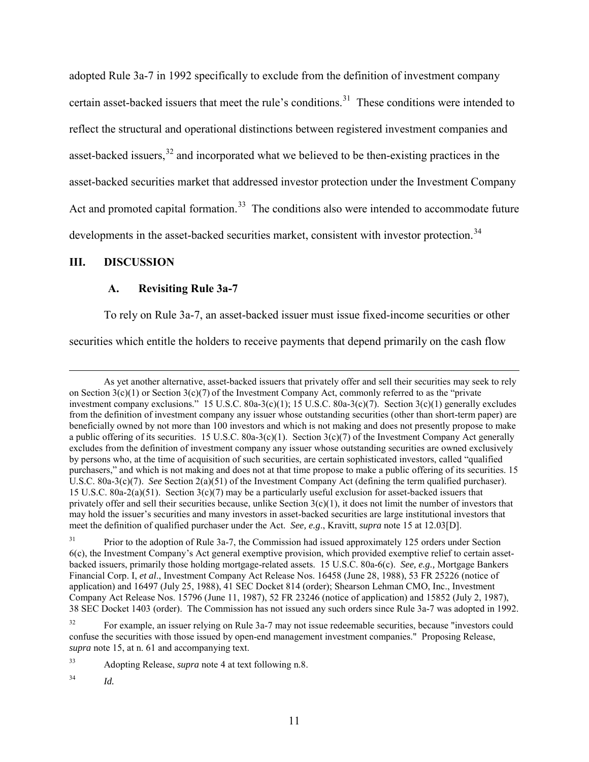adopted Rule 3a-7 in 1992 specifically to exclude from the definition of investment company certain asset-backed issuers that meet the rule's conditions.[31] These conditions were intended to reflect the structural and operational distinctions between registered investment companies and asset-backed issuers,[32] and incorporated what we believed to be then-existing practices in the asset-backed securities market that addressed investor protection under the Investment Company Act and promoted capital formation.[33] The conditions also were intended to accommodate future developments in the asset-backed securities market, consistent with investor protection.[34]

## III. DISCUSSION

### A. Revisiting Rule 3a-7

To rely on Rule 3a-7, an asset-backed issuer must issue fixed-income securities or other securities which entitle the holders to receive payments that depend primarily on the cash flow

---

As yet another alternative, asset-backed issuers that privately offer and sell their securities may seek to rely on Section 3(c)(1) or Section 3(c)(7) of the Investment Company Act, commonly referred to as the "private investment company exclusions." 15 U.S.C. 80a-3(c)(1); 15 U.S.C. 80a-3(c)(7). Section 3(c)(1) generally excludes from the definition of investment company any issuer whose outstanding securities (other than short-term paper) are beneficially owned by not more than 100 investors and which is not making and does not presently propose to make a public offering of its securities. 15 U.S.C. 80a-3(c)(1). Section 3(c)(7) of the Investment Company Act generally excludes from the definition of investment company any issuer whose outstanding securities are owned exclusively by persons who, at the time of acquisition of such securities, are certain sophisticated investors, called "qualified purchasers," and which is not making and does not at that time propose to make a public offering of its securities. 15 U.S.C. 80a-3(c)(7). *See* Section 2(a)(51) of the Investment Company Act (defining the term qualified purchaser). 15 U.S.C. 80a-2(a)(51). Section 3(c)(7) may be a particularly useful exclusion for asset-backed issuers that privately offer and sell their securities because, unlike Section 3(c)(1), it does not limit the number of investors that may hold the issuer's securities and many investors in asset-backed securities are large institutional investors that meet the definition of qualified purchaser under the Act. *See, e.g*., Kravitt, *supra* note 15 at 12.03[D].

[31] Prior to the adoption of Rule 3a-7, the Commission had issued approximately 125 orders under Section 6(c), the Investment Company's Act general exemptive provision, which provided exemptive relief to certain asset-backed issuers, primarily those holding mortgage-related assets. 15 U.S.C. 80a-6(c). *See, e.g.,* Mortgage Bankers Financial Corp. I, *et al*., Investment Company Act Release Nos. 16458 (June 28, 1988), 53 FR 25226 (notice of application) and 16497 (July 25, 1988), 41 SEC Docket 814 (order); Shearson Lehman CMO, Inc., Investment Company Act Release Nos. 15796 (June 11, 1987), 52 FR 23246 (notice of application) and 15852 (July 2, 1987), 38 SEC Docket 1403 (order). The Commission has not issued any such orders since Rule 3a-7 was adopted in 1992.

[32] For example, an issuer relying on Rule 3a-7 may not issue redeemable securities, because "investors could confuse the securities with those issued by open-end management investment companies." Proposing Release, *supra* note 15, at n. 61 and accompanying text.

[33] Adopting Release, *supra* note 4 at text following n.8.

[34] *Id.*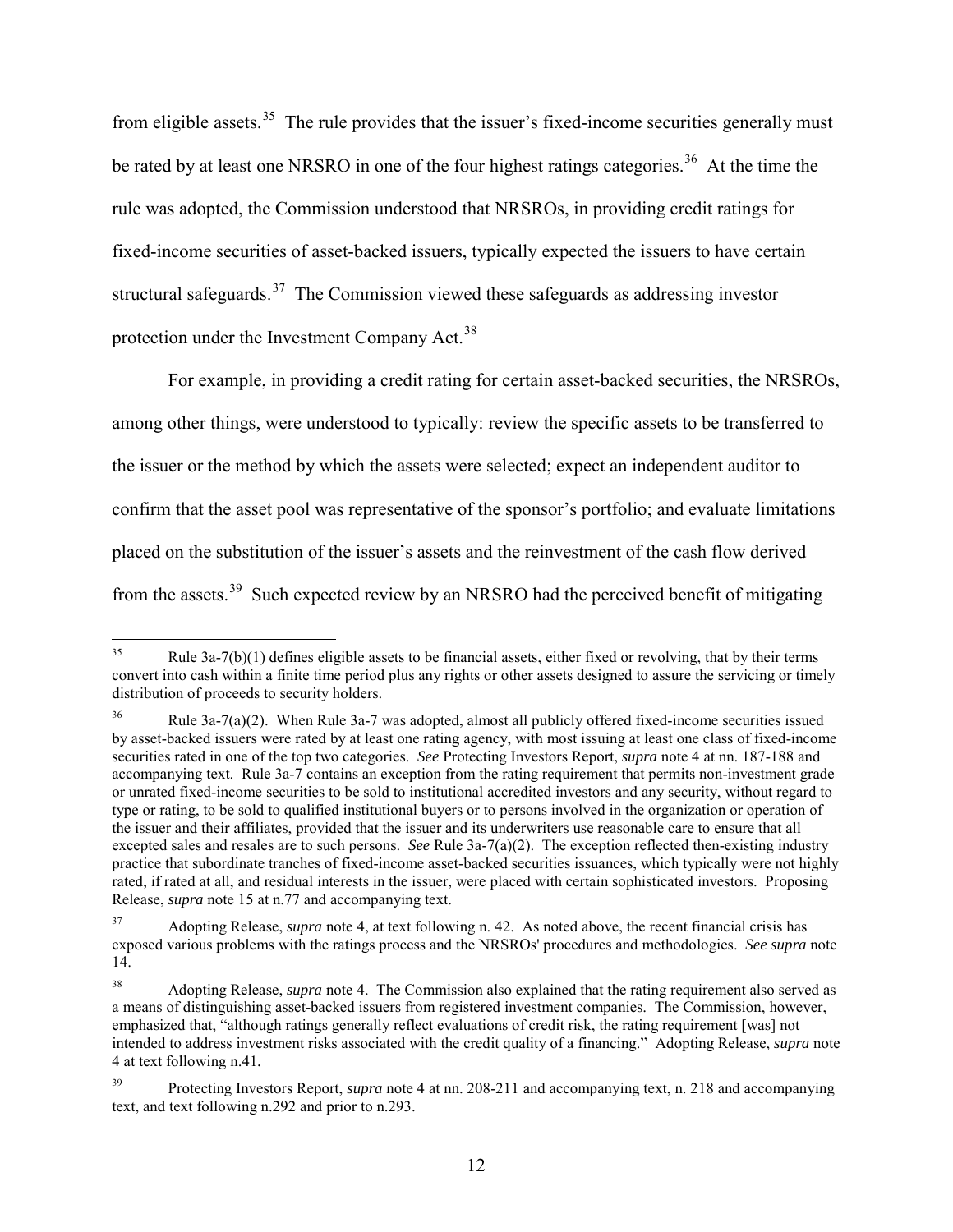from eligible assets.[35] The rule provides that the issuer's fixed-income securities generally must be rated by at least one NRSRO in one of the four highest ratings categories.[36] At the time the rule was adopted, the Commission understood that NRSROs, in providing credit ratings for fixed-income securities of asset-backed issuers, typically expected the issuers to have certain structural safeguards.[37] The Commission viewed these safeguards as addressing investor protection under the Investment Company Act.[38]

For example, in providing a credit rating for certain asset-backed securities, the NRSROs, among other things, were understood to typically: review the specific assets to be transferred to the issuer or the method by which the assets were selected; expect an independent auditor to confirm that the asset pool was representative of the sponsor's portfolio; and evaluate limitations placed on the substitution of the issuer's assets and the reinvestment of the cash flow derived from the assets.[39] Such expected review by an NRSRO had the perceived benefit of mitigating

---

[35] Rule 3a-7(b)(1) defines eligible assets to be financial assets, either fixed or revolving, that by their terms convert into cash within a finite time period plus any rights or other assets designed to assure the servicing or timely distribution of proceeds to security holders.

[36] Rule 3a-7(a)(2). When Rule 3a-7 was adopted, almost all publicly offered fixed-income securities issued by asset-backed issuers were rated by at least one rating agency, with most issuing at least one class of fixed-income securities rated in one of the top two categories. *See* Protecting Investors Report, *supra* note 4 at nn. 187-188 and accompanying text. Rule 3a-7 contains an exception from the rating requirement that permits non-investment grade or unrated fixed-income securities to be sold to institutional accredited investors and any security, without regard to type or rating, to be sold to qualified institutional buyers or to persons involved in the organization or operation of the issuer and their affiliates, provided that the issuer and its underwriters use reasonable care to ensure that all excepted sales and resales are to such persons. *See* Rule 3a-7(a)(2). The exception reflected then-existing industry practice that subordinate tranches of fixed-income asset-backed securities issuances, which typically were not highly rated, if rated at all, and residual interests in the issuer, were placed with certain sophisticated investors. Proposing Release, *supra* note 15 at n.77 and accompanying text.

[37] Adopting Release, *supra* note 4, at text following n. 42. As noted above, the recent financial crisis has exposed various problems with the ratings process and the NRSROs' procedures and methodologies. *See supra* note 14.

[38] Adopting Release, *supra* note 4. The Commission also explained that the rating requirement also served as a means of distinguishing asset-backed issuers from registered investment companies. The Commission, however, emphasized that, "although ratings generally reflect evaluations of credit risk, the rating requirement [was] not intended to address investment risks associated with the credit quality of a financing." Adopting Release, *supra* note 4 at text following n.41.

[39] Protecting Investors Report, *supra* note 4 at nn. 208-211 and accompanying text, n. 218 and accompanying text, and text following n.292 and prior to n.293.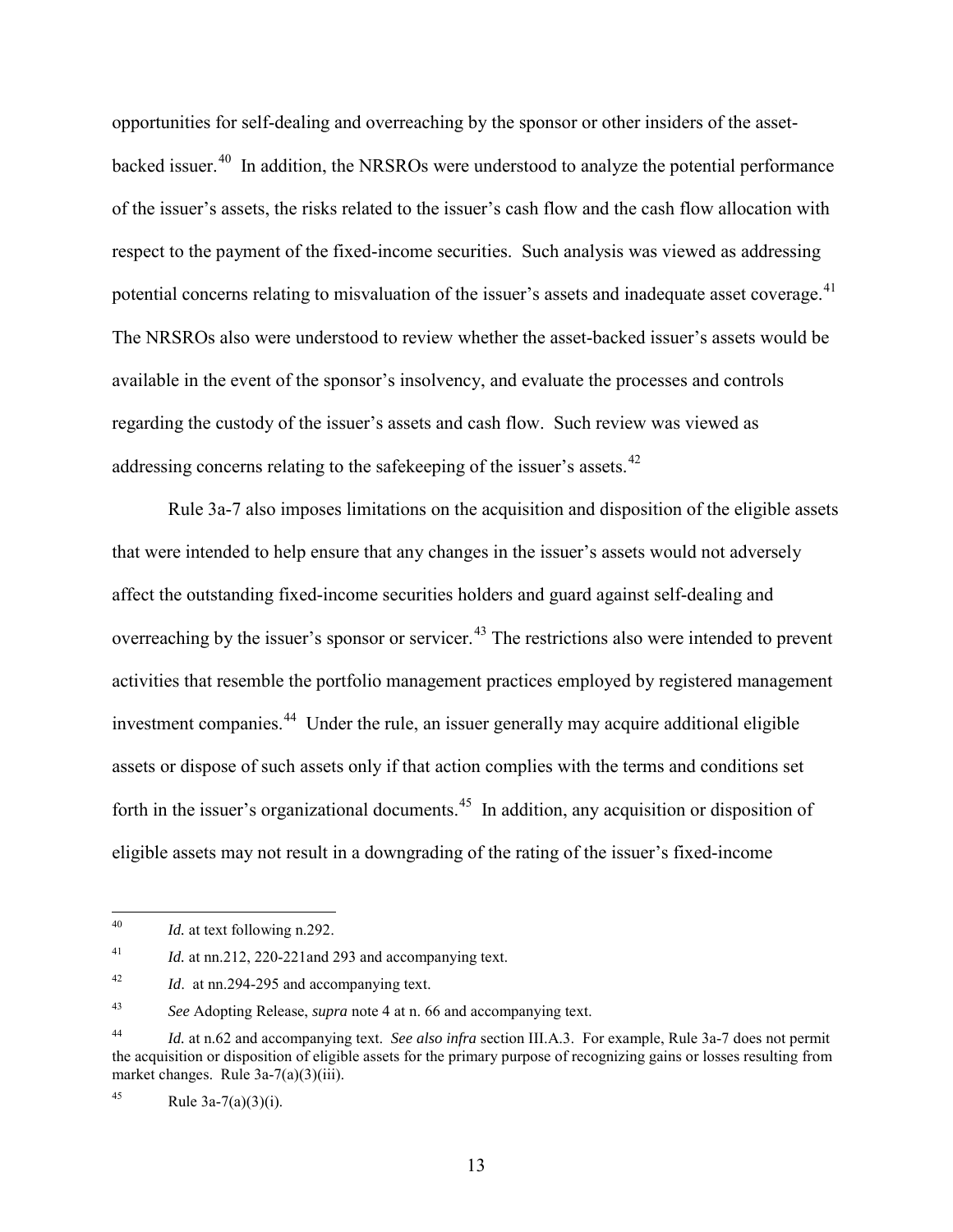opportunities for self-dealing and overreaching by the sponsor or other insiders of the asset-backed issuer.[40] In addition, the NRSROs were understood to analyze the potential performance of the issuer's assets, the risks related to the issuer's cash flow and the cash flow allocation with respect to the payment of the fixed-income securities. Such analysis was viewed as addressing potential concerns relating to misvaluation of the issuer's assets and inadequate asset coverage.[41] The NRSROs also were understood to review whether the asset-backed issuer's assets would be available in the event of the sponsor's insolvency, and evaluate the processes and controls regarding the custody of the issuer's assets and cash flow. Such review was viewed as addressing concerns relating to the safekeeping of the issuer's assets.[42]

Rule 3a-7 also imposes limitations on the acquisition and disposition of the eligible assets that were intended to help ensure that any changes in the issuer's assets would not adversely affect the outstanding fixed-income securities holders and guard against self-dealing and overreaching by the issuer's sponsor or servicer.[43] The restrictions also were intended to prevent activities that resemble the portfolio management practices employed by registered management investment companies.[44] Under the rule, an issuer generally may acquire additional eligible assets or dispose of such assets only if that action complies with the terms and conditions set forth in the issuer's organizational documents.[45] In addition, any acquisition or disposition of eligible assets may not result in a downgrading of the rating of the issuer's fixed-income

---

[40] *Id.* at text following n.292.

[41] *Id.* at nn.212, 220-221and 293 and accompanying text.

[42] *Id*. at nn.294-295 and accompanying text.

[43] *See* Adopting Release, *supra* note 4 at n. 66 and accompanying text.

[44] *Id.* at n.62 and accompanying text. *See also infra* section III.A.3. For example, Rule 3a-7 does not permit the acquisition or disposition of eligible assets for the primary purpose of recognizing gains or losses resulting from market changes. Rule 3a-7(a)(3)(iii).

[45] Rule 3a-7(a)(3)(i).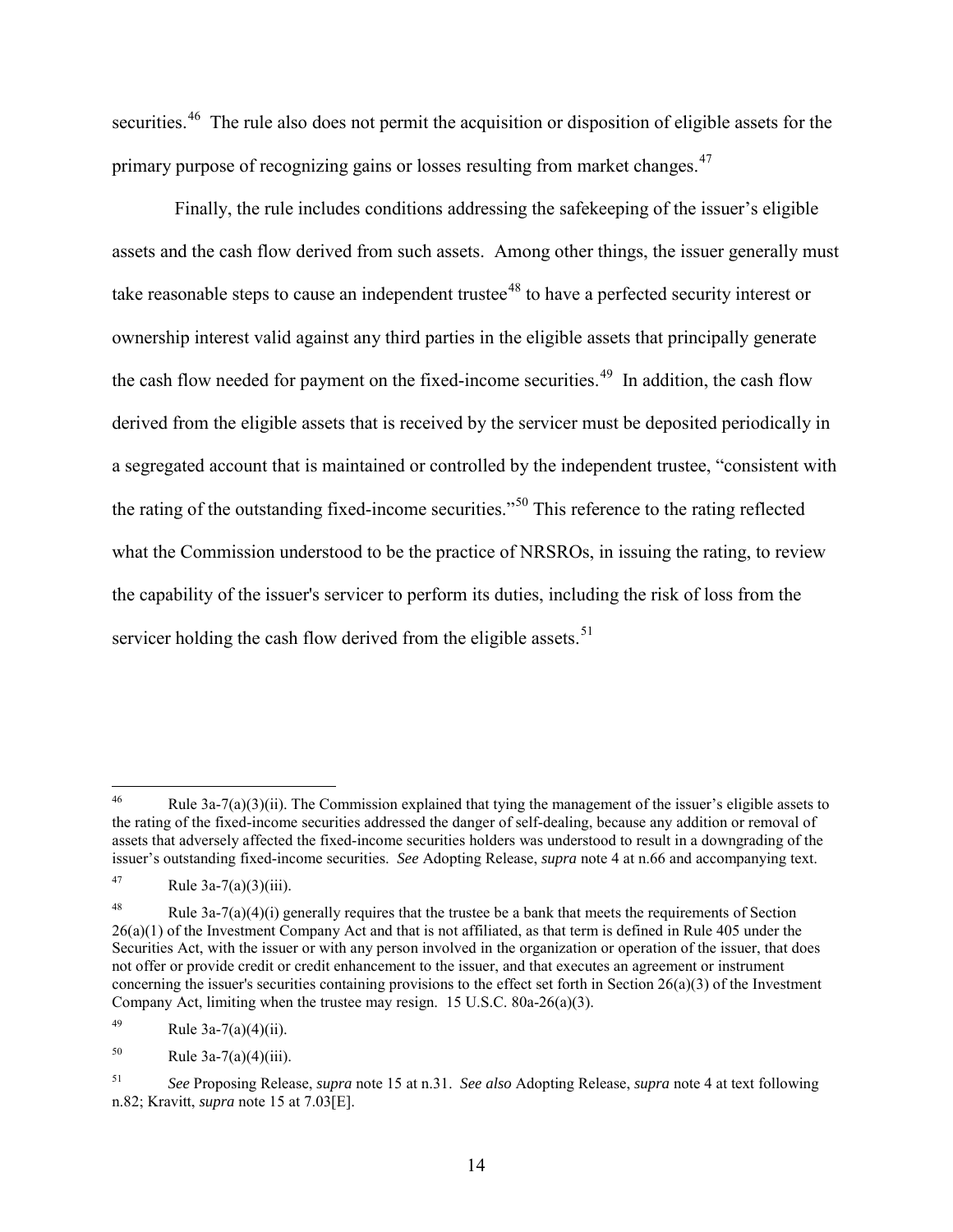securities.[46] The rule also does not permit the acquisition or disposition of eligible assets for the primary purpose of recognizing gains or losses resulting from market changes.[47]

Finally, the rule includes conditions addressing the safekeeping of the issuer's eligible assets and the cash flow derived from such assets. Among other things, the issuer generally must take reasonable steps to cause an independent trustee[48] to have a perfected security interest or ownership interest valid against any third parties in the eligible assets that principally generate the cash flow needed for payment on the fixed-income securities.[49] In addition, the cash flow derived from the eligible assets that is received by the servicer must be deposited periodically in a segregated account that is maintained or controlled by the independent trustee, "consistent with the rating of the outstanding fixed-income securities."[50] This reference to the rating reflected what the Commission understood to be the practice of NRSROs, in issuing the rating, to review the capability of the issuer's servicer to perform its duties, including the risk of loss from the servicer holding the cash flow derived from the eligible assets.[51]

---

[46] Rule 3a-7(a)(3)(ii). The Commission explained that tying the management of the issuer's eligible assets to the rating of the fixed-income securities addressed the danger of self-dealing, because any addition or removal of assets that adversely affected the fixed-income securities holders was understood to result in a downgrading of the issuer's outstanding fixed-income securities. *See* Adopting Release, *supra* note 4 at n.66 and accompanying text.

[47] Rule 3a-7(a)(3)(iii).

[48] Rule 3a-7(a)(4)(i) generally requires that the trustee be a bank that meets the requirements of Section 26(a)(1) of the Investment Company Act and that is not affiliated, as that term is defined in Rule 405 under the Securities Act, with the issuer or with any person involved in the organization or operation of the issuer, that does not offer or provide credit or credit enhancement to the issuer, and that executes an agreement or instrument concerning the issuer's securities containing provisions to the effect set forth in Section 26(a)(3) of the Investment Company Act, limiting when the trustee may resign. 15 U.S.C. 80a-26(a)(3).

[49] Rule 3a-7(a)(4)(ii).

[50] Rule 3a-7(a)(4)(iii).

[51] *See* Proposing Release, *supra* note 15 at n.31. *See also* Adopting Release, *supra* note 4 at text following n.82; Kravitt, *supra* note 15 at 7.03[E].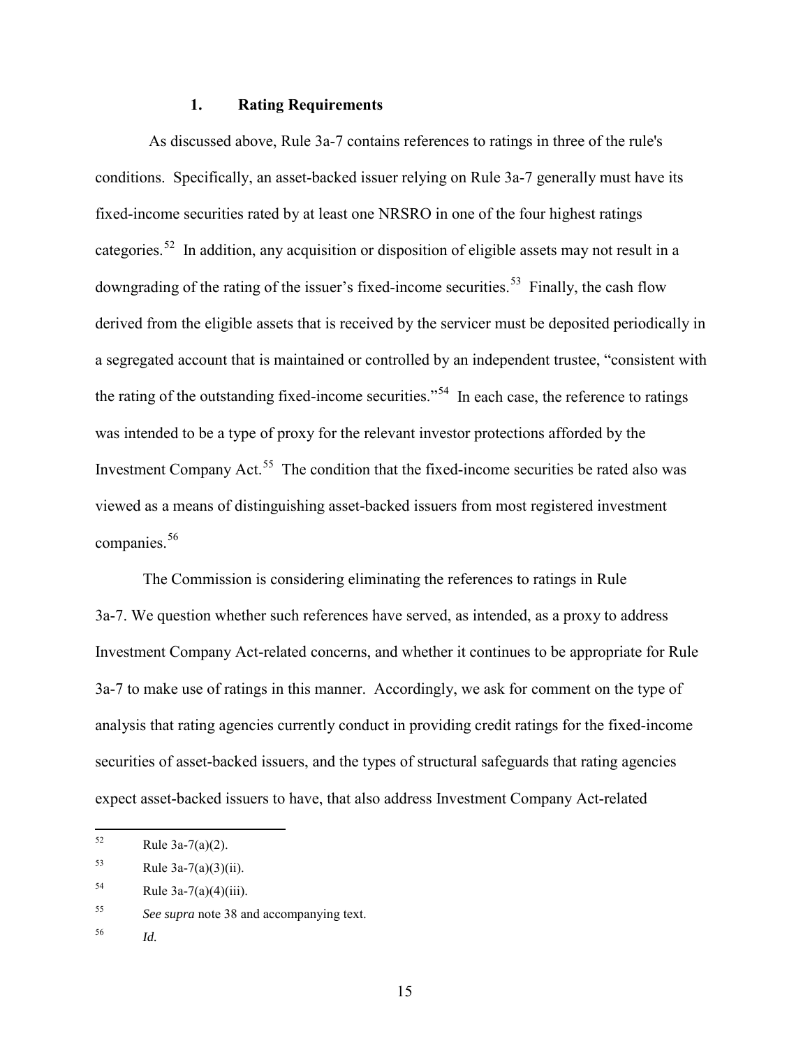### 1. Rating Requirements

As discussed above, Rule 3a-7 contains references to ratings in three of the rule's conditions. Specifically, an asset-backed issuer relying on Rule 3a-7 generally must have its fixed-income securities rated by at least one NRSRO in one of the four highest ratings categories.[52] In addition, any acquisition or disposition of eligible assets may not result in a downgrading of the rating of the issuer's fixed-income securities.[53] Finally, the cash flow derived from the eligible assets that is received by the servicer must be deposited periodically in a segregated account that is maintained or controlled by an independent trustee, "consistent with the rating of the outstanding fixed-income securities."[54] In each case, the reference to ratings was intended to be a type of proxy for the relevant investor protections afforded by the Investment Company Act.[55] The condition that the fixed-income securities be rated also was viewed as a means of distinguishing asset-backed issuers from most registered investment companies.[56]

The Commission is considering eliminating the references to ratings in Rule 3a-7. We question whether such references have served, as intended, as a proxy to address Investment Company Act-related concerns, and whether it continues to be appropriate for Rule 3a-7 to make use of ratings in this manner. Accordingly, we ask for comment on the type of analysis that rating agencies currently conduct in providing credit ratings for the fixed-income securities of asset-backed issuers, and the types of structural safeguards that rating agencies expect asset-backed issuers to have, that also address Investment Company Act-related

---

[52] Rule 3a-7(a)(2).

[53] Rule 3a-7(a)(3)(ii).

[54] Rule 3a-7(a)(4)(iii).

[55] *See supra* note 38 and accompanying text.

[56] *Id.*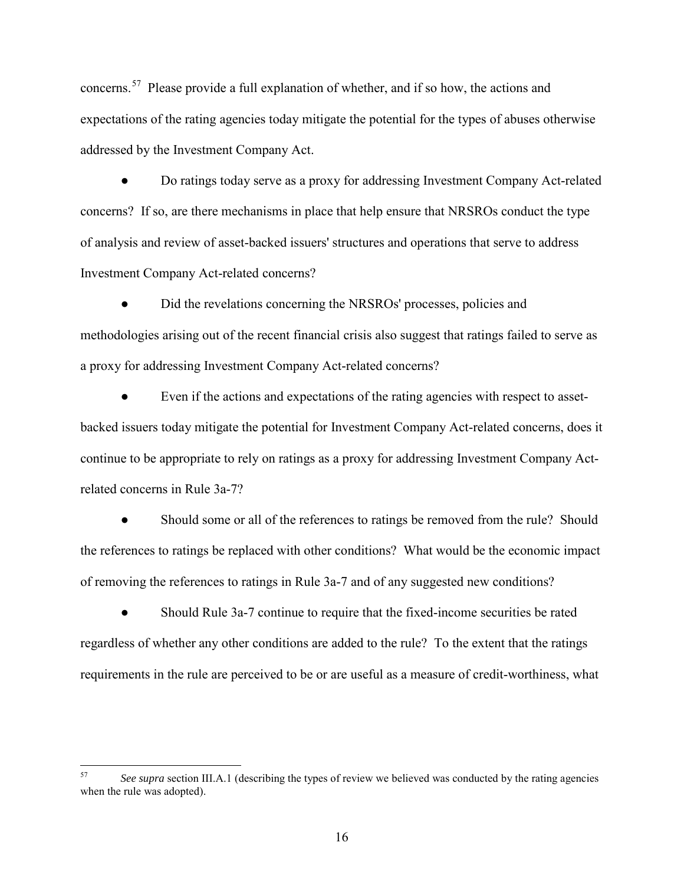concerns.[57] Please provide a full explanation of whether, and if so how, the actions and expectations of the rating agencies today mitigate the potential for the types of abuses otherwise addressed by the Investment Company Act.

- Do ratings today serve as a proxy for addressing Investment Company Act-related concerns? If so, are there mechanisms in place that help ensure that NRSROs conduct the type of analysis and review of asset-backed issuers' structures and operations that serve to address Investment Company Act-related concerns?

- Did the revelations concerning the NRSROs' processes, policies and methodologies arising out of the recent financial crisis also suggest that ratings failed to serve as a proxy for addressing Investment Company Act-related concerns?

- Even if the actions and expectations of the rating agencies with respect to asset-backed issuers today mitigate the potential for Investment Company Act-related concerns, does it continue to be appropriate to rely on ratings as a proxy for addressing Investment Company Act-related concerns in Rule 3a-7?

- Should some or all of the references to ratings be removed from the rule? Should the references to ratings be replaced with other conditions? What would be the economic impact of removing the references to ratings in Rule 3a-7 and of any suggested new conditions?

- Should Rule 3a-7 continue to require that the fixed-income securities be rated regardless of whether any other conditions are added to the rule? To the extent that the ratings requirements in the rule are perceived to be or are useful as a measure of credit-worthiness, what

---

[57] *See supra* section III.A.1 (describing the types of review we believed was conducted by the rating agencies when the rule was adopted).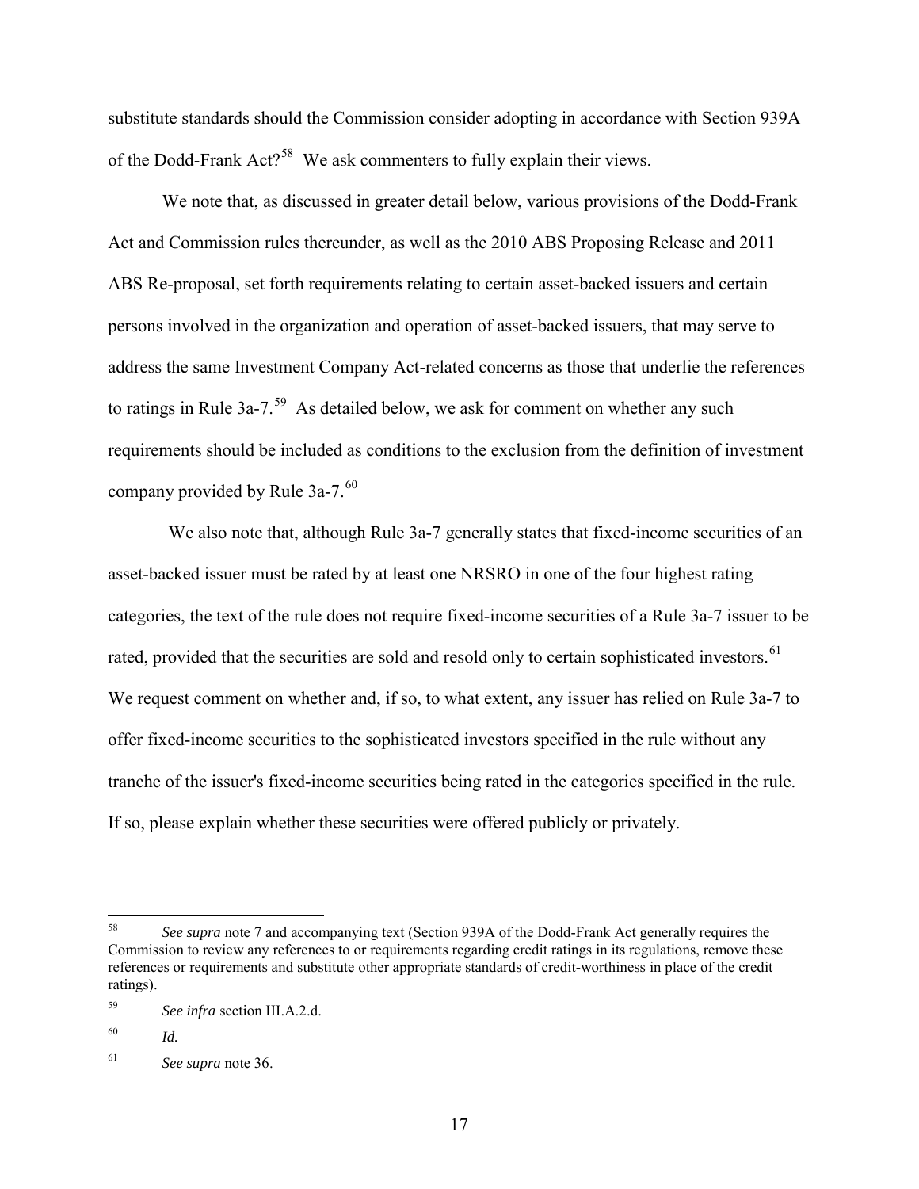substitute standards should the Commission consider adopting in accordance with Section 939A of the Dodd-Frank Act?[58] We ask commenters to fully explain their views.

We note that, as discussed in greater detail below, various provisions of the Dodd-Frank Act and Commission rules thereunder, as well as the 2010 ABS Proposing Release and 2011 ABS Re-proposal, set forth requirements relating to certain asset-backed issuers and certain persons involved in the organization and operation of asset-backed issuers, that may serve to address the same Investment Company Act-related concerns as those that underlie the references to ratings in Rule 3a-7.[59] As detailed below, we ask for comment on whether any such requirements should be included as conditions to the exclusion from the definition of investment company provided by Rule 3a-7.[60]

We also note that, although Rule 3a-7 generally states that fixed-income securities of an asset-backed issuer must be rated by at least one NRSRO in one of the four highest rating categories, the text of the rule does not require fixed-income securities of a Rule 3a-7 issuer to be rated, provided that the securities are sold and resold only to certain sophisticated investors.[61] We request comment on whether and, if so, to what extent, any issuer has relied on Rule 3a-7 to offer fixed-income securities to the sophisticated investors specified in the rule without any tranche of the issuer's fixed-income securities being rated in the categories specified in the rule. If so, please explain whether these securities were offered publicly or privately.

---

[58] *See supra* note 7 and accompanying text (Section 939A of the Dodd-Frank Act generally requires the Commission to review any references to or requirements regarding credit ratings in its regulations, remove these references or requirements and substitute other appropriate standards of credit-worthiness in place of the credit ratings).

[59] *See infra* section III.A.2.d.

[60] *Id.*

[61] *See supra* note 36.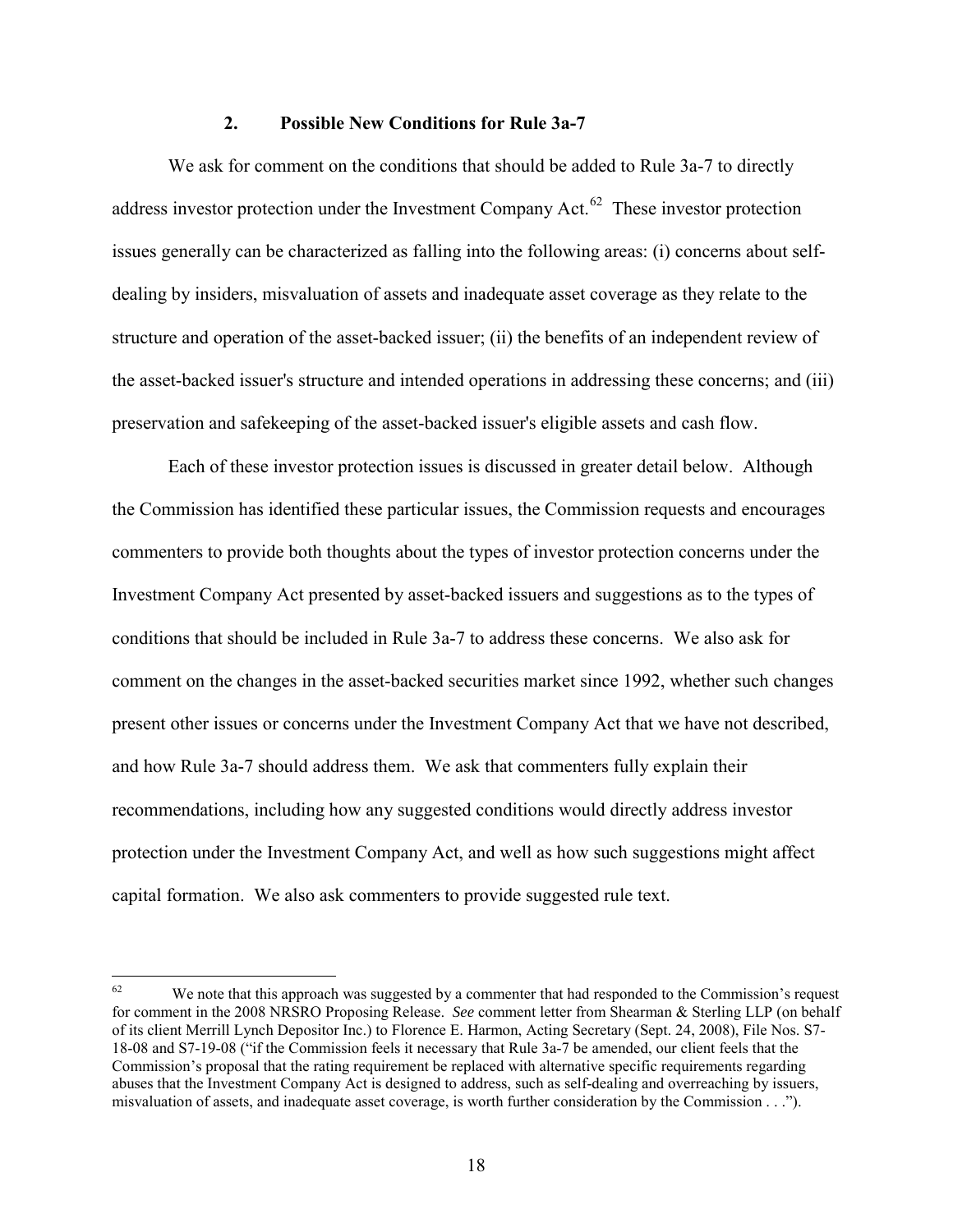### 2. Possible New Conditions for Rule 3a-7

We ask for comment on the conditions that should be added to Rule 3a-7 to directly address investor protection under the Investment Company Act.[62] These investor protection issues generally can be characterized as falling into the following areas: (i) concerns about self-dealing by insiders, misvaluation of assets and inadequate asset coverage as they relate to the structure and operation of the asset-backed issuer; (ii) the benefits of an independent review of the asset-backed issuer's structure and intended operations in addressing these concerns; and (iii) preservation and safekeeping of the asset-backed issuer's eligible assets and cash flow.

Each of these investor protection issues is discussed in greater detail below. Although the Commission has identified these particular issues, the Commission requests and encourages commenters to provide both thoughts about the types of investor protection concerns under the Investment Company Act presented by asset-backed issuers and suggestions as to the types of conditions that should be included in Rule 3a-7 to address these concerns. We also ask for comment on the changes in the asset-backed securities market since 1992, whether such changes present other issues or concerns under the Investment Company Act that we have not described, and how Rule 3a-7 should address them. We ask that commenters fully explain their recommendations, including how any suggested conditions would directly address investor protection under the Investment Company Act, and well as how such suggestions might affect capital formation. We also ask commenters to provide suggested rule text.

---

[62] We note that this approach was suggested by a commenter that had responded to the Commission's request for comment in the 2008 NRSRO Proposing Release. *See* comment letter from Shearman & Sterling LLP (on behalf of its client Merrill Lynch Depositor Inc.) to Florence E. Harmon, Acting Secretary (Sept. 24, 2008), File Nos. S7-18-08 and S7-19-08 ("if the Commission feels it necessary that Rule 3a-7 be amended, our client feels that the Commission's proposal that the rating requirement be replaced with alternative specific requirements regarding abuses that the Investment Company Act is designed to address, such as self-dealing and overreaching by issuers, misvaluation of assets, and inadequate asset coverage, is worth further consideration by the Commission . . .").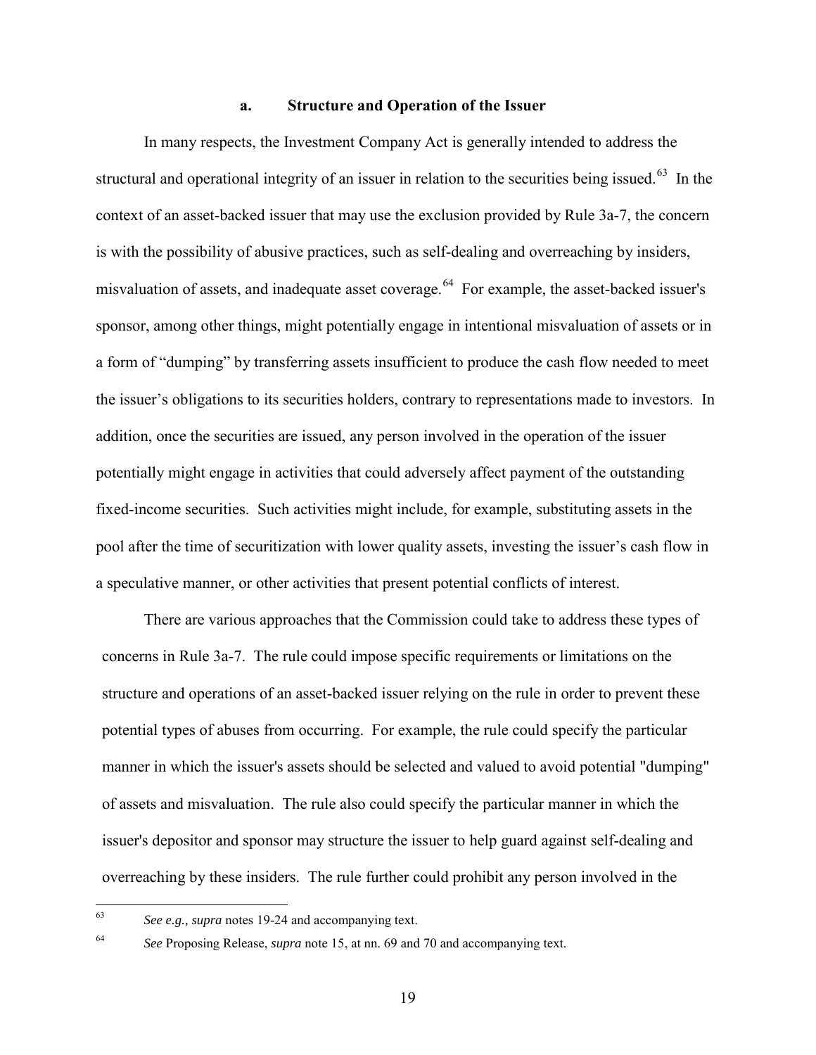### a. Structure and Operation of the Issuer

In many respects, the Investment Company Act is generally intended to address the structural and operational integrity of an issuer in relation to the securities being issued.[63] In the context of an asset-backed issuer that may use the exclusion provided by Rule 3a-7, the concern is with the possibility of abusive practices, such as self-dealing and overreaching by insiders, misvaluation of assets, and inadequate asset coverage.[64] For example, the asset-backed issuer's sponsor, among other things, might potentially engage in intentional misvaluation of assets or in a form of "dumping" by transferring assets insufficient to produce the cash flow needed to meet the issuer's obligations to its securities holders, contrary to representations made to investors. In addition, once the securities are issued, any person involved in the operation of the issuer potentially might engage in activities that could adversely affect payment of the outstanding fixed-income securities. Such activities might include, for example, substituting assets in the pool after the time of securitization with lower quality assets, investing the issuer's cash flow in a speculative manner, or other activities that present potential conflicts of interest.

There are various approaches that the Commission could take to address these types of concerns in Rule 3a-7. The rule could impose specific requirements or limitations on the structure and operations of an asset-backed issuer relying on the rule in order to prevent these potential types of abuses from occurring. For example, the rule could specify the particular manner in which the issuer's assets should be selected and valued to avoid potential "dumping" of assets and misvaluation. The rule also could specify the particular manner in which the issuer's depositor and sponsor may structure the issuer to help guard against self-dealing and overreaching by these insiders. The rule further could prohibit any person involved in the

---

[63] *See e.g., supra* notes 19-24 and accompanying text.

[64] *See* Proposing Release, *supra* note 15, at nn. 69 and 70 and accompanying text.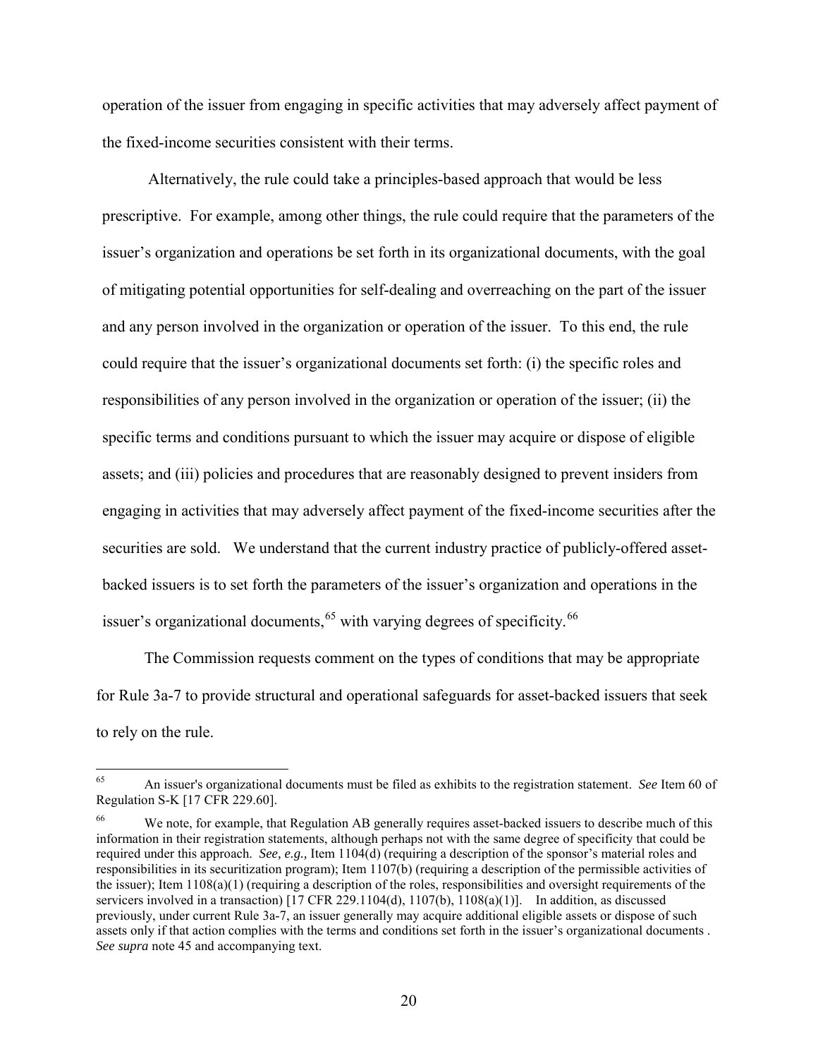operation of the issuer from engaging in specific activities that may adversely affect payment of the fixed-income securities consistent with their terms.

Alternatively, the rule could take a principles-based approach that would be less prescriptive. For example, among other things, the rule could require that the parameters of the issuer's organization and operations be set forth in its organizational documents, with the goal of mitigating potential opportunities for self-dealing and overreaching on the part of the issuer and any person involved in the organization or operation of the issuer. To this end, the rule could require that the issuer's organizational documents set forth: (i) the specific roles and responsibilities of any person involved in the organization or operation of the issuer; (ii) the specific terms and conditions pursuant to which the issuer may acquire or dispose of eligible assets; and (iii) policies and procedures that are reasonably designed to prevent insiders from engaging in activities that may adversely affect payment of the fixed-income securities after the securities are sold. We understand that the current industry practice of publicly-offered asset-backed issuers is to set forth the parameters of the issuer's organization and operations in the issuer's organizational documents,[65] with varying degrees of specificity.[66]

The Commission requests comment on the types of conditions that may be appropriate for Rule 3a-7 to provide structural and operational safeguards for asset-backed issuers that seek to rely on the rule.

---

[65] An issuer's organizational documents must be filed as exhibits to the registration statement. *See* Item 60 of Regulation S-K [17 CFR 229.60].

[66] We note, for example, that Regulation AB generally requires asset-backed issuers to describe much of this information in their registration statements, although perhaps not with the same degree of specificity that could be required under this approach. *See, e.g.,* Item 1104(d) (requiring a description of the sponsor's material roles and responsibilities in its securitization program); Item 1107(b) (requiring a description of the permissible activities of the issuer); Item 1108(a)(1) (requiring a description of the roles, responsibilities and oversight requirements of the servicers involved in a transaction) [17 CFR 229.1104(d), 1107(b), 1108(a)(1)]. In addition, as discussed previously, under current Rule 3a-7, an issuer generally may acquire additional eligible assets or dispose of such assets only if that action complies with the terms and conditions set forth in the issuer's organizational documents . *See supra* note 45 and accompanying text.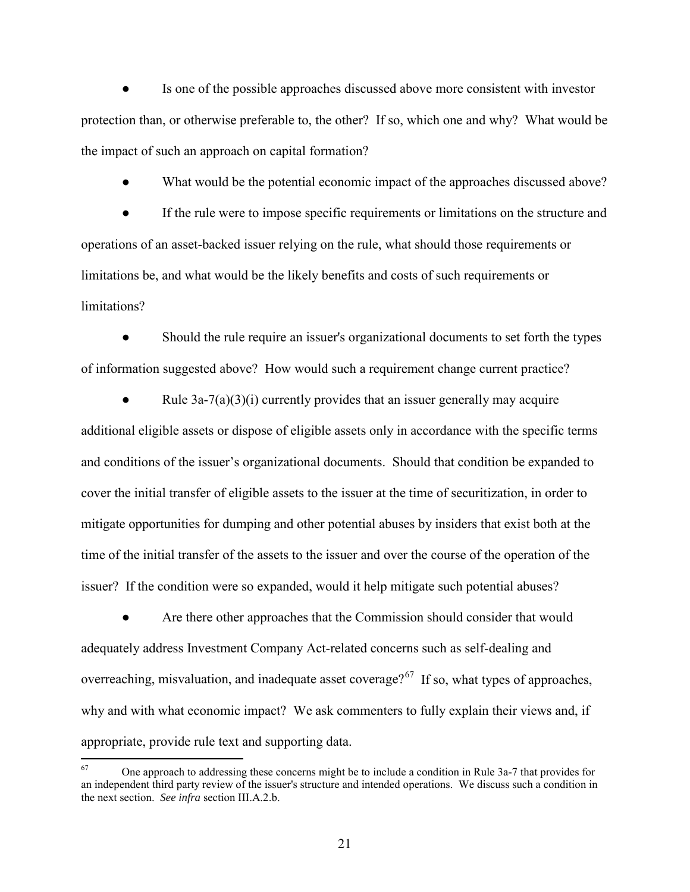- Is one of the possible approaches discussed above more consistent with investor protection than, or otherwise preferable to, the other? If so, which one and why? What would be the impact of such an approach on capital formation?

- What would be the potential economic impact of the approaches discussed above?

- If the rule were to impose specific requirements or limitations on the structure and operations of an asset-backed issuer relying on the rule, what should those requirements or limitations be, and what would be the likely benefits and costs of such requirements or limitations?

- Should the rule require an issuer's organizational documents to set forth the types of information suggested above? How would such a requirement change current practice?

- Rule 3a-7(a)(3)(i) currently provides that an issuer generally may acquire additional eligible assets or dispose of eligible assets only in accordance with the specific terms and conditions of the issuer's organizational documents. Should that condition be expanded to cover the initial transfer of eligible assets to the issuer at the time of securitization, in order to mitigate opportunities for dumping and other potential abuses by insiders that exist both at the time of the initial transfer of the assets to the issuer and over the course of the operation of the issuer? If the condition were so expanded, would it help mitigate such potential abuses?

- Are there other approaches that the Commission should consider that would adequately address Investment Company Act-related concerns such as self-dealing and overreaching, misvaluation, and inadequate asset coverage?[67] If so, what types of approaches, why and with what economic impact? We ask commenters to fully explain their views and, if appropriate, provide rule text and supporting data.

---

[67] One approach to addressing these concerns might be to include a condition in Rule 3a-7 that provides for an independent third party review of the issuer's structure and intended operations. We discuss such a condition in the next section. *See infra* section III.A.2.b.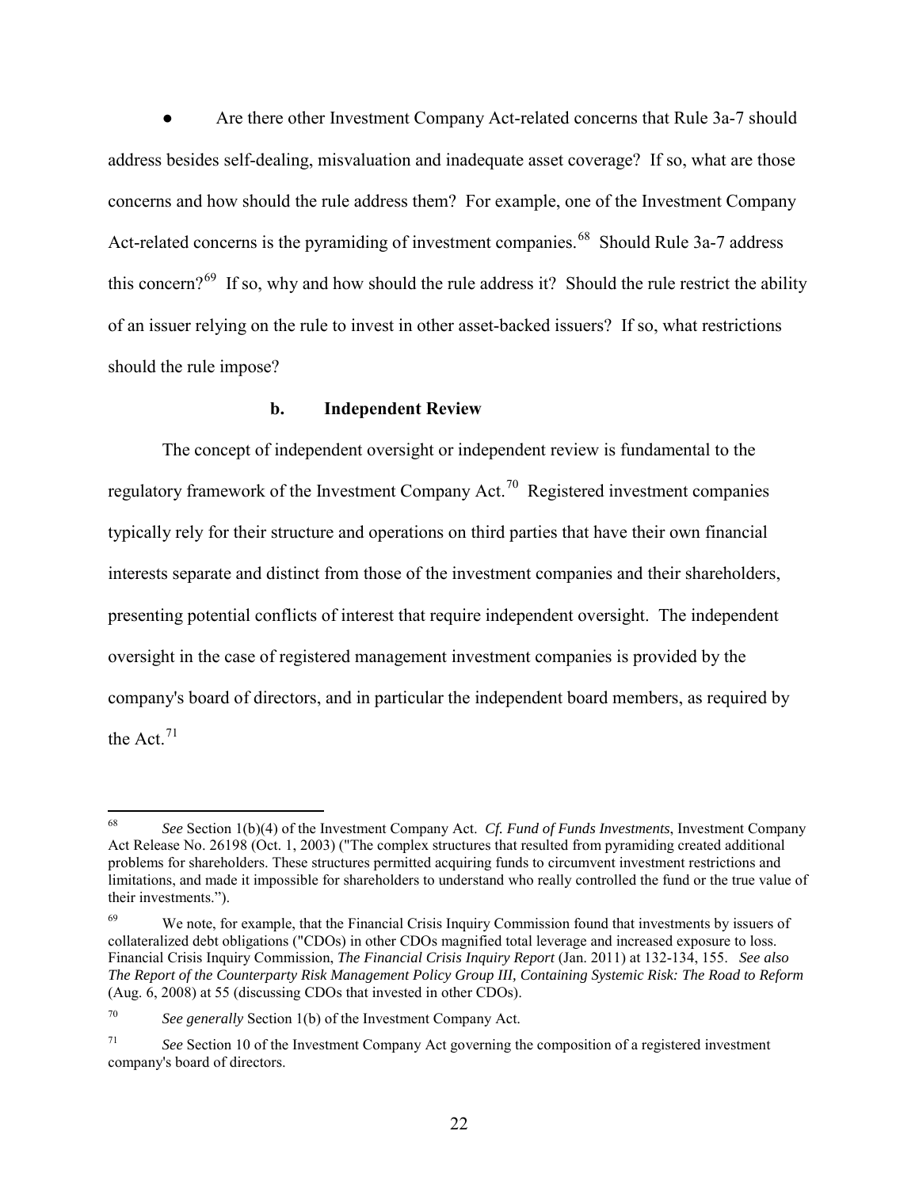- Are there other Investment Company Act-related concerns that Rule 3a-7 should address besides self-dealing, misvaluation and inadequate asset coverage? If so, what are those concerns and how should the rule address them? For example, one of the Investment Company Act-related concerns is the pyramiding of investment companies.[68] Should Rule 3a-7 address this concern?[69] If so, why and how should the rule address it? Should the rule restrict the ability of an issuer relying on the rule to invest in other asset-backed issuers? If so, what restrictions should the rule impose?

#### b. Independent Review

The concept of independent oversight or independent review is fundamental to the regulatory framework of the Investment Company Act.[70] Registered investment companies typically rely for their structure and operations on third parties that have their own financial interests separate and distinct from those of the investment companies and their shareholders, presenting potential conflicts of interest that require independent oversight. The independent oversight in the case of registered management investment companies is provided by the company's board of directors, and in particular the independent board members, as required by the Act.[71]

---

[68] *See* Section 1(b)(4) of the Investment Company Act. *Cf. Fund of Funds Investments*, Investment Company Act Release No. 26198 (Oct. 1, 2003) ("The complex structures that resulted from pyramiding created additional problems for shareholders. These structures permitted acquiring funds to circumvent investment restrictions and limitations, and made it impossible for shareholders to understand who really controlled the fund or the true value of their investments.").

[69] We note, for example, that the Financial Crisis Inquiry Commission found that investments by issuers of collateralized debt obligations ("CDOs") in other CDOs magnified total leverage and increased exposure to loss. Financial Crisis Inquiry Commission, *The Financial Crisis Inquiry Report* (Jan. 2011) at 132-134, 155. *See also The Report of the Counterparty Risk Management Policy Group III, Containing Systemic Risk: The Road to Reform* (Aug. 6, 2008) at 55 (discussing CDOs that invested in other CDOs).

[70] *See generally* Section 1(b) of the Investment Company Act.

[71] *See* Section 10 of the Investment Company Act governing the composition of a registered investment company's board of directors.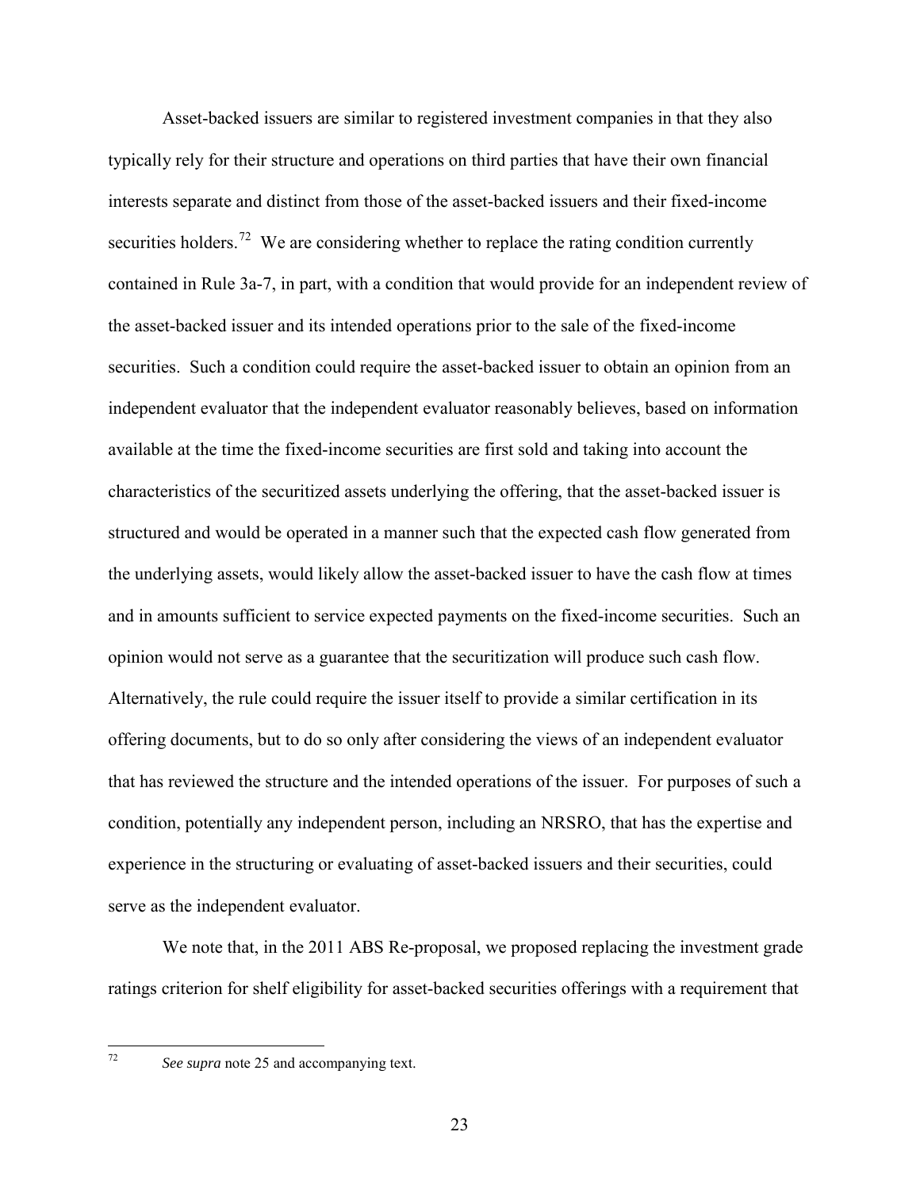Asset-backed issuers are similar to registered investment companies in that they also typically rely for their structure and operations on third parties that have their own financial interests separate and distinct from those of the asset-backed issuers and their fixed-income securities holders.[72] We are considering whether to replace the rating condition currently contained in Rule 3a-7, in part, with a condition that would provide for an independent review of the asset-backed issuer and its intended operations prior to the sale of the fixed-income securities. Such a condition could require the asset-backed issuer to obtain an opinion from an independent evaluator that the independent evaluator reasonably believes, based on information available at the time the fixed-income securities are first sold and taking into account the characteristics of the securitized assets underlying the offering, that the asset-backed issuer is structured and would be operated in a manner such that the expected cash flow generated from the underlying assets, would likely allow the asset-backed issuer to have the cash flow at times and in amounts sufficient to service expected payments on the fixed-income securities. Such an opinion would not serve as a guarantee that the securitization will produce such cash flow. Alternatively, the rule could require the issuer itself to provide a similar certification in its offering documents, but to do so only after considering the views of an independent evaluator that has reviewed the structure and the intended operations of the issuer. For purposes of such a condition, potentially any independent person, including an NRSRO, that has the expertise and experience in the structuring or evaluating of asset-backed issuers and their securities, could serve as the independent evaluator.

We note that, in the 2011 ABS Re-proposal, we proposed replacing the investment grade ratings criterion for shelf eligibility for asset-backed securities offerings with a requirement that

---

[72] *See supra* note 25 and accompanying text.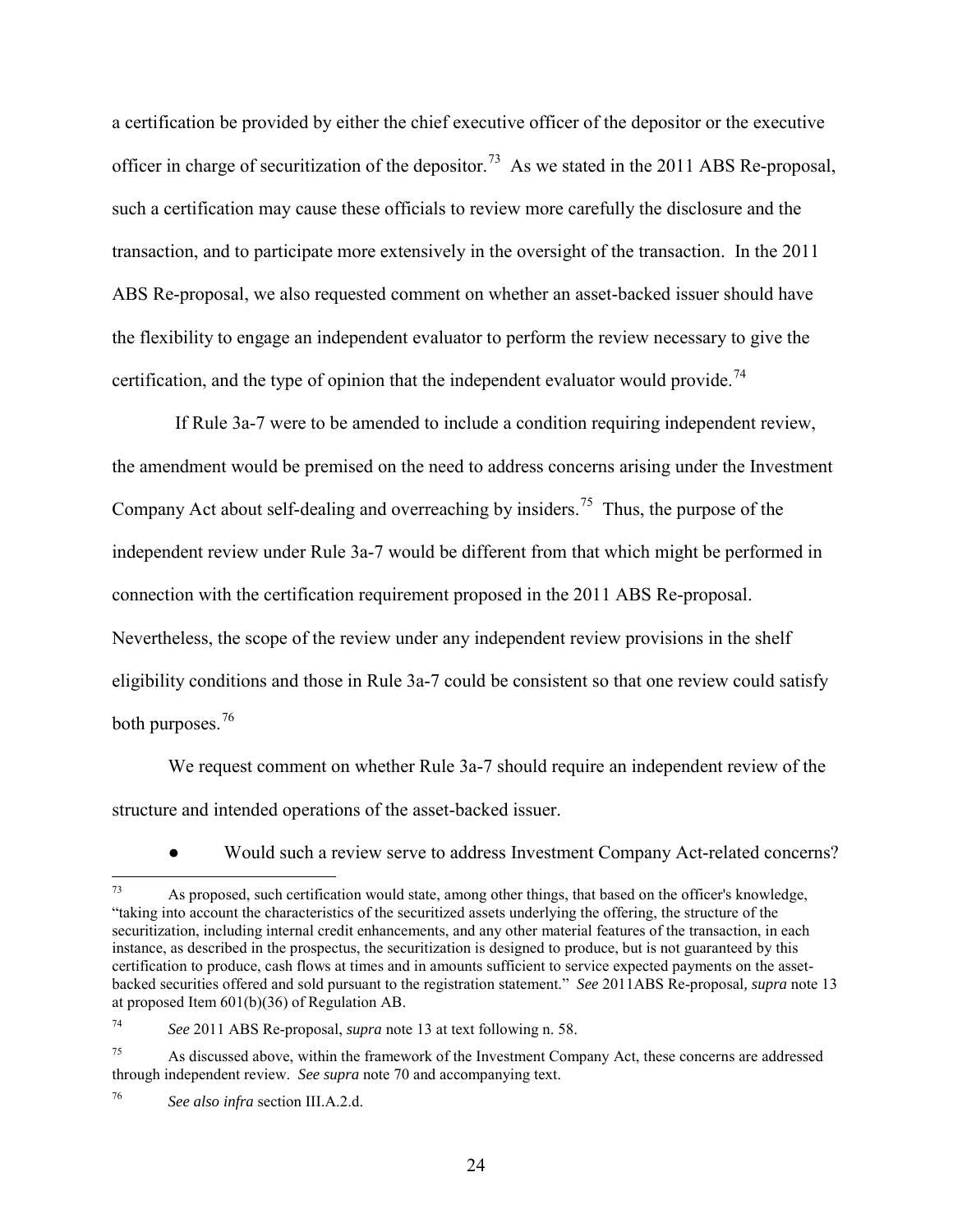a certification be provided by either the chief executive officer of the depositor or the executive officer in charge of securitization of the depositor.[73] As we stated in the 2011 ABS Re-proposal, such a certification may cause these officials to review more carefully the disclosure and the transaction, and to participate more extensively in the oversight of the transaction. In the 2011 ABS Re-proposal, we also requested comment on whether an asset-backed issuer should have the flexibility to engage an independent evaluator to perform the review necessary to give the certification, and the type of opinion that the independent evaluator would provide.[74]

If Rule 3a-7 were to be amended to include a condition requiring independent review, the amendment would be premised on the need to address concerns arising under the Investment Company Act about self-dealing and overreaching by insiders.[75] Thus, the purpose of the independent review under Rule 3a-7 would be different from that which might be performed in connection with the certification requirement proposed in the 2011 ABS Re-proposal. Nevertheless, the scope of the review under any independent review provisions in the shelf eligibility conditions and those in Rule 3a-7 could be consistent so that one review could satisfy both purposes.[76]

We request comment on whether Rule 3a-7 should require an independent review of the structure and intended operations of the asset-backed issuer.

- Would such a review serve to address Investment Company Act-related concerns?

---

[73] As proposed, such certification would state, among other things, that based on the officer's knowledge, "taking into account the characteristics of the securitized assets underlying the offering, the structure of the securitization, including internal credit enhancements, and any other material features of the transaction, in each instance, as described in the prospectus, the securitization is designed to produce, but is not guaranteed by this certification to produce, cash flows at times and in amounts sufficient to service expected payments on the asset-backed securities offered and sold pursuant to the registration statement." *See* 2011ABS Re-proposal, *supra* note 13 at proposed Item 601(b)(36) of Regulation AB.

[74] *See* 2011 ABS Re-proposal, *supra* note 13 at text following n. 58.

[75] As discussed above, within the framework of the Investment Company Act, these concerns are addressed through independent review. *See supra* note 70 and accompanying text.

[76] *See also infra* section III.A.2.d.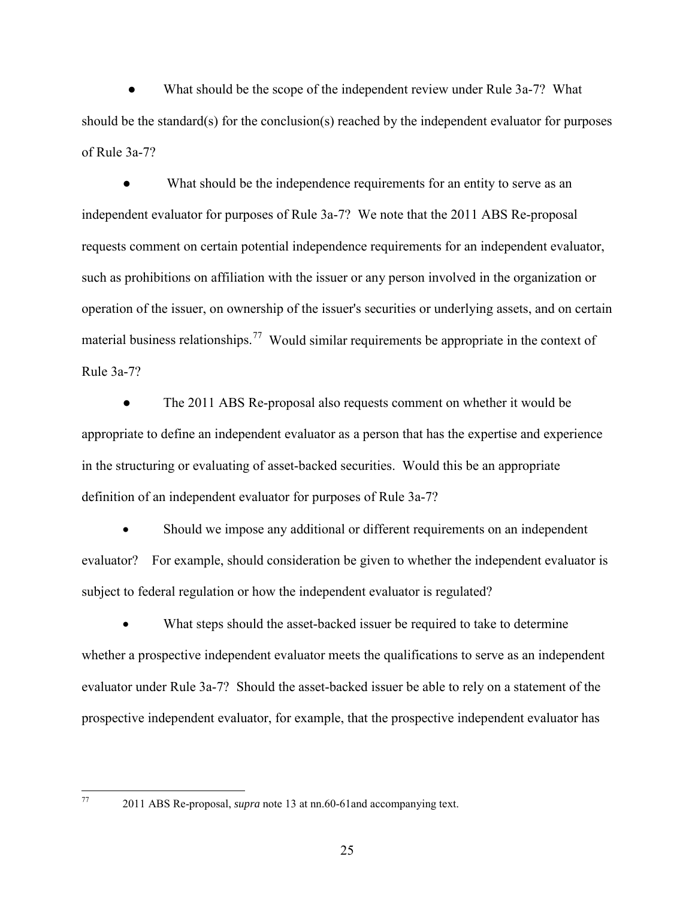- What should be the scope of the independent review under Rule 3a-7? What should be the standard(s) for the conclusion(s) reached by the independent evaluator for purposes of Rule 3a-7?

- What should be the independence requirements for an entity to serve as an independent evaluator for purposes of Rule 3a-7? We note that the 2011 ABS Re-proposal requests comment on certain potential independence requirements for an independent evaluator, such as prohibitions on affiliation with the issuer or any person involved in the organization or operation of the issuer, on ownership of the issuer's securities or underlying assets, and on certain material business relationships.[77] Would similar requirements be appropriate in the context of Rule 3a-7?

- The 2011 ABS Re-proposal also requests comment on whether it would be appropriate to define an independent evaluator as a person that has the expertise and experience in the structuring or evaluating of asset-backed securities. Would this be an appropriate definition of an independent evaluator for purposes of Rule 3a-7?

- Should we impose any additional or different requirements on an independent evaluator? For example, should consideration be given to whether the independent evaluator is subject to federal regulation or how the independent evaluator is regulated?

- What steps should the asset-backed issuer be required to take to determine whether a prospective independent evaluator meets the qualifications to serve as an independent evaluator under Rule 3a-7? Should the asset-backed issuer be able to rely on a statement of the prospective independent evaluator, for example, that the prospective independent evaluator has

---

[77] 2011 ABS Re-proposal, *supra* note 13 at nn.60-61and accompanying text.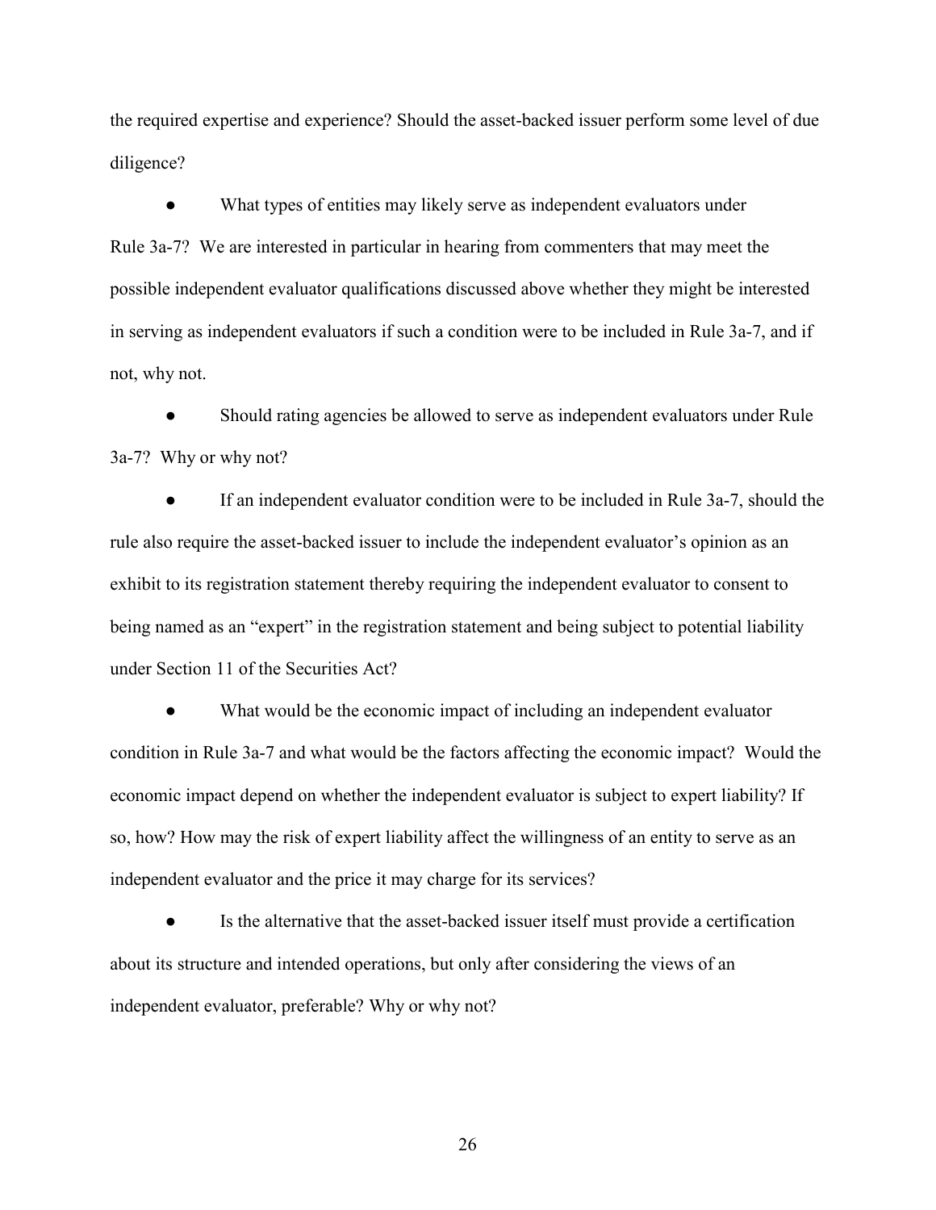the required expertise and experience? Should the asset-backed issuer perform some level of due diligence?

- What types of entities may likely serve as independent evaluators under Rule 3a-7? We are interested in particular in hearing from commenters that may meet the possible independent evaluator qualifications discussed above whether they might be interested in serving as independent evaluators if such a condition were to be included in Rule 3a-7, and if not, why not.

- Should rating agencies be allowed to serve as independent evaluators under Rule 3a-7? Why or why not?

- If an independent evaluator condition were to be included in Rule 3a-7, should the rule also require the asset-backed issuer to include the independent evaluator's opinion as an exhibit to its registration statement thereby requiring the independent evaluator to consent to being named as an "expert" in the registration statement and being subject to potential liability under Section 11 of the Securities Act?

- What would be the economic impact of including an independent evaluator condition in Rule 3a-7 and what would be the factors affecting the economic impact? Would the economic impact depend on whether the independent evaluator is subject to expert liability? If so, how? How may the risk of expert liability affect the willingness of an entity to serve as an independent evaluator and the price it may charge for its services?

- Is the alternative that the asset-backed issuer itself must provide a certification about its structure and intended operations, but only after considering the views of an independent evaluator, preferable? Why or why not?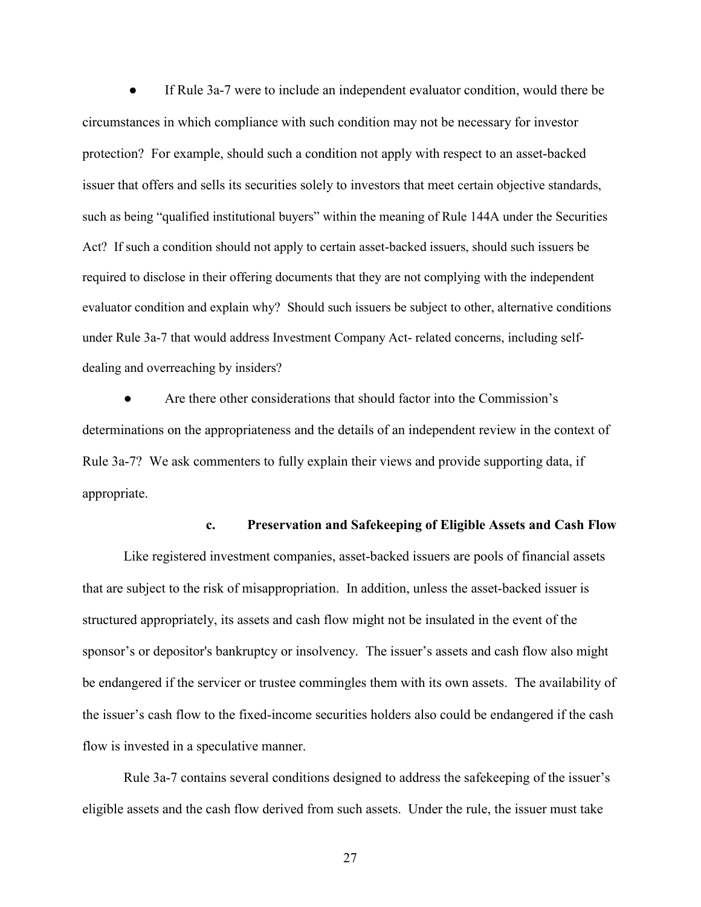- If Rule 3a-7 were to include an independent evaluator condition, would there be circumstances in which compliance with such condition may not be necessary for investor protection? For example, should such a condition not apply with respect to an asset-backed issuer that offers and sells its securities solely to investors that meet certain objective standards, such as being "qualified institutional buyers" within the meaning of Rule 144A under the Securities Act? If such a condition should not apply to certain asset-backed issuers, should such issuers be required to disclose in their offering documents that they are not complying with the independent evaluator condition and explain why? Should such issuers be subject to other, alternative conditions under Rule 3a-7 that would address Investment Company Act- related concerns, including self-dealing and overreaching by insiders?

- Are there other considerations that should factor into the Commission's determinations on the appropriateness and the details of an independent review in the context of Rule 3a-7? We ask commenters to fully explain their views and provide supporting data, if appropriate.

#### c. Preservation and Safekeeping of Eligible Assets and Cash Flow

Like registered investment companies, asset-backed issuers are pools of financial assets that are subject to the risk of misappropriation. In addition, unless the asset-backed issuer is structured appropriately, its assets and cash flow might not be insulated in the event of the sponsor's or depositor's bankruptcy or insolvency. The issuer's assets and cash flow also might be endangered if the servicer or trustee commingles them with its own assets. The availability of the issuer's cash flow to the fixed-income securities holders also could be endangered if the cash flow is invested in a speculative manner.

Rule 3a-7 contains several conditions designed to address the safekeeping of the issuer's eligible assets and the cash flow derived from such assets. Under the rule, the issuer must take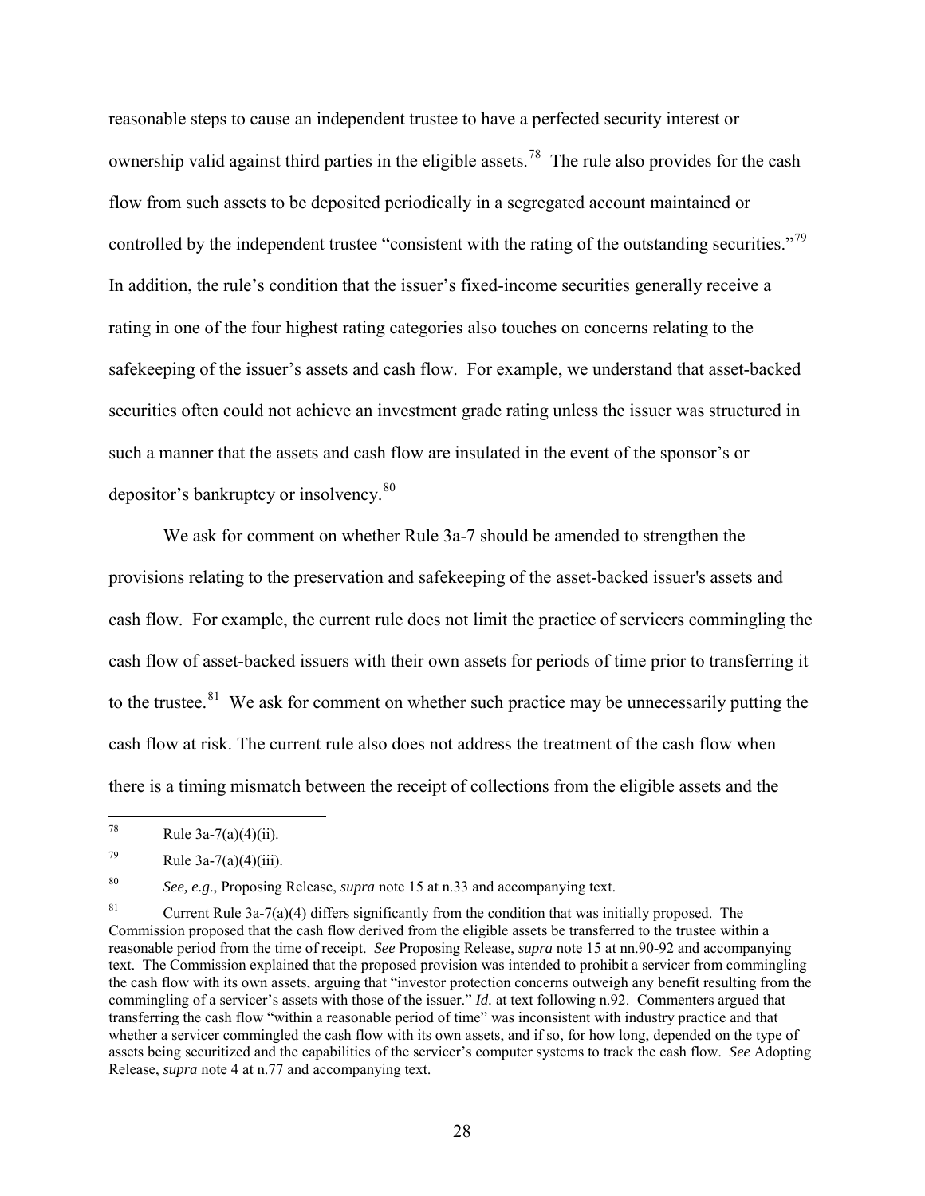reasonable steps to cause an independent trustee to have a perfected security interest or ownership valid against third parties in the eligible assets.[78] The rule also provides for the cash flow from such assets to be deposited periodically in a segregated account maintained or controlled by the independent trustee "consistent with the rating of the outstanding securities."[79] In addition, the rule's condition that the issuer's fixed-income securities generally receive a rating in one of the four highest rating categories also touches on concerns relating to the safekeeping of the issuer's assets and cash flow. For example, we understand that asset-backed securities often could not achieve an investment grade rating unless the issuer was structured in such a manner that the assets and cash flow are insulated in the event of the sponsor's or depositor's bankruptcy or insolvency.[80]

We ask for comment on whether Rule 3a-7 should be amended to strengthen the provisions relating to the preservation and safekeeping of the asset-backed issuer's assets and cash flow. For example, the current rule does not limit the practice of servicers commingling the cash flow of asset-backed issuers with their own assets for periods of time prior to transferring it to the trustee.[81] We ask for comment on whether such practice may be unnecessarily putting the cash flow at risk. The current rule also does not address the treatment of the cash flow when there is a timing mismatch between the receipt of collections from the eligible assets and the

---

[78] Rule 3a-7(a)(4)(ii).

[79] Rule 3a-7(a)(4)(iii).

[80] *See, e.g*., Proposing Release, *supra* note 15 at n.33 and accompanying text.

[81] Current Rule 3a-7(a)(4) differs significantly from the condition that was initially proposed. The Commission proposed that the cash flow derived from the eligible assets be transferred to the trustee within a reasonable period from the time of receipt. *See* Proposing Release, *supra* note 15 at nn.90-92 and accompanying text. The Commission explained that the proposed provision was intended to prohibit a servicer from commingling the cash flow with its own assets, arguing that "investor protection concerns outweigh any benefit resulting from the commingling of a servicer's assets with those of the issuer." *Id.* at text following n.92. Commenters argued that transferring the cash flow "within a reasonable period of time" was inconsistent with industry practice and that whether a servicer commingled the cash flow with its own assets, and if so, for how long, depended on the type of assets being securitized and the capabilities of the servicer's computer systems to track the cash flow. *See* Adopting Release, *supra* note 4 at n.77 and accompanying text.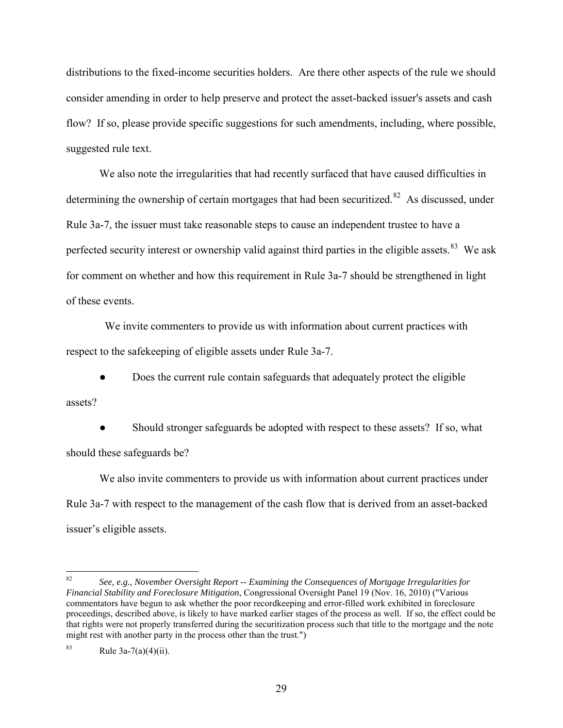distributions to the fixed-income securities holders. Are there other aspects of the rule we should consider amending in order to help preserve and protect the asset-backed issuer's assets and cash flow? If so, please provide specific suggestions for such amendments, including, where possible, suggested rule text.

We also note the irregularities that had recently surfaced that have caused difficulties in determining the ownership of certain mortgages that had been securitized.[82] As discussed, under Rule 3a-7, the issuer must take reasonable steps to cause an independent trustee to have a perfected security interest or ownership valid against third parties in the eligible assets.[83] We ask for comment on whether and how this requirement in Rule 3a-7 should be strengthened in light of these events.

We invite commenters to provide us with information about current practices with respect to the safekeeping of eligible assets under Rule 3a-7.

- Does the current rule contain safeguards that adequately protect the eligible assets?
- Should stronger safeguards be adopted with respect to these assets? If so, what should these safeguards be?

We also invite commenters to provide us with information about current practices under Rule 3a-7 with respect to the management of the cash flow that is derived from an asset-backed issuer's eligible assets.

---

[82] *See, e.g., November Oversight Report -- Examining the Consequences of Mortgage Irregularities for Financial Stability and Foreclosure Mitigation*, Congressional Oversight Panel 19 (Nov. 16, 2010) ("Various commentators have begun to ask whether the poor recordkeeping and error-filled work exhibited in foreclosure proceedings, described above, is likely to have marked earlier stages of the process as well. If so, the effect could be that rights were not properly transferred during the securitization process such that title to the mortgage and the note might rest with another party in the process other than the trust.")

[83] Rule 3a-7(a)(4)(ii).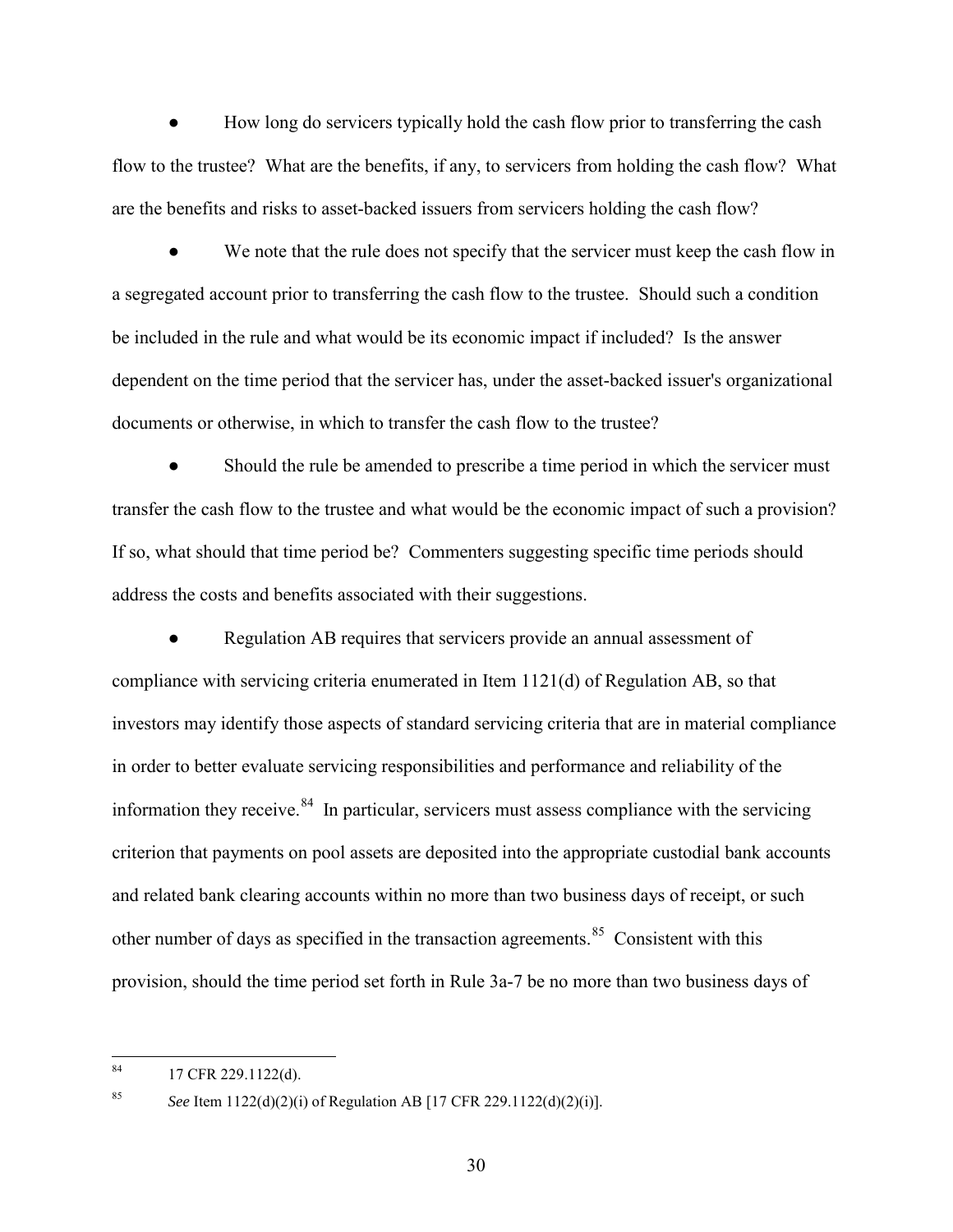- How long do servicers typically hold the cash flow prior to transferring the cash flow to the trustee? What are the benefits, if any, to servicers from holding the cash flow? What are the benefits and risks to asset-backed issuers from servicers holding the cash flow?

- We note that the rule does not specify that the servicer must keep the cash flow in a segregated account prior to transferring the cash flow to the trustee. Should such a condition be included in the rule and what would be its economic impact if included? Is the answer dependent on the time period that the servicer has, under the asset-backed issuer's organizational documents or otherwise, in which to transfer the cash flow to the trustee?

- Should the rule be amended to prescribe a time period in which the servicer must transfer the cash flow to the trustee and what would be the economic impact of such a provision? If so, what should that time period be? Commenters suggesting specific time periods should address the costs and benefits associated with their suggestions.

- Regulation AB requires that servicers provide an annual assessment of compliance with servicing criteria enumerated in Item 1121(d) of Regulation AB, so that investors may identify those aspects of standard servicing criteria that are in material compliance in order to better evaluate servicing responsibilities and performance and reliability of the information they receive.[84] In particular, servicers must assess compliance with the servicing criterion that payments on pool assets are deposited into the appropriate custodial bank accounts and related bank clearing accounts within no more than two business days of receipt, or such other number of days as specified in the transaction agreements.[85] Consistent with this provision, should the time period set forth in Rule 3a-7 be no more than two business days of

---

[84] 17 CFR 229.1122(d).

[85] *See* Item 1122(d)(2)(i) of Regulation AB [17 CFR 229.1122(d)(2)(i)].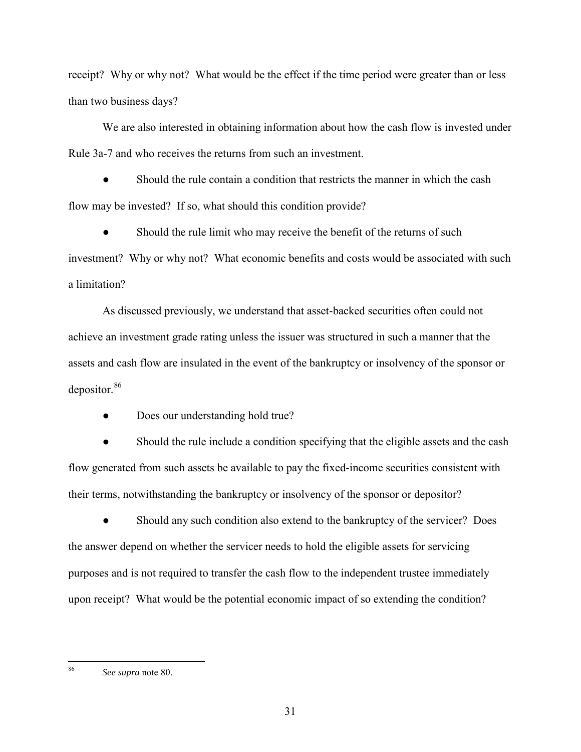receipt? Why or why not? What would be the effect if the time period were greater than or less than two business days?

We are also interested in obtaining information about how the cash flow is invested under Rule 3a-7 and who receives the returns from such an investment.

- Should the rule contain a condition that restricts the manner in which the cash flow may be invested? If so, what should this condition provide?
- Should the rule limit who may receive the benefit of the returns of such investment? Why or why not? What economic benefits and costs would be associated with such a limitation?

As discussed previously, we understand that asset-backed securities often could not achieve an investment grade rating unless the issuer was structured in such a manner that the assets and cash flow are insulated in the event of the bankruptcy or insolvency of the sponsor or depositor.[86]

- Does our understanding hold true?
- Should the rule include a condition specifying that the eligible assets and the cash flow generated from such assets be available to pay the fixed-income securities consistent with their terms, notwithstanding the bankruptcy or insolvency of the sponsor or depositor?
- Should any such condition also extend to the bankruptcy of the servicer? Does the answer depend on whether the servicer needs to hold the eligible assets for servicing purposes and is not required to transfer the cash flow to the independent trustee immediately upon receipt? What would be the potential economic impact of so extending the condition?

---

[86] *See supra* note 80.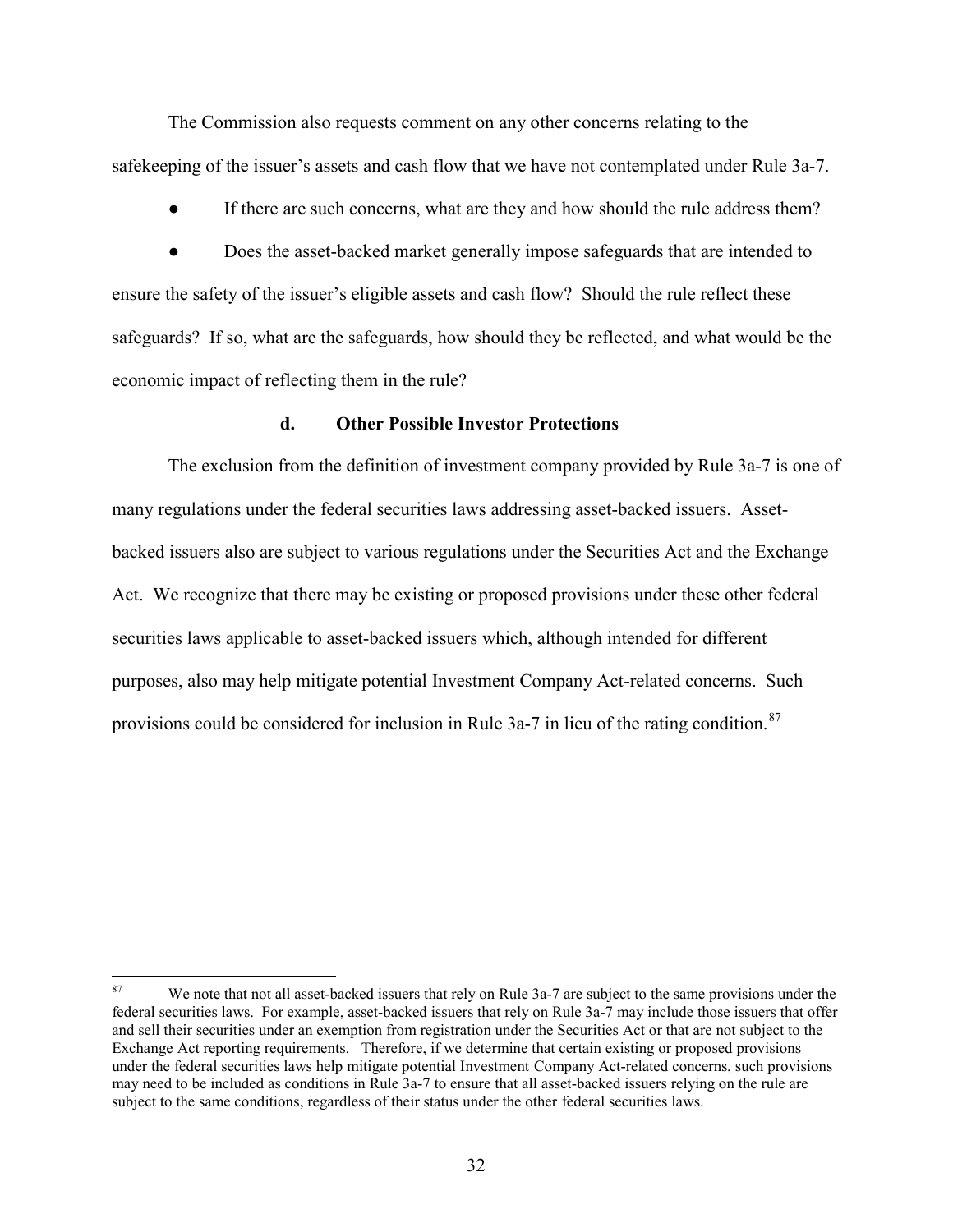The Commission also requests comment on any other concerns relating to the safekeeping of the issuer's assets and cash flow that we have not contemplated under Rule 3a-7.

- If there are such concerns, what are they and how should the rule address them?
- Does the asset-backed market generally impose safeguards that are intended to ensure the safety of the issuer's eligible assets and cash flow? Should the rule reflect these safeguards? If so, what are the safeguards, how should they be reflected, and what would be the economic impact of reflecting them in the rule?

#### d. Other Possible Investor Protections

The exclusion from the definition of investment company provided by Rule 3a-7 is one of many regulations under the federal securities laws addressing asset-backed issuers. Asset-backed issuers also are subject to various regulations under the Securities Act and the Exchange Act. We recognize that there may be existing or proposed provisions under these other federal securities laws applicable to asset-backed issuers which, although intended for different purposes, also may help mitigate potential Investment Company Act-related concerns. Such provisions could be considered for inclusion in Rule 3a-7 in lieu of the rating condition.[87]

---

[87] We note that not all asset-backed issuers that rely on Rule 3a-7 are subject to the same provisions under the federal securities laws. For example, asset-backed issuers that rely on Rule 3a-7 may include those issuers that offer and sell their securities under an exemption from registration under the Securities Act or that are not subject to the Exchange Act reporting requirements. Therefore, if we determine that certain existing or proposed provisions under the federal securities laws help mitigate potential Investment Company Act-related concerns, such provisions may need to be included as conditions in Rule 3a-7 to ensure that all asset-backed issuers relying on the rule are subject to the same conditions, regardless of their status under the other federal securities laws.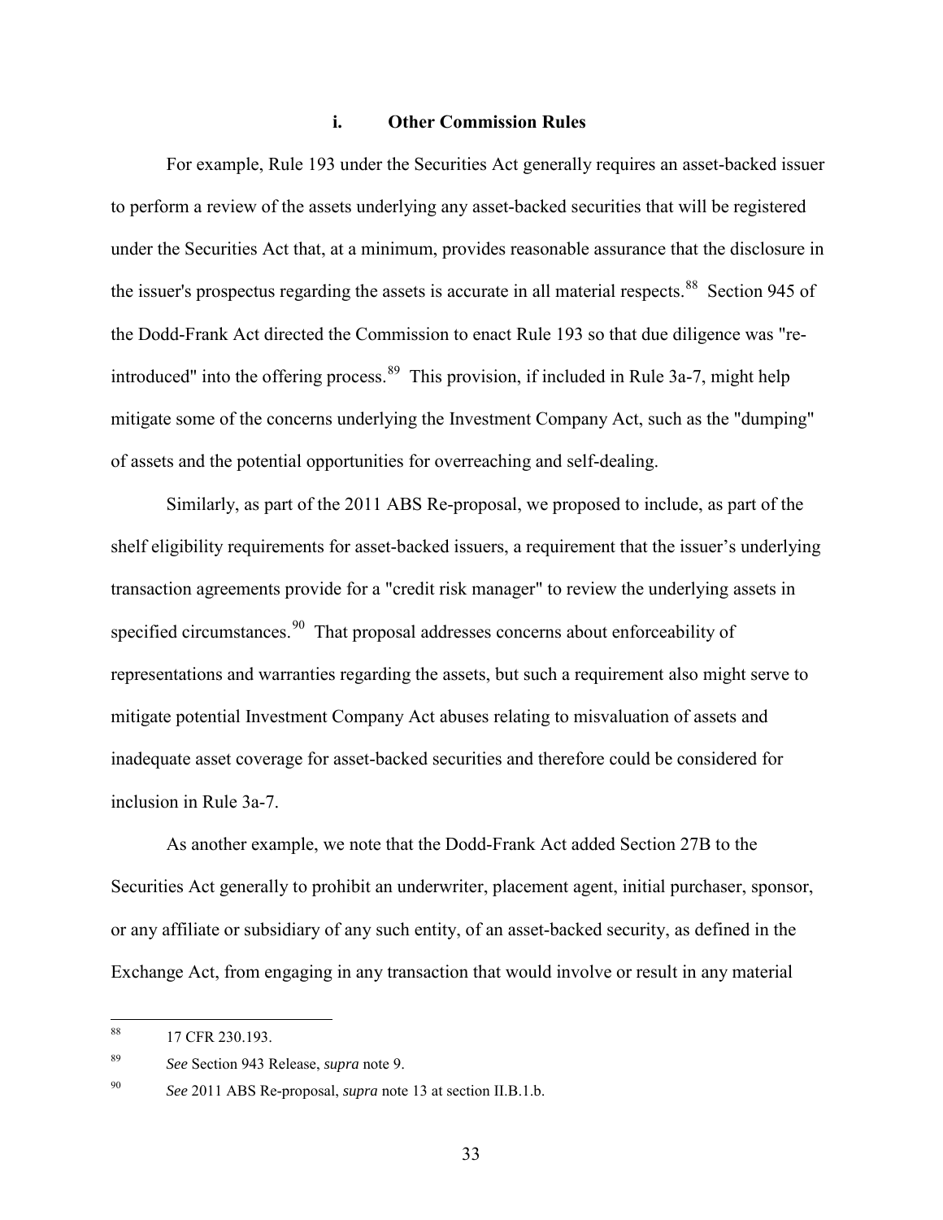### i. Other Commission Rules

For example, Rule 193 under the Securities Act generally requires an asset-backed issuer to perform a review of the assets underlying any asset-backed securities that will be registered under the Securities Act that, at a minimum, provides reasonable assurance that the disclosure in the issuer's prospectus regarding the assets is accurate in all material respects.[88] Section 945 of the Dodd-Frank Act directed the Commission to enact Rule 193 so that due diligence was "re-introduced" into the offering process.[89] This provision, if included in Rule 3a-7, might help mitigate some of the concerns underlying the Investment Company Act, such as the "dumping" of assets and the potential opportunities for overreaching and self-dealing.

Similarly, as part of the 2011 ABS Re-proposal, we proposed to include, as part of the shelf eligibility requirements for asset-backed issuers, a requirement that the issuer's underlying transaction agreements provide for a "credit risk manager" to review the underlying assets in specified circumstances.[90] That proposal addresses concerns about enforceability of representations and warranties regarding the assets, but such a requirement also might serve to mitigate potential Investment Company Act abuses relating to misvaluation of assets and inadequate asset coverage for asset-backed securities and therefore could be considered for inclusion in Rule 3a-7.

As another example, we note that the Dodd-Frank Act added Section 27B to the Securities Act generally to prohibit an underwriter, placement agent, initial purchaser, sponsor, or any affiliate or subsidiary of any such entity, of an asset-backed security, as defined in the Exchange Act, from engaging in any transaction that would involve or result in any material

---

[88] 17 CFR 230.193.

[89] *See* Section 943 Release, *supra* note 9.

[90] *See* 2011 ABS Re-proposal, *supra* note 13 at section II.B.1.b.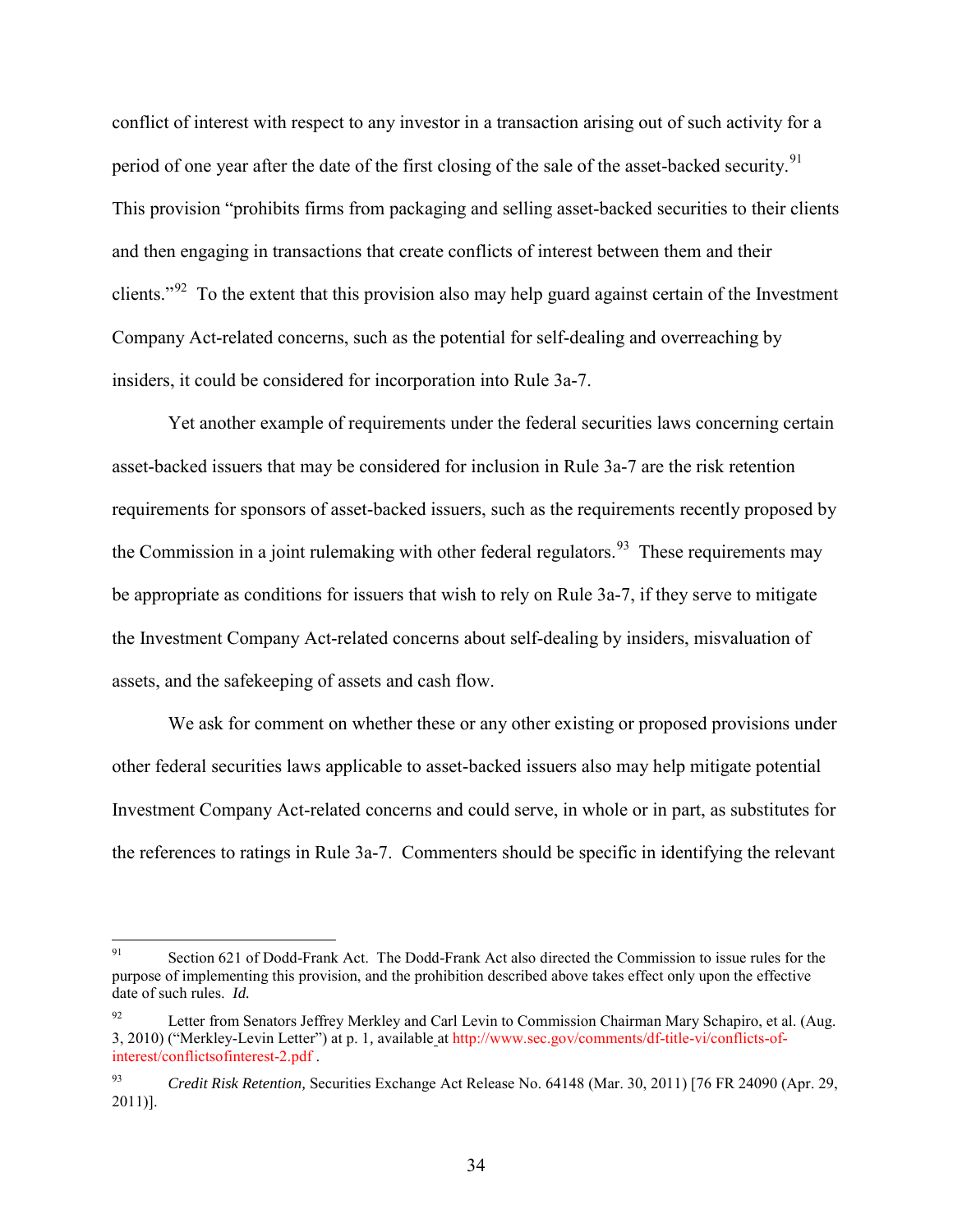conflict of interest with respect to any investor in a transaction arising out of such activity for a period of one year after the date of the first closing of the sale of the asset-backed security.[91] This provision "prohibits firms from packaging and selling asset-backed securities to their clients and then engaging in transactions that create conflicts of interest between them and their clients."[92] To the extent that this provision also may help guard against certain of the Investment Company Act-related concerns, such as the potential for self-dealing and overreaching by insiders, it could be considered for incorporation into Rule 3a-7.

Yet another example of requirements under the federal securities laws concerning certain asset-backed issuers that may be considered for inclusion in Rule 3a-7 are the risk retention requirements for sponsors of asset-backed issuers, such as the requirements recently proposed by the Commission in a joint rulemaking with other federal regulators.[93] These requirements may be appropriate as conditions for issuers that wish to rely on Rule 3a-7, if they serve to mitigate the Investment Company Act-related concerns about self-dealing by insiders, misvaluation of assets, and the safekeeping of assets and cash flow.

We ask for comment on whether these or any other existing or proposed provisions under other federal securities laws applicable to asset-backed issuers also may help mitigate potential Investment Company Act-related concerns and could serve, in whole or in part, as substitutes for the references to ratings in Rule 3a-7. Commenters should be specific in identifying the relevant

---

[91] Section 621 of Dodd-Frank Act. The Dodd-Frank Act also directed the Commission to issue rules for the purpose of implementing this provision, and the prohibition described above takes effect only upon the effective date of such rules. *Id.*

[92] Letter from Senators Jeffrey Merkley and Carl Levin to Commission Chairman Mary Schapiro, et al. (Aug. 3, 2010) ("Merkley-Levin Letter") at p. 1, available at http://www.sec.gov/comments/df-title-vi/conflicts-of-interest/conflictsofinterest-2.pdf .

[93] *Credit Risk Retention,* Securities Exchange Act Release No. 64148 (Mar. 30, 2011) [76 FR 24090 (Apr. 29, 2011)].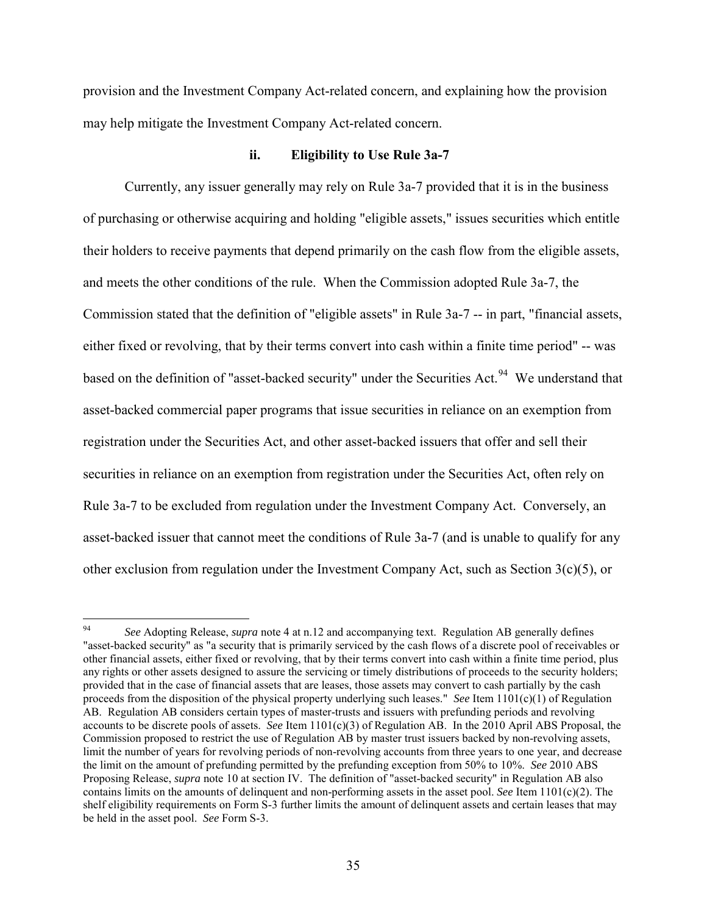provision and the Investment Company Act-related concern, and explaining how the provision may help mitigate the Investment Company Act-related concern.

### ii. Eligibility to Use Rule 3a-7

Currently, any issuer generally may rely on Rule 3a-7 provided that it is in the business of purchasing or otherwise acquiring and holding "eligible assets," issues securities which entitle their holders to receive payments that depend primarily on the cash flow from the eligible assets, and meets the other conditions of the rule. When the Commission adopted Rule 3a-7, the Commission stated that the definition of "eligible assets" in Rule 3a-7 -- in part, "financial assets, either fixed or revolving, that by their terms convert into cash within a finite time period" -- was based on the definition of "asset-backed security" under the Securities Act.[94] We understand that asset-backed commercial paper programs that issue securities in reliance on an exemption from registration under the Securities Act, and other asset-backed issuers that offer and sell their securities in reliance on an exemption from registration under the Securities Act, often rely on Rule 3a-7 to be excluded from regulation under the Investment Company Act. Conversely, an asset-backed issuer that cannot meet the conditions of Rule 3a-7 (and is unable to qualify for any other exclusion from regulation under the Investment Company Act, such as Section 3(c)(5), or

---

[94] *See* Adopting Release, *supra* note 4 at n.12 and accompanying text. Regulation AB generally defines "asset-backed security" as "a security that is primarily serviced by the cash flows of a discrete pool of receivables or other financial assets, either fixed or revolving, that by their terms convert into cash within a finite time period, plus any rights or other assets designed to assure the servicing or timely distributions of proceeds to the security holders; provided that in the case of financial assets that are leases, those assets may convert to cash partially by the cash proceeds from the disposition of the physical property underlying such leases." *See* Item 1101(c)(1) of Regulation AB. Regulation AB considers certain types of master-trusts and issuers with prefunding periods and revolving accounts to be discrete pools of assets. *See* Item 1101(c)(3) of Regulation AB. In the 2010 April ABS Proposal, the Commission proposed to restrict the use of Regulation AB by master trust issuers backed by non-revolving assets, limit the number of years for revolving periods of non-revolving accounts from three years to one year, and decrease the limit on the amount of prefunding permitted by the prefunding exception from 50% to 10%. *See* 2010 ABS Proposing Release, *supra* note 10 at section IV. The definition of "asset-backed security" in Regulation AB also contains limits on the amounts of delinquent and non-performing assets in the asset pool. *See* Item 1101(c)(2). The shelf eligibility requirements on Form S-3 further limits the amount of delinquent assets and certain leases that may be held in the asset pool. *See* Form S-3.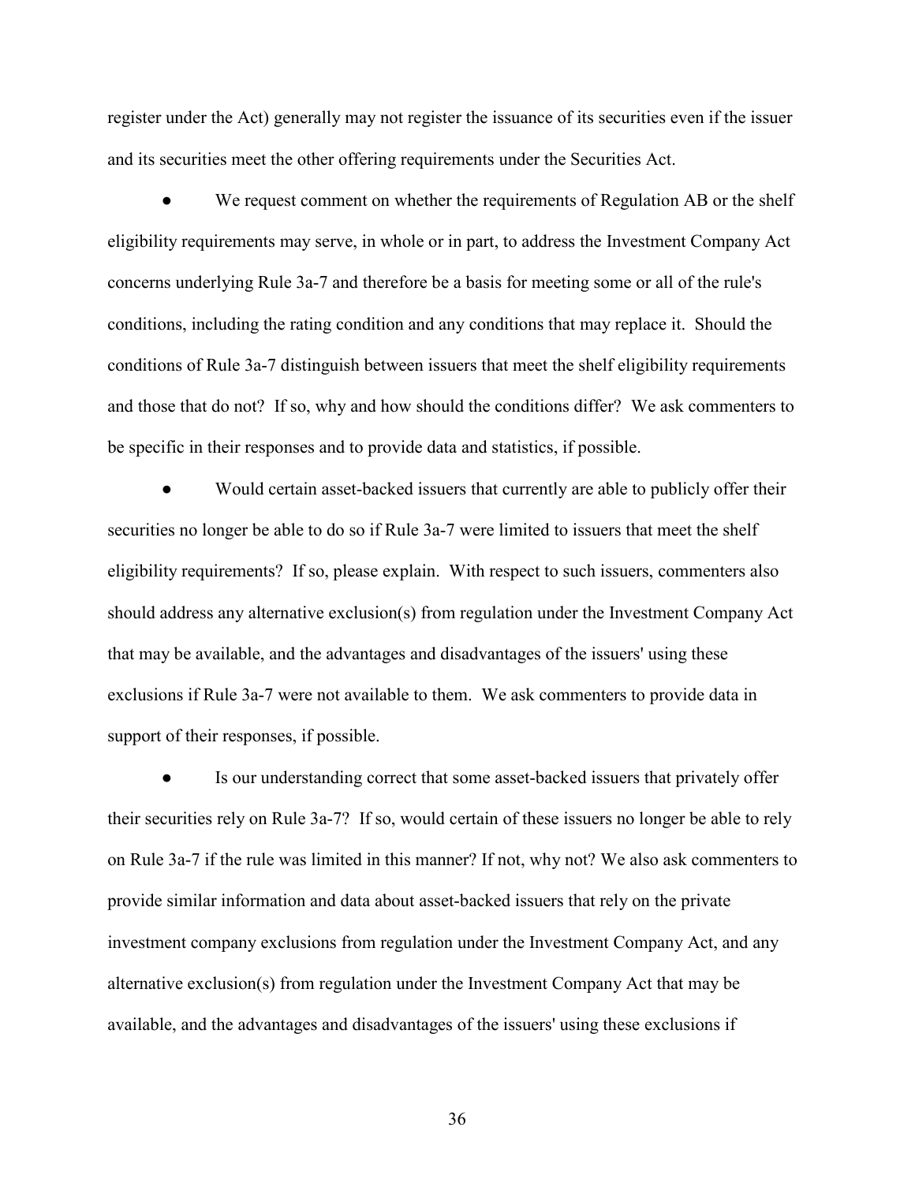register under the Act) generally may not register the issuance of its securities even if the issuer and its securities meet the other offering requirements under the Securities Act.

- We request comment on whether the requirements of Regulation AB or the shelf eligibility requirements may serve, in whole or in part, to address the Investment Company Act concerns underlying Rule 3a-7 and therefore be a basis for meeting some or all of the rule's conditions, including the rating condition and any conditions that may replace it. Should the conditions of Rule 3a-7 distinguish between issuers that meet the shelf eligibility requirements and those that do not? If so, why and how should the conditions differ? We ask commenters to be specific in their responses and to provide data and statistics, if possible.

- Would certain asset-backed issuers that currently are able to publicly offer their securities no longer be able to do so if Rule 3a-7 were limited to issuers that meet the shelf eligibility requirements? If so, please explain. With respect to such issuers, commenters also should address any alternative exclusion(s) from regulation under the Investment Company Act that may be available, and the advantages and disadvantages of the issuers' using these exclusions if Rule 3a-7 were not available to them. We ask commenters to provide data in support of their responses, if possible.

- Is our understanding correct that some asset-backed issuers that privately offer their securities rely on Rule 3a-7? If so, would certain of these issuers no longer be able to rely on Rule 3a-7 if the rule was limited in this manner? If not, why not? We also ask commenters to provide similar information and data about asset-backed issuers that rely on the private investment company exclusions from regulation under the Investment Company Act, and any alternative exclusion(s) from regulation under the Investment Company Act that may be available, and the advantages and disadvantages of the issuers' using these exclusions if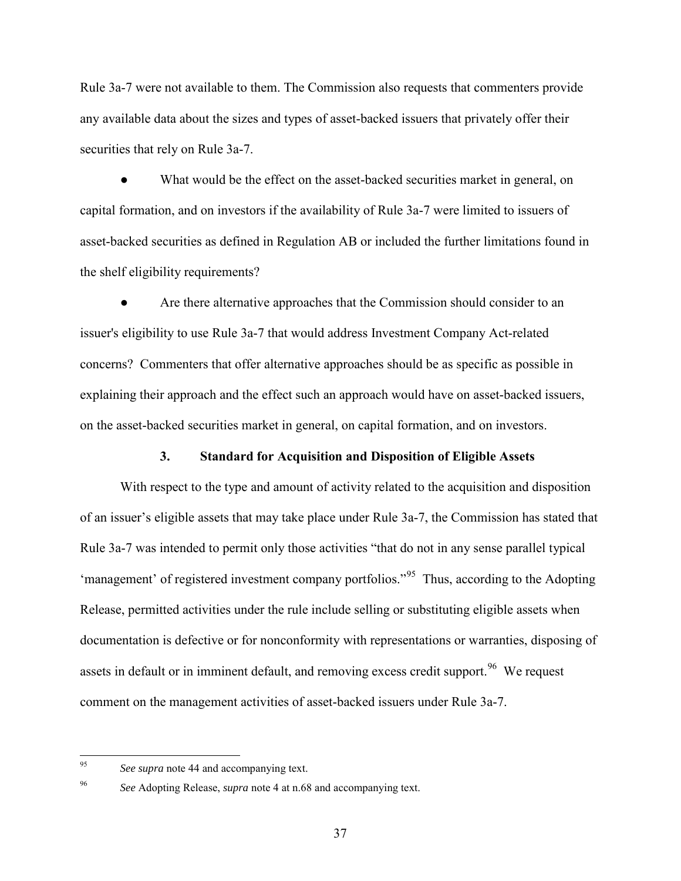Rule 3a-7 were not available to them. The Commission also requests that commenters provide any available data about the sizes and types of asset-backed issuers that privately offer their securities that rely on Rule 3a-7.

- What would be the effect on the asset-backed securities market in general, on capital formation, and on investors if the availability of Rule 3a-7 were limited to issuers of asset-backed securities as defined in Regulation AB or included the further limitations found in the shelf eligibility requirements?

- Are there alternative approaches that the Commission should consider to an issuer's eligibility to use Rule 3a-7 that would address Investment Company Act-related concerns? Commenters that offer alternative approaches should be as specific as possible in explaining their approach and the effect such an approach would have on asset-backed issuers, on the asset-backed securities market in general, on capital formation, and on investors.

### 3. Standard for Acquisition and Disposition of Eligible Assets

With respect to the type and amount of activity related to the acquisition and disposition of an issuer's eligible assets that may take place under Rule 3a-7, the Commission has stated that Rule 3a-7 was intended to permit only those activities "that do not in any sense parallel typical 'management' of registered investment company portfolios."[95] Thus, according to the Adopting Release, permitted activities under the rule include selling or substituting eligible assets when documentation is defective or for nonconformity with representations or warranties, disposing of assets in default or in imminent default, and removing excess credit support.[96] We request comment on the management activities of asset-backed issuers under Rule 3a-7.

---

[95] *See supra* note 44 and accompanying text.

[96] *See* Adopting Release, *supra* note 4 at n.68 and accompanying text.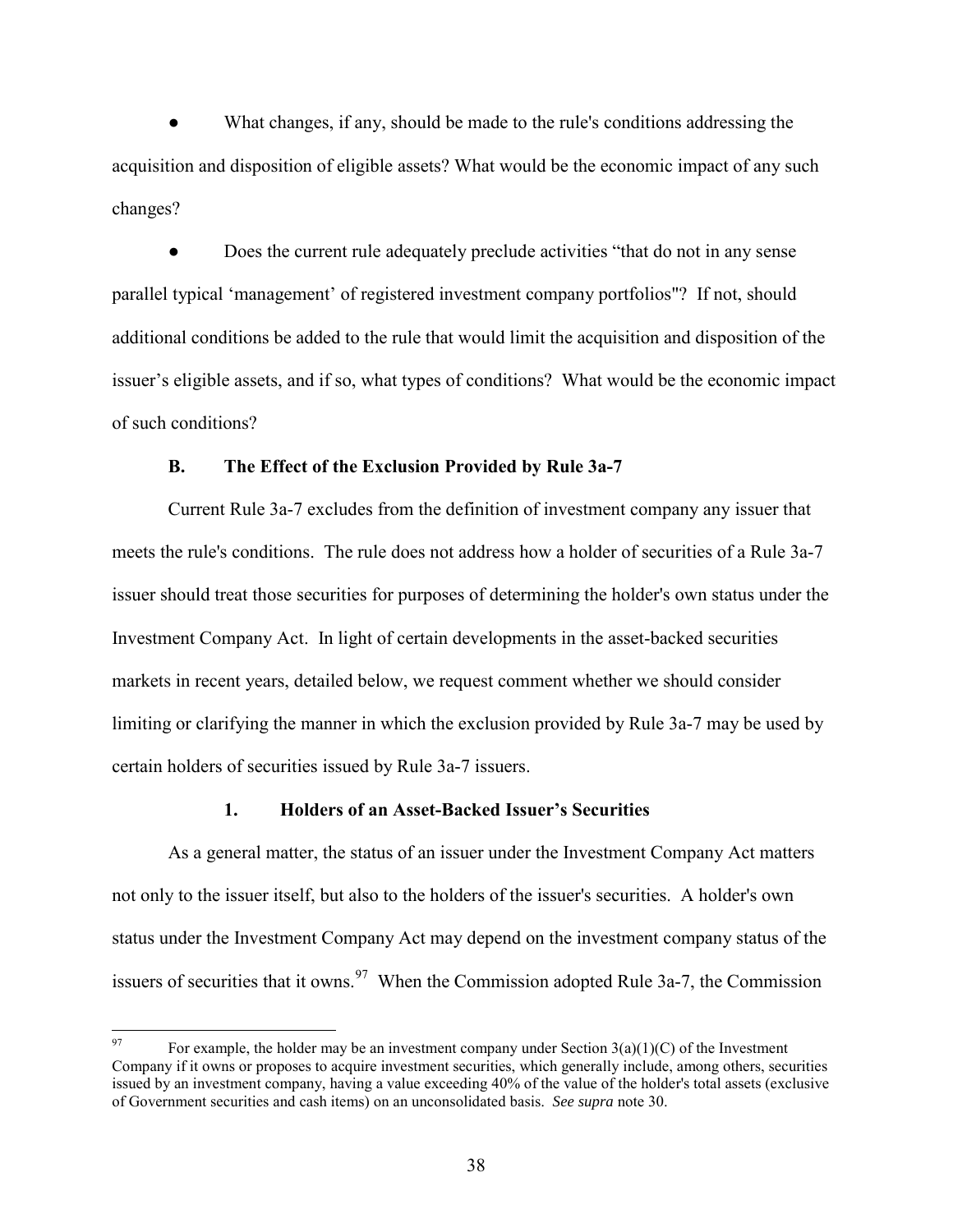- What changes, if any, should be made to the rule's conditions addressing the acquisition and disposition of eligible assets? What would be the economic impact of any such changes?

- Does the current rule adequately preclude activities "that do not in any sense parallel typical 'management' of registered investment company portfolios"? If not, should additional conditions be added to the rule that would limit the acquisition and disposition of the issuer's eligible assets, and if so, what types of conditions? What would be the economic impact of such conditions?

### B. The Effect of the Exclusion Provided by Rule 3a-7

Current Rule 3a-7 excludes from the definition of investment company any issuer that meets the rule's conditions. The rule does not address how a holder of securities of a Rule 3a-7 issuer should treat those securities for purposes of determining the holder's own status under the Investment Company Act. In light of certain developments in the asset-backed securities markets in recent years, detailed below, we request comment whether we should consider limiting or clarifying the manner in which the exclusion provided by Rule 3a-7 may be used by certain holders of securities issued by Rule 3a-7 issuers.

#### 1. Holders of an Asset-Backed Issuer's Securities

As a general matter, the status of an issuer under the Investment Company Act matters not only to the issuer itself, but also to the holders of the issuer's securities. A holder's own status under the Investment Company Act may depend on the investment company status of the issuers of securities that it owns.[97] When the Commission adopted Rule 3a-7, the Commission

---

[97] For example, the holder may be an investment company under Section 3(a)(1)(C) of the Investment Company if it owns or proposes to acquire investment securities, which generally include, among others, securities issued by an investment company, having a value exceeding 40% of the value of the holder's total assets (exclusive of Government securities and cash items) on an unconsolidated basis. *See supra* note 30.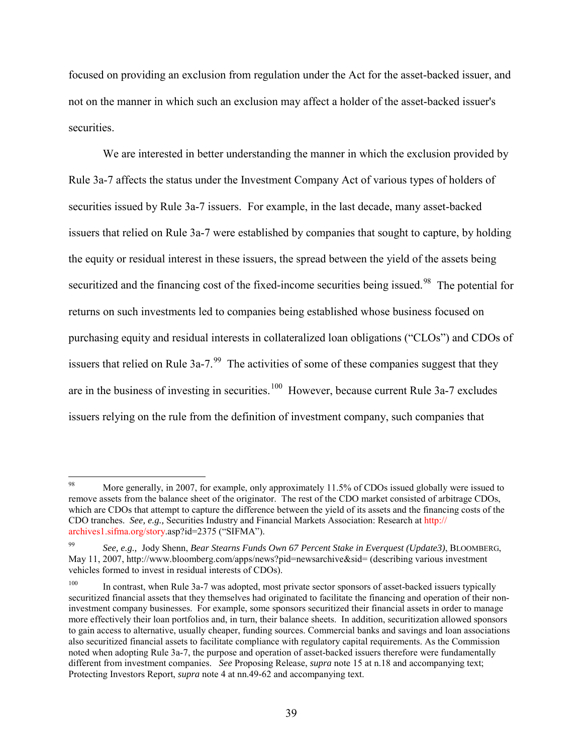focused on providing an exclusion from regulation under the Act for the asset-backed issuer, and not on the manner in which such an exclusion may affect a holder of the asset-backed issuer's securities.

We are interested in better understanding the manner in which the exclusion provided by Rule 3a-7 affects the status under the Investment Company Act of various types of holders of securities issued by Rule 3a-7 issuers. For example, in the last decade, many asset-backed issuers that relied on Rule 3a-7 were established by companies that sought to capture, by holding the equity or residual interest in these issuers, the spread between the yield of the assets being securitized and the financing cost of the fixed-income securities being issued.[98] The potential for returns on such investments led to companies being established whose business focused on purchasing equity and residual interests in collateralized loan obligations ("CLOs") and CDOs of issuers that relied on Rule 3a-7.[99] The activities of some of these companies suggest that they are in the business of investing in securities.[100] However, because current Rule 3a-7 excludes issuers relying on the rule from the definition of investment company, such companies that

---

[98] More generally, in 2007, for example, only approximately 11.5% of CDOs issued globally were issued to remove assets from the balance sheet of the originator. The rest of the CDO market consisted of arbitrage CDOs, which are CDOs that attempt to capture the difference between the yield of its assets and the financing costs of the CDO tranches. *See, e.g.,* Securities Industry and Financial Markets Association: Research at http://archives1.sifma.org/story.asp?id=2375 ("SIFMA").

[99] *See, e.g.,* Jody Shenn, *Bear Stearns Funds Own 67 Percent Stake in Everquest (Update3)*, BLOOMBERG, May 11, 2007, http://www.bloomberg.com/apps/news?pid=newsarchive&sid= (describing various investment vehicles formed to invest in residual interests of CDOs).

[100] In contrast, when Rule 3a-7 was adopted, most private sector sponsors of asset-backed issuers typically securitized financial assets that they themselves had originated to facilitate the financing and operation of their non-investment company businesses. For example, some sponsors securitized their financial assets in order to manage more effectively their loan portfolios and, in turn, their balance sheets. In addition, securitization allowed sponsors to gain access to alternative, usually cheaper, funding sources. Commercial banks and savings and loan associations also securitized financial assets to facilitate compliance with regulatory capital requirements. As the Commission noted when adopting Rule 3a-7, the purpose and operation of asset-backed issuers therefore were fundamentally different from investment companies. *See* Proposing Release, *supra* note 15 at n.18 and accompanying text; Protecting Investors Report, *supra* note 4 at nn.49-62 and accompanying text.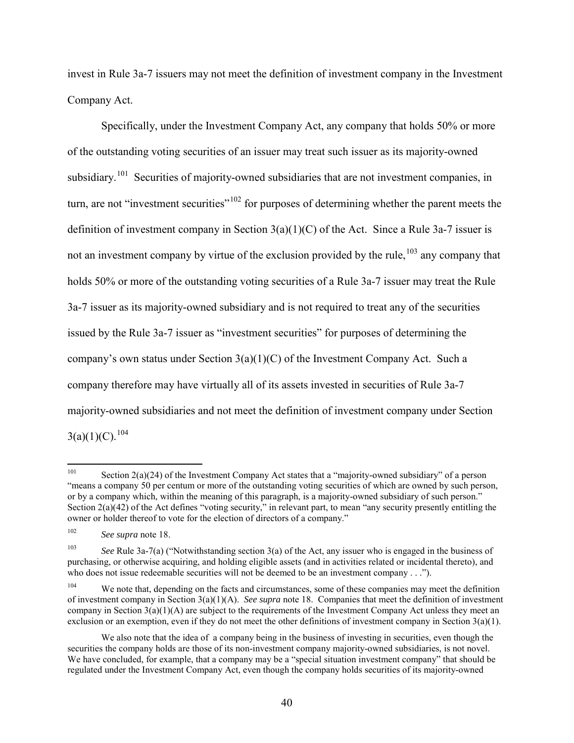invest in Rule 3a-7 issuers may not meet the definition of investment company in the Investment Company Act.

Specifically, under the Investment Company Act, any company that holds 50% or more of the outstanding voting securities of an issuer may treat such issuer as its majority-owned subsidiary.[101] Securities of majority-owned subsidiaries that are not investment companies, in turn, are not "investment securities"[102] for purposes of determining whether the parent meets the definition of investment company in Section 3(a)(1)(C) of the Act. Since a Rule 3a-7 issuer is not an investment company by virtue of the exclusion provided by the rule,[103] any company that holds 50% or more of the outstanding voting securities of a Rule 3a-7 issuer may treat the Rule 3a-7 issuer as its majority-owned subsidiary and is not required to treat any of the securities issued by the Rule 3a-7 issuer as "investment securities" for purposes of determining the company's own status under Section 3(a)(1)(C) of the Investment Company Act. Such a company therefore may have virtually all of its assets invested in securities of Rule 3a-7 majority-owned subsidiaries and not meet the definition of investment company under Section 3(a)(1)(C).[104]

---

[101] Section 2(a)(24) of the Investment Company Act states that a "majority-owned subsidiary" of a person "means a company 50 per centum or more of the outstanding voting securities of which are owned by such person, or by a company which, within the meaning of this paragraph, is a majority-owned subsidiary of such person." Section 2(a)(42) of the Act defines "voting security," in relevant part, to mean "any security presently entitling the owner or holder thereof to vote for the election of directors of a company."

[102] *See supra* note 18.

[103] *See* Rule 3a-7(a) ("Notwithstanding section 3(a) of the Act, any issuer who is engaged in the business of purchasing, or otherwise acquiring, and holding eligible assets (and in activities related or incidental thereto), and who does not issue redeemable securities will not be deemed to be an investment company . . .").

[104] We note that, depending on the facts and circumstances, some of these companies may meet the definition of investment company in Section 3(a)(1)(A). *See supra* note 18. Companies that meet the definition of investment company in Section 3(a)(1)(A) are subject to the requirements of the Investment Company Act unless they meet an exclusion or an exemption, even if they do not meet the other definitions of investment company in Section 3(a)(1).

We also note that the idea of a company being in the business of investing in securities, even though the securities the company holds are those of its non-investment company majority-owned subsidiaries, is not novel. We have concluded, for example, that a company may be a "special situation investment company" that should be regulated under the Investment Company Act, even though the company holds securities of its majority-owned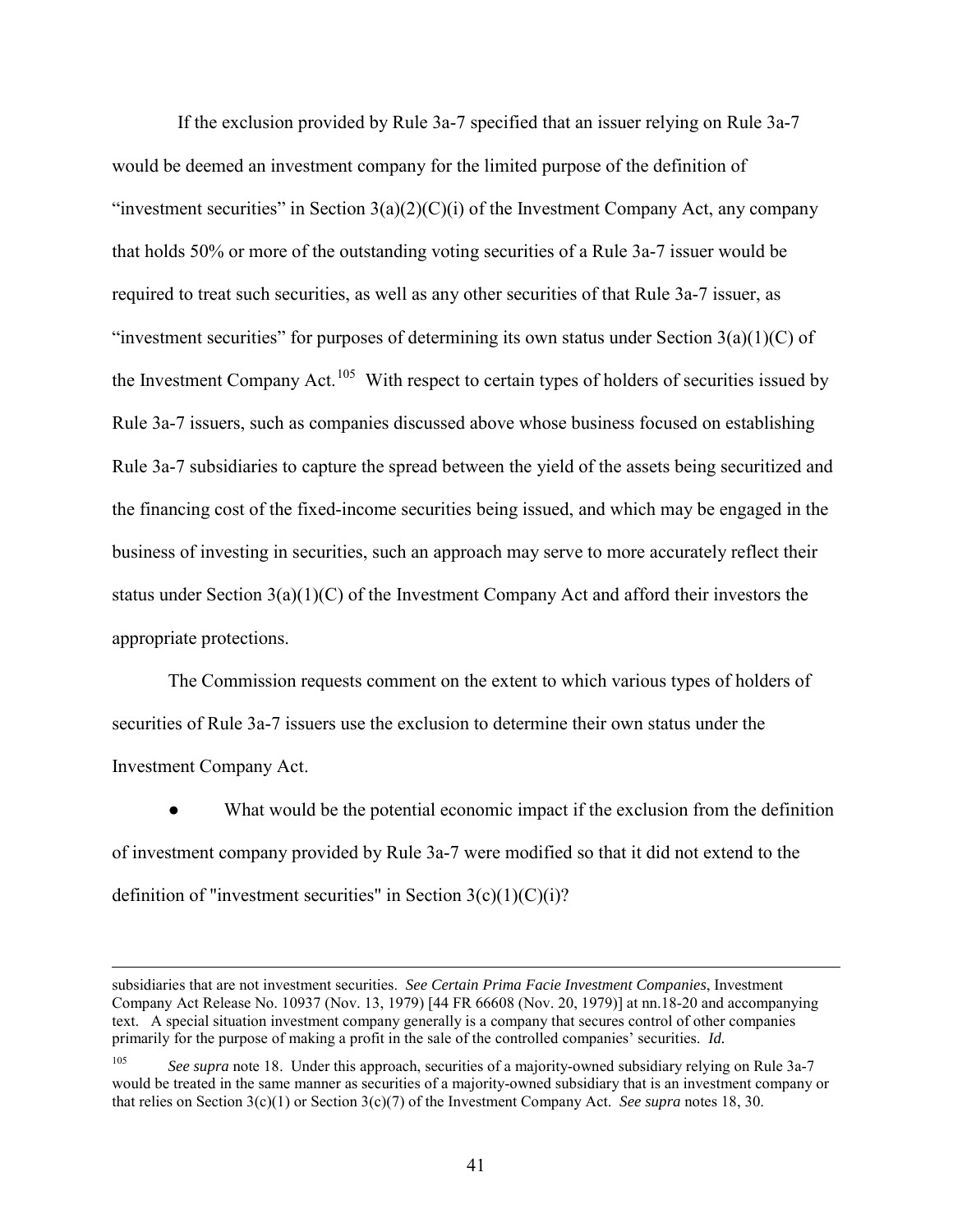If the exclusion provided by Rule 3a-7 specified that an issuer relying on Rule 3a-7 would be deemed an investment company for the limited purpose of the definition of "investment securities" in Section 3(a)(2)(C)(i) of the Investment Company Act, any company that holds 50% or more of the outstanding voting securities of a Rule 3a-7 issuer would be required to treat such securities, as well as any other securities of that Rule 3a-7 issuer, as "investment securities" for purposes of determining its own status under Section 3(a)(1)(C) of the Investment Company Act.[105] With respect to certain types of holders of securities issued by Rule 3a-7 issuers, such as companies discussed above whose business focused on establishing Rule 3a-7 subsidiaries to capture the spread between the yield of the assets being securitized and the financing cost of the fixed-income securities being issued, and which may be engaged in the business of investing in securities, such an approach may serve to more accurately reflect their status under Section 3(a)(1)(C) of the Investment Company Act and afford their investors the appropriate protections.

The Commission requests comment on the extent to which various types of holders of securities of Rule 3a-7 issuers use the exclusion to determine their own status under the Investment Company Act.

- What would be the potential economic impact if the exclusion from the definition of investment company provided by Rule 3a-7 were modified so that it did not extend to the definition of "investment securities" in Section 3(c)(1)(C)(i)?

---

subsidiaries that are not investment securities. *See Certain Prima Facie Investment Companies*, Investment Company Act Release No. 10937 (Nov. 13, 1979) [44 FR 66608 (Nov. 20, 1979)] at nn.18-20 and accompanying text. A special situation investment company generally is a company that secures control of other companies primarily for the purpose of making a profit in the sale of the controlled companies' securities. *Id.*

[105] *See supra* note 18. Under this approach, securities of a majority-owned subsidiary relying on Rule 3a-7 would be treated in the same manner as securities of a majority-owned subsidiary that is an investment company or that relies on Section 3(c)(1) or Section 3(c)(7) of the Investment Company Act. *See supra* notes 18, 30.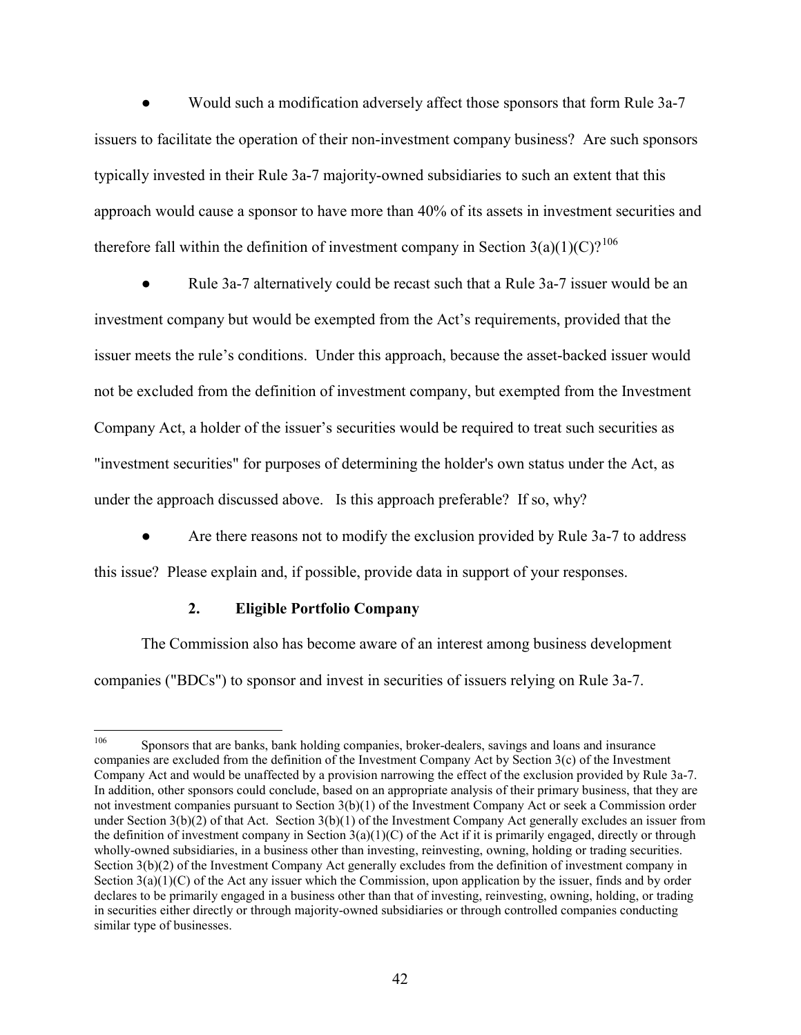- Would such a modification adversely affect those sponsors that form Rule 3a-7 issuers to facilitate the operation of their non-investment company business? Are such sponsors typically invested in their Rule 3a-7 majority-owned subsidiaries to such an extent that this approach would cause a sponsor to have more than 40% of its assets in investment securities and therefore fall within the definition of investment company in Section 3(a)(1)(C)?[106]

- Rule 3a-7 alternatively could be recast such that a Rule 3a-7 issuer would be an investment company but would be exempted from the Act's requirements, provided that the issuer meets the rule's conditions. Under this approach, because the asset-backed issuer would not be excluded from the definition of investment company, but exempted from the Investment Company Act, a holder of the issuer's securities would be required to treat such securities as "investment securities" for purposes of determining the holder's own status under the Act, as under the approach discussed above. Is this approach preferable? If so, why?

- Are there reasons not to modify the exclusion provided by Rule 3a-7 to address this issue? Please explain and, if possible, provide data in support of your responses.

### 2. Eligible Portfolio Company

The Commission also has become aware of an interest among business development companies ("BDCs") to sponsor and invest in securities of issuers relying on Rule 3a-7.

---

[106] Sponsors that are banks, bank holding companies, broker-dealers, savings and loans and insurance companies are excluded from the definition of the Investment Company Act by Section 3(c) of the Investment Company Act and would be unaffected by a provision narrowing the effect of the exclusion provided by Rule 3a-7. In addition, other sponsors could conclude, based on an appropriate analysis of their primary business, that they are not investment companies pursuant to Section 3(b)(1) of the Investment Company Act or seek a Commission order under Section 3(b)(2) of that Act. Section 3(b)(1) of the Investment Company Act generally excludes an issuer from the definition of investment company in Section 3(a)(1)(C) of the Act if it is primarily engaged, directly or through wholly-owned subsidiaries, in a business other than investing, reinvesting, owning, holding or trading securities. Section 3(b)(2) of the Investment Company Act generally excludes from the definition of investment company in Section 3(a)(1)(C) of the Act any issuer which the Commission, upon application by the issuer, finds and by order declares to be primarily engaged in a business other than that of investing, reinvesting, owning, holding, or trading in securities either directly or through majority-owned subsidiaries or through controlled companies conducting similar type of businesses.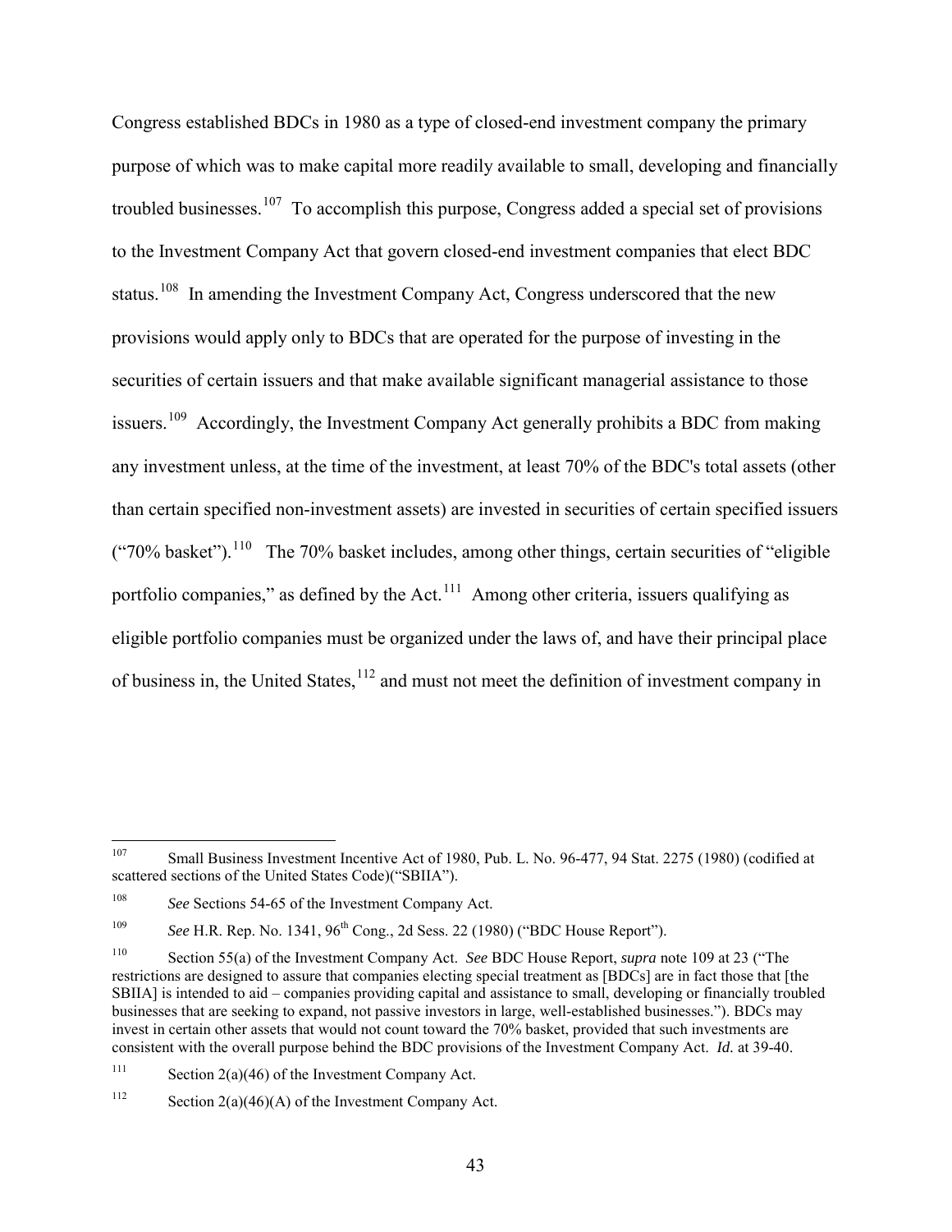Congress established BDCs in 1980 as a type of closed-end investment company the primary purpose of which was to make capital more readily available to small, developing and financially troubled businesses.[107] To accomplish this purpose, Congress added a special set of provisions to the Investment Company Act that govern closed-end investment companies that elect BDC status.[108] In amending the Investment Company Act, Congress underscored that the new provisions would apply only to BDCs that are operated for the purpose of investing in the securities of certain issuers and that make available significant managerial assistance to those issuers.[109] Accordingly, the Investment Company Act generally prohibits a BDC from making any investment unless, at the time of the investment, at least 70% of the BDC's total assets (other than certain specified non-investment assets) are invested in securities of certain specified issuers ("70% basket").[110] The 70% basket includes, among other things, certain securities of "eligible portfolio companies," as defined by the Act.[111] Among other criteria, issuers qualifying as eligible portfolio companies must be organized under the laws of, and have their principal place of business in, the United States,[112] and must not meet the definition of investment company in

---

[107] Small Business Investment Incentive Act of 1980, Pub. L. No. 96-477, 94 Stat. 2275 (1980) (codified at scattered sections of the United States Code)("SBIIA").

[108] *See* Sections 54-65 of the Investment Company Act.

[109] *See* H.R. Rep. No. 1341, 96th Cong., 2d Sess. 22 (1980) ("BDC House Report").

[110] Section 55(a) of the Investment Company Act. *See* BDC House Report, *supra* note 109 at 23 ("The restrictions are designed to assure that companies electing special treatment as [BDCs] are in fact those that [the SBIIA] is intended to aid – companies providing capital and assistance to small, developing or financially troubled businesses that are seeking to expand, not passive investors in large, well-established businesses."). BDCs may invest in certain other assets that would not count toward the 70% basket, provided that such investments are consistent with the overall purpose behind the BDC provisions of the Investment Company Act. *Id.* at 39-40.

[111] Section 2(a)(46) of the Investment Company Act.

[112] Section 2(a)(46)(A) of the Investment Company Act.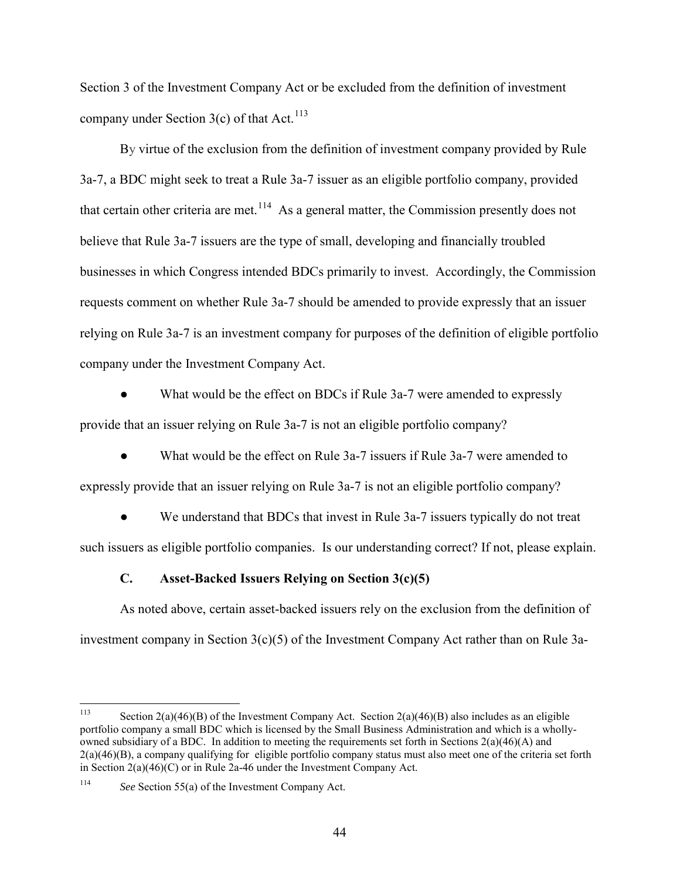Section 3 of the Investment Company Act or be excluded from the definition of investment company under Section 3(c) of that Act.[113]

By virtue of the exclusion from the definition of investment company provided by Rule 3a-7, a BDC might seek to treat a Rule 3a-7 issuer as an eligible portfolio company, provided that certain other criteria are met.[114] As a general matter, the Commission presently does not believe that Rule 3a-7 issuers are the type of small, developing and financially troubled businesses in which Congress intended BDCs primarily to invest. Accordingly, the Commission requests comment on whether Rule 3a-7 should be amended to provide expressly that an issuer relying on Rule 3a-7 is an investment company for purposes of the definition of eligible portfolio company under the Investment Company Act.

- What would be the effect on BDCs if Rule 3a-7 were amended to expressly provide that an issuer relying on Rule 3a-7 is not an eligible portfolio company?
- What would be the effect on Rule 3a-7 issuers if Rule 3a-7 were amended to expressly provide that an issuer relying on Rule 3a-7 is not an eligible portfolio company?
- We understand that BDCs that invest in Rule 3a-7 issuers typically do not treat such issuers as eligible portfolio companies. Is our understanding correct? If not, please explain.

### C. Asset-Backed Issuers Relying on Section 3(c)(5)

As noted above, certain asset-backed issuers rely on the exclusion from the definition of investment company in Section 3(c)(5) of the Investment Company Act rather than on Rule 3a-

---

[113] Section 2(a)(46)(B) of the Investment Company Act. Section 2(a)(46)(B) also includes as an eligible portfolio company a small BDC which is licensed by the Small Business Administration and which is a wholly-owned subsidiary of a BDC. In addition to meeting the requirements set forth in Sections 2(a)(46)(A) and 2(a)(46)(B), a company qualifying for eligible portfolio company status must also meet one of the criteria set forth in Section 2(a)(46)(C) or in Rule 2a-46 under the Investment Company Act.

[114] *See* Section 55(a) of the Investment Company Act.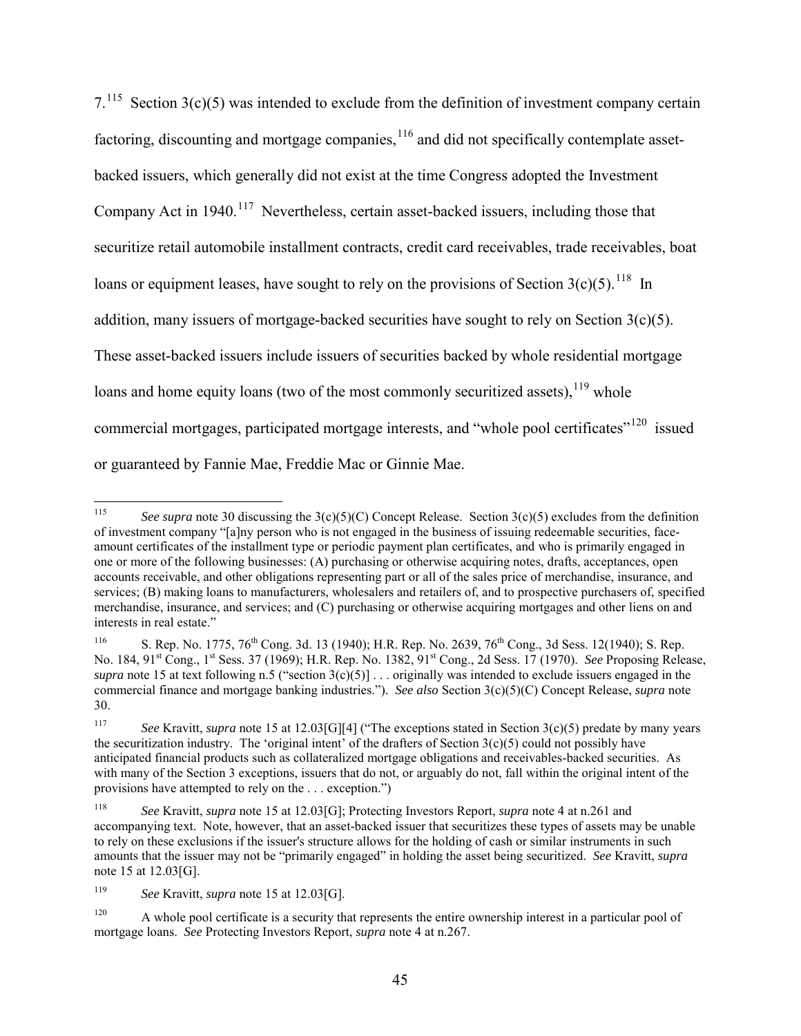7.[115] Section 3(c)(5) was intended to exclude from the definition of investment company certain factoring, discounting and mortgage companies,[116] and did not specifically contemplate asset-backed issuers, which generally did not exist at the time Congress adopted the Investment Company Act in 1940.[117] Nevertheless, certain asset-backed issuers, including those that securitize retail automobile installment contracts, credit card receivables, trade receivables, boat loans or equipment leases, have sought to rely on the provisions of Section 3(c)(5).[118] In addition, many issuers of mortgage-backed securities have sought to rely on Section 3(c)(5). These asset-backed issuers include issuers of securities backed by whole residential mortgage loans and home equity loans (two of the most commonly securitized assets),[119] whole commercial mortgages, participated mortgage interests, and "whole pool certificates"[120] issued or guaranteed by Fannie Mae, Freddie Mac or Ginnie Mae.

---

[115] *See supra* note 30 discussing the 3(c)(5)(C) Concept Release. Section 3(c)(5) excludes from the definition of investment company "[a]ny person who is not engaged in the business of issuing redeemable securities, face-amount certificates of the installment type or periodic payment plan certificates, and who is primarily engaged in one or more of the following businesses: (A) purchasing or otherwise acquiring notes, drafts, acceptances, open accounts receivable, and other obligations representing part or all of the sales price of merchandise, insurance, and services; (B) making loans to manufacturers, wholesalers and retailers of, and to prospective purchasers of, specified merchandise, insurance, and services; and (C) purchasing or otherwise acquiring mortgages and other liens on and interests in real estate."

[116] S. Rep. No. 1775, 76th Cong. 3d. 13 (1940); H.R. Rep. No. 2639, 76th Cong., 3d Sess. 12(1940); S. Rep. No. 184, 91st Cong., 1st Sess. 37 (1969); H.R. Rep. No. 1382, 91st Cong., 2d Sess. 17 (1970). *See* Proposing Release, *supra* note 15 at text following n.5 ("section 3(c)(5)] . . . originally was intended to exclude issuers engaged in the commercial finance and mortgage banking industries."). *See also* Section 3(c)(5)(C) Concept Release, *supra* note 30.

[117] *See* Kravitt, *supra* note 15 at 12.03[G][4] ("The exceptions stated in Section 3(c)(5) predate by many years the securitization industry. The 'original intent' of the drafters of Section 3(c)(5) could not possibly have anticipated financial products such as collateralized mortgage obligations and receivables-backed securities. As with many of the Section 3 exceptions, issuers that do not, or arguably do not, fall within the original intent of the provisions have attempted to rely on the . . . exception.")

[118] *See* Kravitt, *supra* note 15 at 12.03[G]; Protecting Investors Report, *supra* note 4 at n.261 and accompanying text. Note, however, that an asset-backed issuer that securitizes these types of assets may be unable to rely on these exclusions if the issuer's structure allows for the holding of cash or similar instruments in such amounts that the issuer may not be "primarily engaged" in holding the asset being securitized. *See* Kravitt, *supra* note 15 at 12.03[G].

[119] *See* Kravitt, *supra* note 15 at 12.03[G].

[120] A whole pool certificate is a security that represents the entire ownership interest in a particular pool of mortgage loans. *See* Protecting Investors Report, *supra* note 4 at n.267.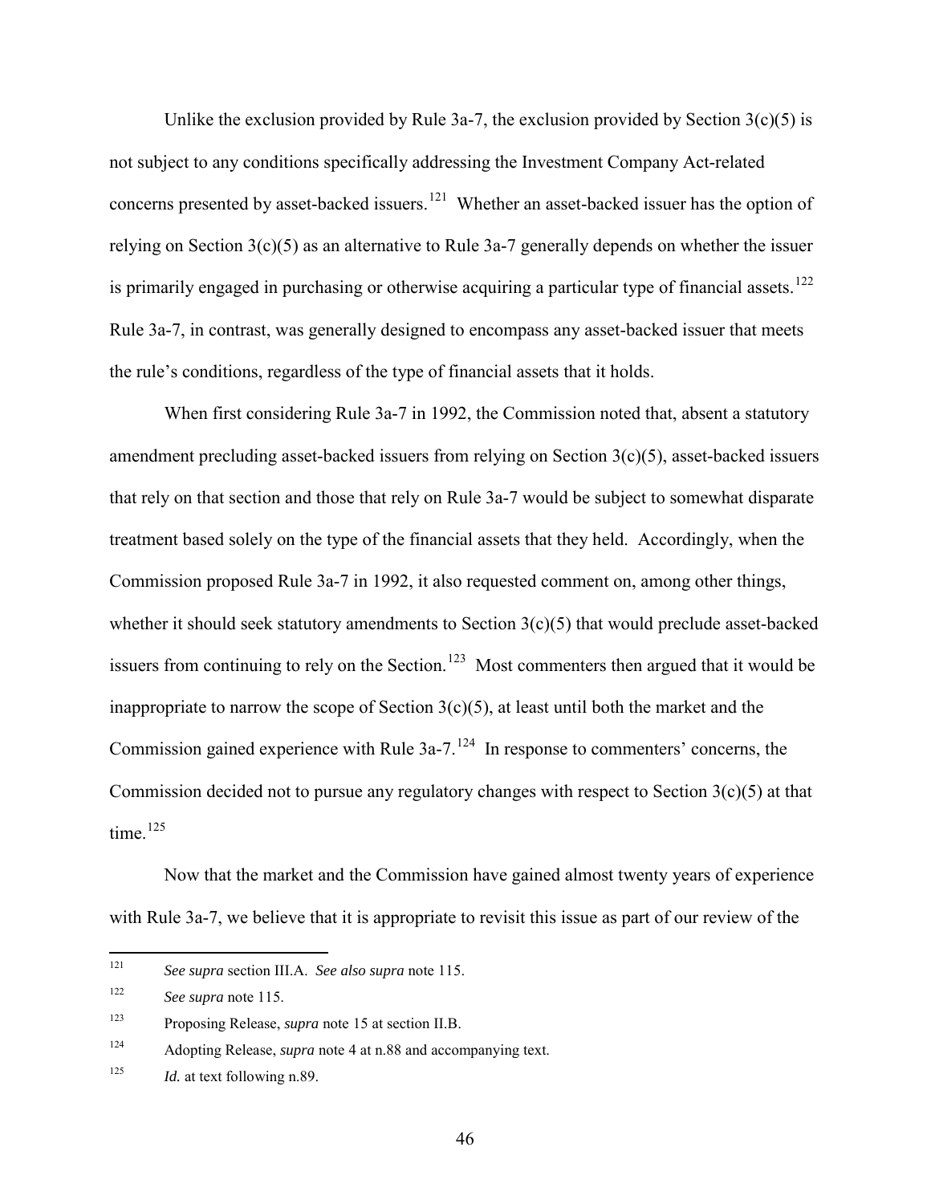Unlike the exclusion provided by Rule 3a-7, the exclusion provided by Section 3(c)(5) is not subject to any conditions specifically addressing the Investment Company Act-related concerns presented by asset-backed issuers.[121] Whether an asset-backed issuer has the option of relying on Section 3(c)(5) as an alternative to Rule 3a-7 generally depends on whether the issuer is primarily engaged in purchasing or otherwise acquiring a particular type of financial assets.[122] Rule 3a-7, in contrast, was generally designed to encompass any asset-backed issuer that meets the rule's conditions, regardless of the type of financial assets that it holds.

When first considering Rule 3a-7 in 1992, the Commission noted that, absent a statutory amendment precluding asset-backed issuers from relying on Section 3(c)(5), asset-backed issuers that rely on that section and those that rely on Rule 3a-7 would be subject to somewhat disparate treatment based solely on the type of the financial assets that they held. Accordingly, when the Commission proposed Rule 3a-7 in 1992, it also requested comment on, among other things, whether it should seek statutory amendments to Section 3(c)(5) that would preclude asset-backed issuers from continuing to rely on the Section.[123] Most commenters then argued that it would be inappropriate to narrow the scope of Section 3(c)(5), at least until both the market and the Commission gained experience with Rule 3a-7.[124] In response to commenters' concerns, the Commission decided not to pursue any regulatory changes with respect to Section 3(c)(5) at that time.[125]

Now that the market and the Commission have gained almost twenty years of experience with Rule 3a-7, we believe that it is appropriate to revisit this issue as part of our review of the

---

[121] *See supra* section III.A. *See also supra* note 115.

[122] *See supra* note 115.

[123] Proposing Release, *supra* note 15 at section II.B.

[124] Adopting Release, *supra* note 4 at n.88 and accompanying text.

[125] *Id.* at text following n.89.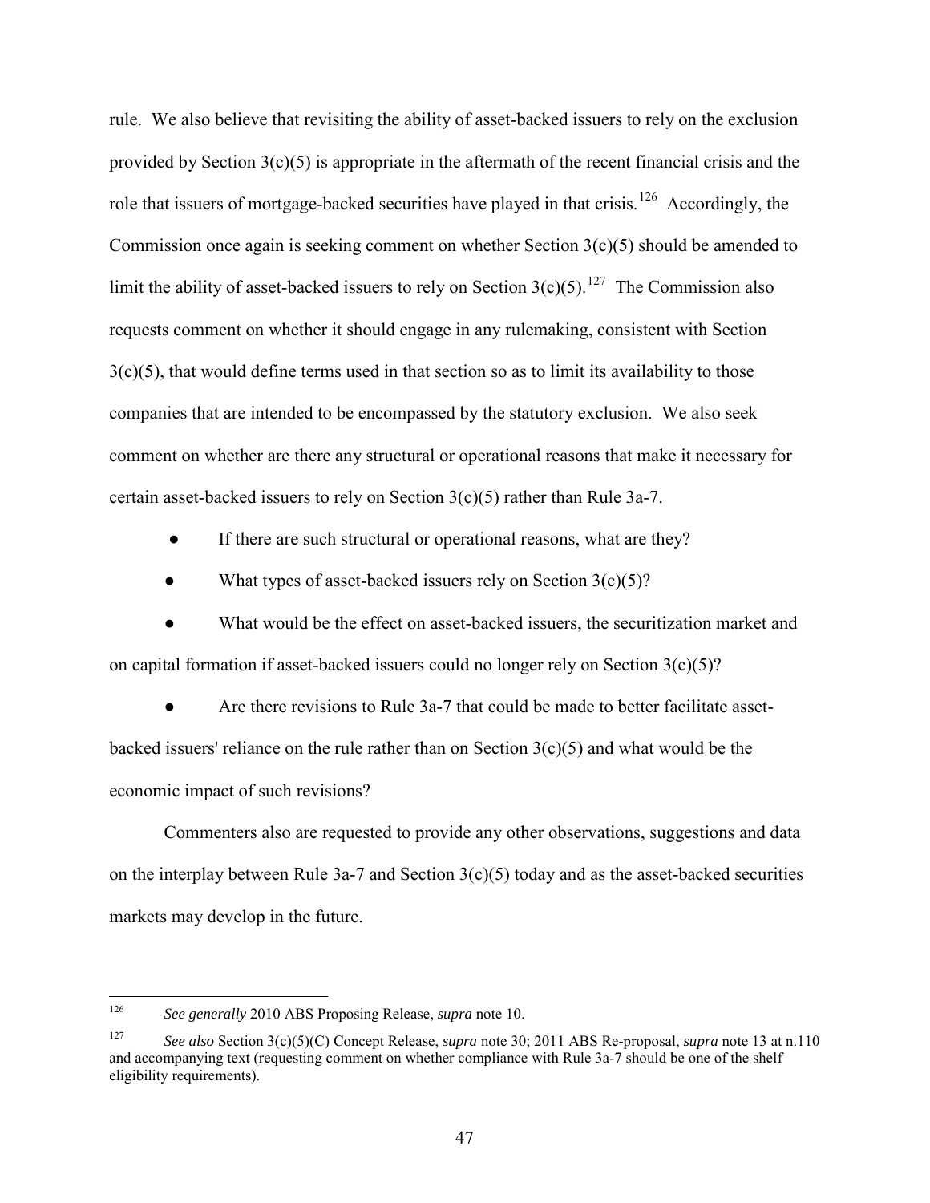rule. We also believe that revisiting the ability of asset-backed issuers to rely on the exclusion provided by Section 3(c)(5) is appropriate in the aftermath of the recent financial crisis and the role that issuers of mortgage-backed securities have played in that crisis.[126] Accordingly, the Commission once again is seeking comment on whether Section 3(c)(5) should be amended to limit the ability of asset-backed issuers to rely on Section 3(c)(5).[127] The Commission also requests comment on whether it should engage in any rulemaking, consistent with Section 3(c)(5), that would define terms used in that section so as to limit its availability to those companies that are intended to be encompassed by the statutory exclusion. We also seek comment on whether are there any structural or operational reasons that make it necessary for certain asset-backed issuers to rely on Section 3(c)(5) rather than Rule 3a-7.

- If there are such structural or operational reasons, what are they?
- What types of asset-backed issuers rely on Section 3(c)(5)?
- What would be the effect on asset-backed issuers, the securitization market and on capital formation if asset-backed issuers could no longer rely on Section 3(c)(5)?
- Are there revisions to Rule 3a-7 that could be made to better facilitate asset-backed issuers' reliance on the rule rather than on Section 3(c)(5) and what would be the economic impact of such revisions?

Commenters also are requested to provide any other observations, suggestions and data on the interplay between Rule 3a-7 and Section 3(c)(5) today and as the asset-backed securities markets may develop in the future.

---

[126] *See generally* 2010 ABS Proposing Release, *supra* note 10.

[127] *See also* Section 3(c)(5)(C) Concept Release, *supra* note 30; 2011 ABS Re-proposal, *supra* note 13 at n.110 and accompanying text (requesting comment on whether compliance with Rule 3a-7 should be one of the shelf eligibility requirements).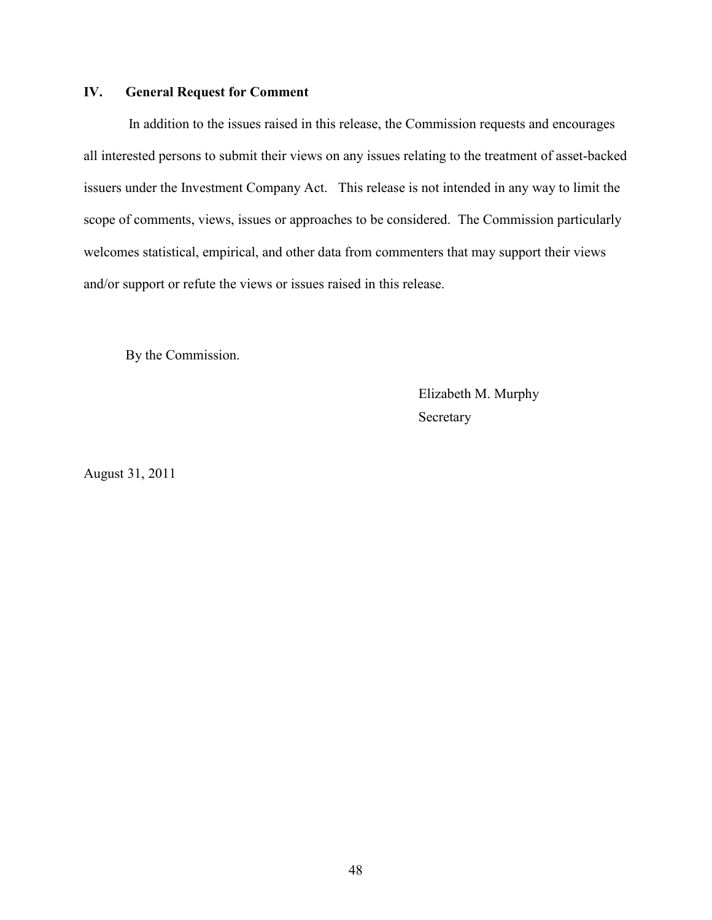## IV. General Request for Comment

In addition to the issues raised in this release, the Commission requests and encourages all interested persons to submit their views on any issues relating to the treatment of asset-backed issuers under the Investment Company Act. This release is not intended in any way to limit the scope of comments, views, issues or approaches to be considered. The Commission particularly welcomes statistical, empirical, and other data from commenters that may support their views and/or support or refute the views or issues raised in this release.

By the Commission.

Elizabeth M. Murphy
Secretary

August 31, 2011